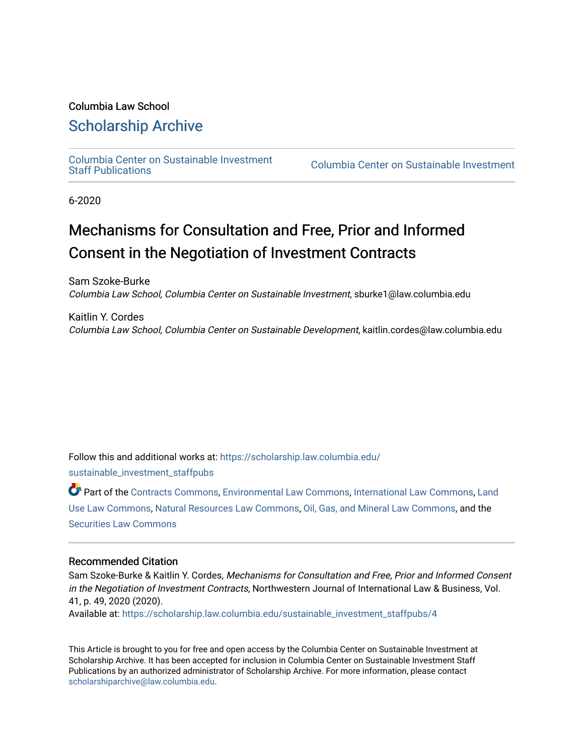Columbia Law School

# Scholarship Archive

Columbia Center on Sustainable Investment Staff Publications

Columbia Center on Sustainable Investment

6-2020

# Mechanisms for Consultation and Free, Prior and Informed Consent in the Negotiation of Investment Contracts

Sam Szoke-Burke
*Columbia Law School, Columbia Center on Sustainable Investment*, sburke1@law.columbia.edu

Kaitlin Y. Cordes
*Columbia Law School, Columbia Center on Sustainable Development*, kaitlin.cordes@law.columbia.edu

Follow this and additional works at: https://scholarship.law.columbia.edu/sustainable_investment_staffpubs

Part of the Contracts Commons, Environmental Law Commons, International Law Commons, Land Use Law Commons, Natural Resources Law Commons, Oil, Gas, and Mineral Law Commons, and the Securities Law Commons

### Recommended Citation

Sam Szoke-Burke & Kaitlin Y. Cordes, *Mechanisms for Consultation and Free, Prior and Informed Consent in the Negotiation of Investment Contracts*, Northwestern Journal of International Law & Business, Vol. 41, p. 49, 2020 (2020).
Available at: https://scholarship.law.columbia.edu/sustainable_investment_staffpubs/4

This Article is brought to you for free and open access by the Columbia Center on Sustainable Investment at Scholarship Archive. It has been accepted for inclusion in Columbia Center on Sustainable Investment Staff Publications by an authorized administrator of Scholarship Archive. For more information, please contact scholarshiparchive@law.columbia.edu.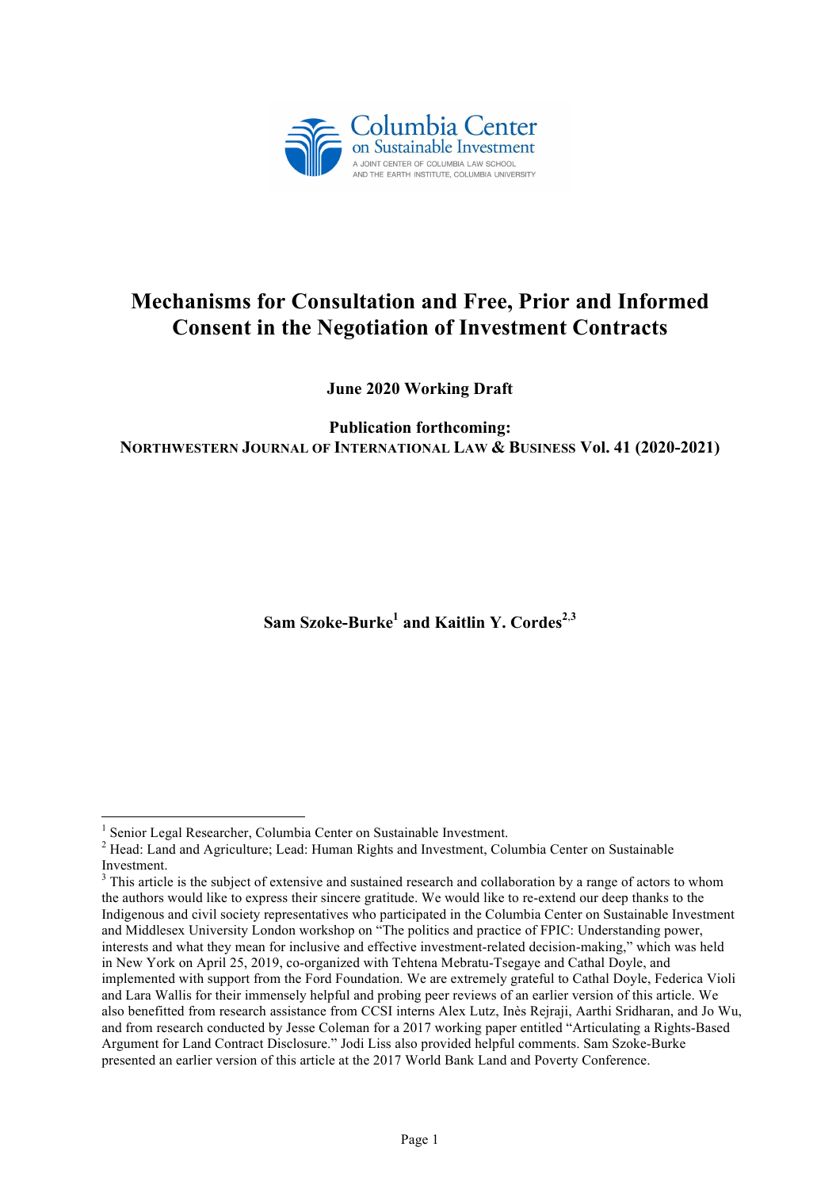Columbia Center on Sustainable Investment

A JOINT CENTER OF COLUMBIA LAW SCHOOL AND THE EARTH INSTITUTE, COLUMBIA UNIVERSITY

# Mechanisms for Consultation and Free, Prior and Informed Consent in the Negotiation of Investment Contracts

**June 2020 Working Draft**

**Publication forthcoming:**
**NORTHWESTERN JOURNAL OF INTERNATIONAL LAW & BUSINESS Vol. 41 (2020-2021)**

**Sam Szoke-Burke[1] and Kaitlin Y. Cordes[2,3]**

---

[1] Senior Legal Researcher, Columbia Center on Sustainable Investment.

[2] Head: Land and Agriculture; Lead: Human Rights and Investment, Columbia Center on Sustainable Investment.

[3] This article is the subject of extensive and sustained research and collaboration by a range of actors to whom the authors would like to express their sincere gratitude. We would like to re-extend our deep thanks to the Indigenous and civil society representatives who participated in the Columbia Center on Sustainable Investment and Middlesex University London workshop on "The politics and practice of FPIC: Understanding power, interests and what they mean for inclusive and effective investment-related decision-making," which was held in New York on April 25, 2019, co-organized with Tehtena Mebratu-Tsegaye and Cathal Doyle, and implemented with support from the Ford Foundation. We are extremely grateful to Cathal Doyle, Federica Violi and Lara Wallis for their immensely helpful and probing peer reviews of an earlier version of this article. We also benefitted from research assistance from CCSI interns Alex Lutz, Inès Rejraji, Aarthi Sridharan, and Jo Wu, and from research conducted by Jesse Coleman for a 2017 working paper entitled "Articulating a Rights-Based Argument for Land Contract Disclosure." Jodi Liss also provided helpful comments. Sam Szoke-Burke presented an earlier version of this article at the 2017 World Bank Land and Poverty Conference.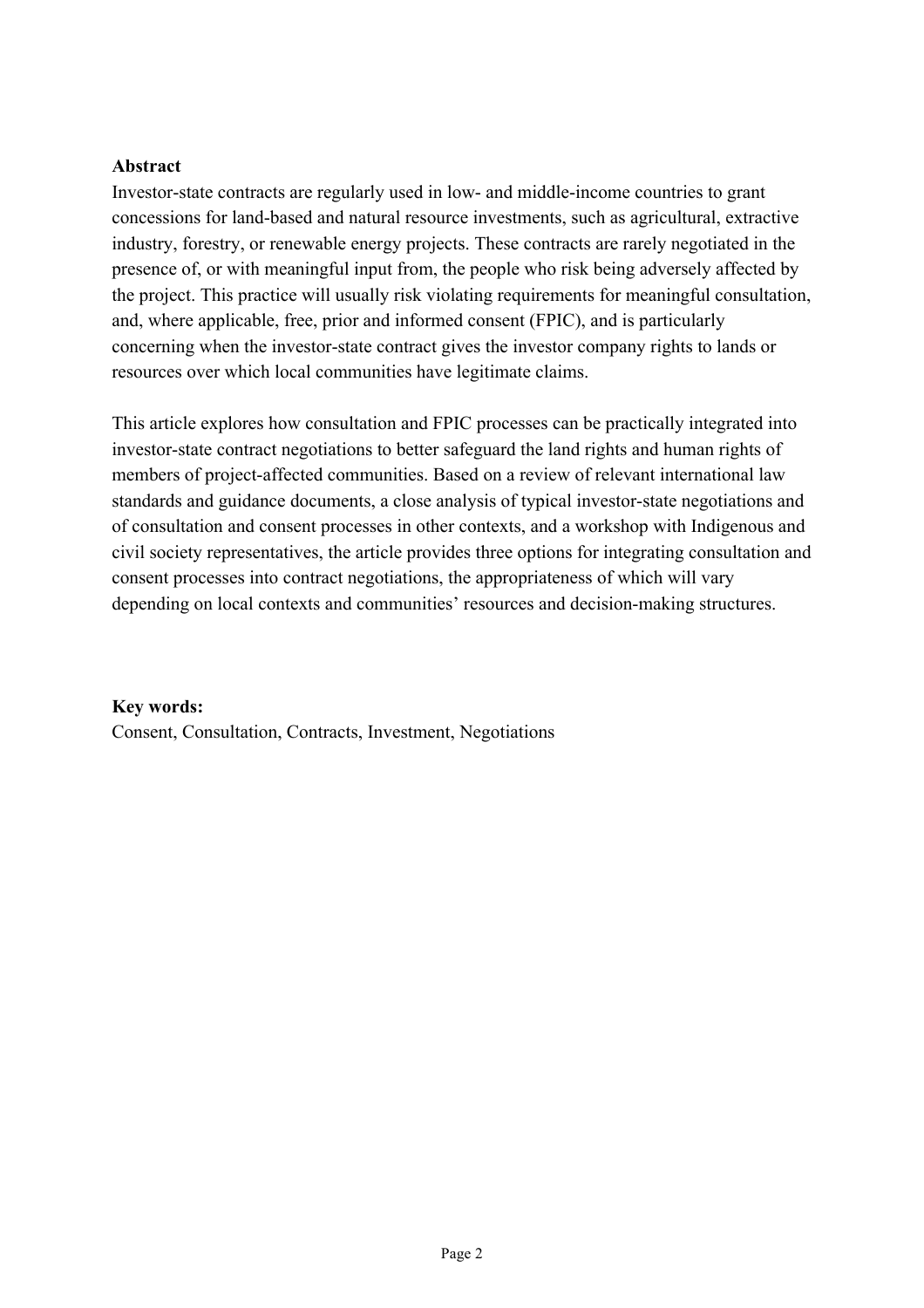**Abstract**

Investor-state contracts are regularly used in low- and middle-income countries to grant concessions for land-based and natural resource investments, such as agricultural, extractive industry, forestry, or renewable energy projects. These contracts are rarely negotiated in the presence of, or with meaningful input from, the people who risk being adversely affected by the project. This practice will usually risk violating requirements for meaningful consultation, and, where applicable, free, prior and informed consent (FPIC), and is particularly concerning when the investor-state contract gives the investor company rights to lands or resources over which local communities have legitimate claims.

This article explores how consultation and FPIC processes can be practically integrated into investor-state contract negotiations to better safeguard the land rights and human rights of members of project-affected communities. Based on a review of relevant international law standards and guidance documents, a close analysis of typical investor-state negotiations and of consultation and consent processes in other contexts, and a workshop with Indigenous and civil society representatives, the article provides three options for integrating consultation and consent processes into contract negotiations, the appropriateness of which will vary depending on local contexts and communities' resources and decision-making structures.

**Key words:**

Consent, Consultation, Contracts, Investment, Negotiations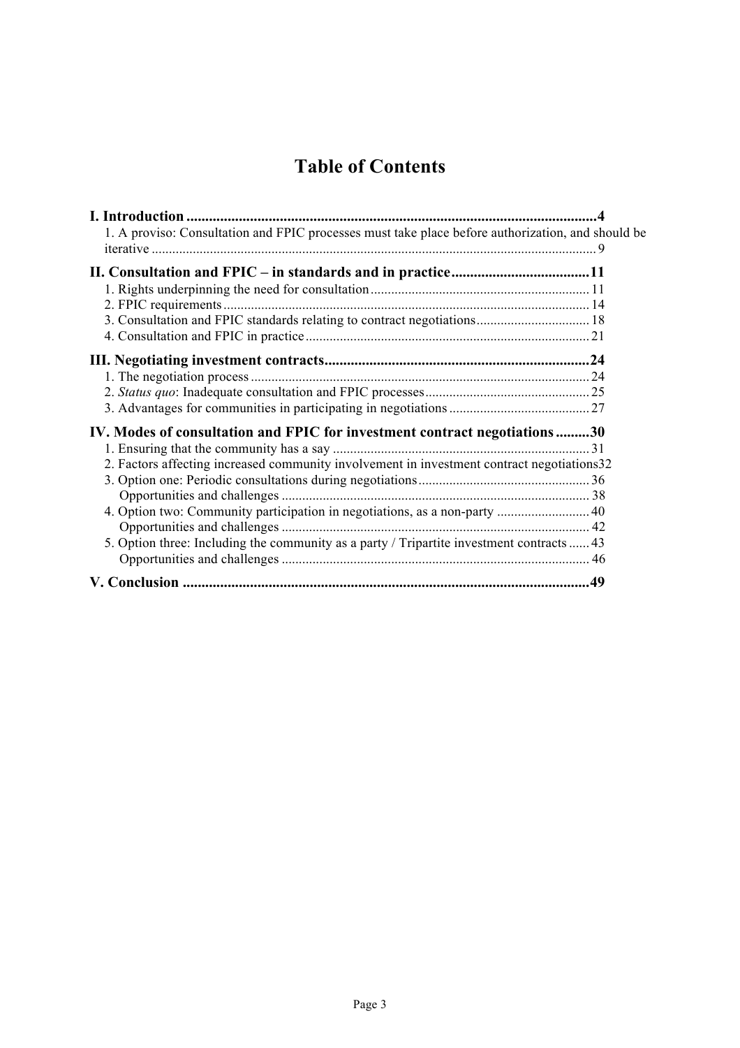# Table of Contents

**I. Introduction .............................................................................................................4**

1. A proviso: Consultation and FPIC processes must take place before authorization, and should be iterative ................................................................................................................................. 9

**II. Consultation and FPIC – in standards and in practice.....................................11**

1. Rights underpinning the need for consultation ............................................................... 11
2. FPIC requirements .......................................................................................................... 14
3. Consultation and FPIC standards relating to contract negotiations................................. 18
4. Consultation and FPIC in practice .................................................................................. 21

**III. Negotiating investment contracts.......................................................................24**

1. The negotiation process .................................................................................................. 24
2. *Status quo*: Inadequate consultation and FPIC processes................................................ 25
3. Advantages for communities in participating in negotiations ......................................... 27

**IV. Modes of consultation and FPIC for investment contract negotiations .........30**

1. Ensuring that the community has a say .......................................................................... 31
2. Factors affecting increased community involvement in investment contract negotiations32
3. Option one: Periodic consultations during negotiations ................................................. 36
   Opportunities and challenges .......................................................................................... 38
4. Option two: Community participation in negotiations, as a non-party ........................... 40
   Opportunities and challenges .......................................................................................... 42
5. Option three: Including the community as a party / Tripartite investment contracts ...... 43
   Opportunities and challenges .......................................................................................... 46

**V. Conclusion .............................................................................................................49**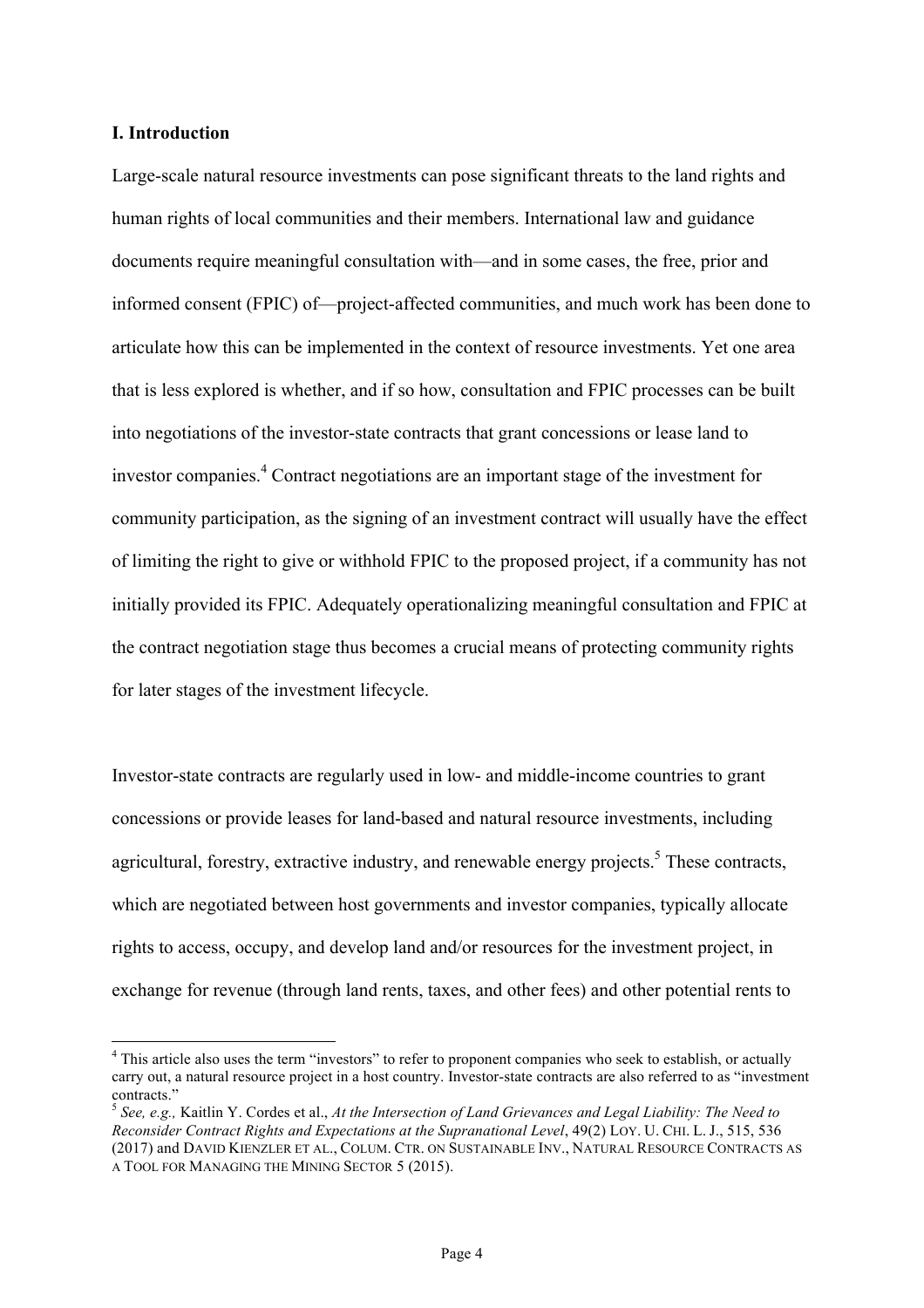## I. Introduction

Large-scale natural resource investments can pose significant threats to the land rights and human rights of local communities and their members. International law and guidance documents require meaningful consultation with—and in some cases, the free, prior and informed consent (FPIC) of—project-affected communities, and much work has been done to articulate how this can be implemented in the context of resource investments. Yet one area that is less explored is whether, and if so how, consultation and FPIC processes can be built into negotiations of the investor-state contracts that grant concessions or lease land to investor companies.[4] Contract negotiations are an important stage of the investment for community participation, as the signing of an investment contract will usually have the effect of limiting the right to give or withhold FPIC to the proposed project, if a community has not initially provided its FPIC. Adequately operationalizing meaningful consultation and FPIC at the contract negotiation stage thus becomes a crucial means of protecting community rights for later stages of the investment lifecycle.

Investor-state contracts are regularly used in low- and middle-income countries to grant concessions or provide leases for land-based and natural resource investments, including agricultural, forestry, extractive industry, and renewable energy projects.[5] These contracts, which are negotiated between host governments and investor companies, typically allocate rights to access, occupy, and develop land and/or resources for the investment project, in exchange for revenue (through land rents, taxes, and other fees) and other potential rents to

---

[4] This article also uses the term "investors" to refer to proponent companies who seek to establish, or actually carry out, a natural resource project in a host country. Investor-state contracts are also referred to as "investment contracts."

[5] *See, e.g.,* Kaitlin Y. Cordes et al., *At the Intersection of Land Grievances and Legal Liability: The Need to Reconsider Contract Rights and Expectations at the Supranational Level*, 49(2) LOY. U. CHI. L. J., 515, 536 (2017) and DAVID KIENZLER ET AL., COLUM. CTR. ON SUSTAINABLE INV., NATURAL RESOURCE CONTRACTS AS A TOOL FOR MANAGING THE MINING SECTOR 5 (2015).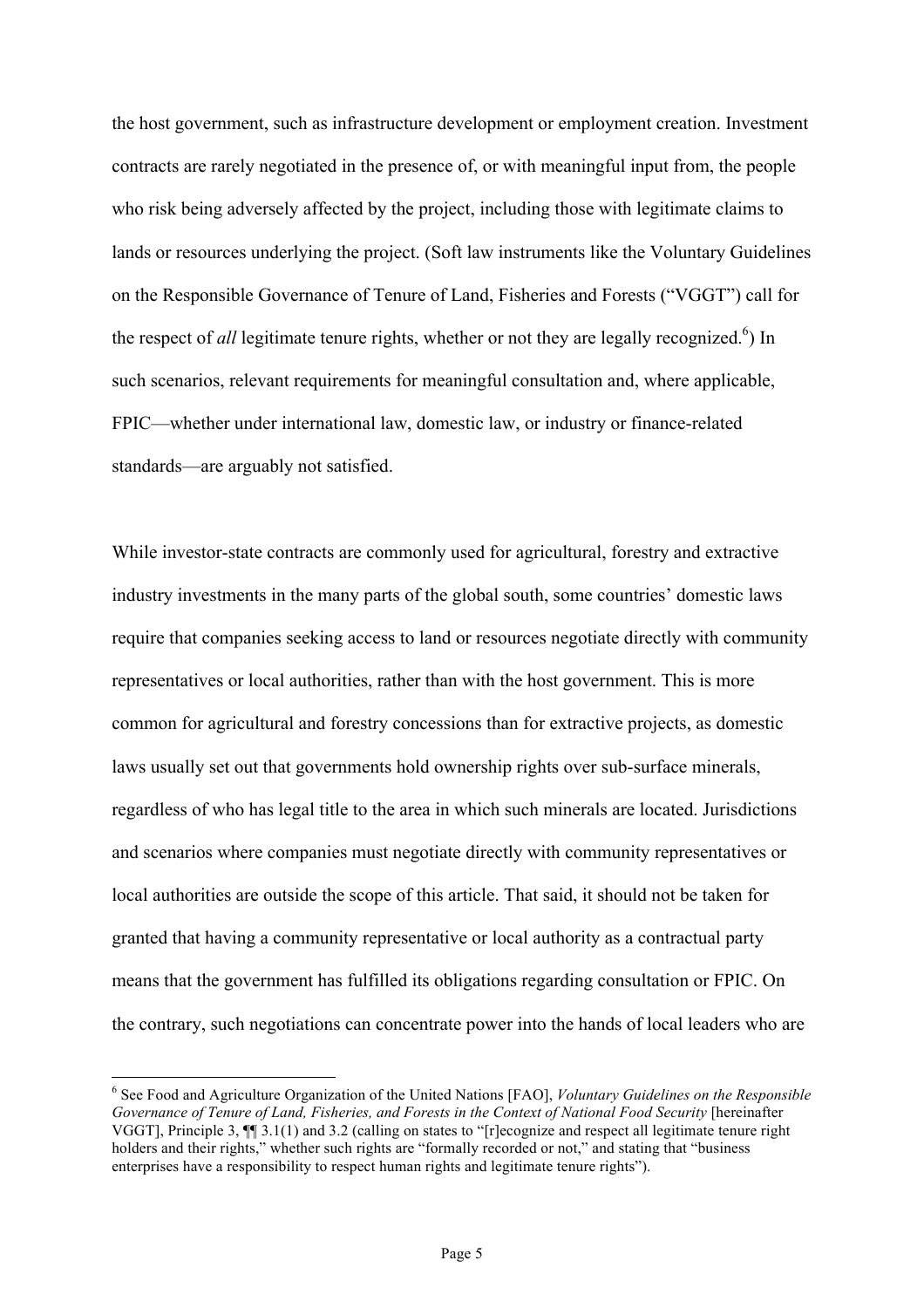the host government, such as infrastructure development or employment creation. Investment contracts are rarely negotiated in the presence of, or with meaningful input from, the people who risk being adversely affected by the project, including those with legitimate claims to lands or resources underlying the project. (Soft law instruments like the Voluntary Guidelines on the Responsible Governance of Tenure of Land, Fisheries and Forests ("VGGT") call for the respect of *all* legitimate tenure rights, whether or not they are legally recognized.[6]) In such scenarios, relevant requirements for meaningful consultation and, where applicable, FPIC—whether under international law, domestic law, or industry or finance-related standards—are arguably not satisfied.

While investor-state contracts are commonly used for agricultural, forestry and extractive industry investments in the many parts of the global south, some countries' domestic laws require that companies seeking access to land or resources negotiate directly with community representatives or local authorities, rather than with the host government. This is more common for agricultural and forestry concessions than for extractive projects, as domestic laws usually set out that governments hold ownership rights over sub-surface minerals, regardless of who has legal title to the area in which such minerals are located. Jurisdictions and scenarios where companies must negotiate directly with community representatives or local authorities are outside the scope of this article. That said, it should not be taken for granted that having a community representative or local authority as a contractual party means that the government has fulfilled its obligations regarding consultation or FPIC. On the contrary, such negotiations can concentrate power into the hands of local leaders who are

---

[6] See Food and Agriculture Organization of the United Nations [FAO], *Voluntary Guidelines on the Responsible Governance of Tenure of Land, Fisheries, and Forests in the Context of National Food Security* [hereinafter VGGT], Principle 3, ¶¶ 3.1(1) and 3.2 (calling on states to "[r]ecognize and respect all legitimate tenure right holders and their rights," whether such rights are "formally recorded or not," and stating that "business enterprises have a responsibility to respect human rights and legitimate tenure rights").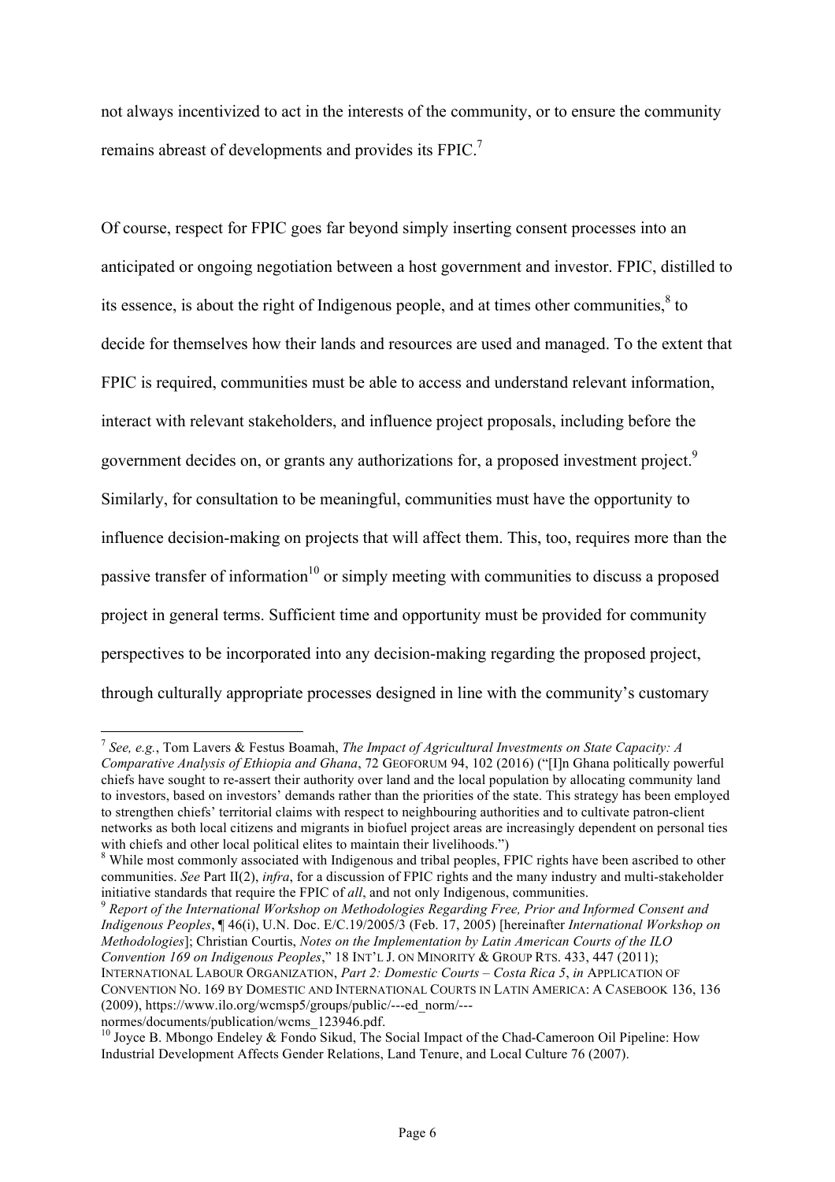not always incentivized to act in the interests of the community, or to ensure the community remains abreast of developments and provides its FPIC.[7]

Of course, respect for FPIC goes far beyond simply inserting consent processes into an anticipated or ongoing negotiation between a host government and investor. FPIC, distilled to its essence, is about the right of Indigenous people, and at times other communities,[8] to decide for themselves how their lands and resources are used and managed. To the extent that FPIC is required, communities must be able to access and understand relevant information, interact with relevant stakeholders, and influence project proposals, including before the government decides on, or grants any authorizations for, a proposed investment project.[9] Similarly, for consultation to be meaningful, communities must have the opportunity to influence decision-making on projects that will affect them. This, too, requires more than the passive transfer of information[10] or simply meeting with communities to discuss a proposed project in general terms. Sufficient time and opportunity must be provided for community perspectives to be incorporated into any decision-making regarding the proposed project, through culturally appropriate processes designed in line with the community's customary

---

[7] *See, e.g.*, Tom Lavers & Festus Boamah, *The Impact of Agricultural Investments on State Capacity: A Comparative Analysis of Ethiopia and Ghana*, 72 GEOFORUM 94, 102 (2016) ("[I]n Ghana politically powerful chiefs have sought to re-assert their authority over land and the local population by allocating community land to investors, based on investors' demands rather than the priorities of the state. This strategy has been employed to strengthen chiefs' territorial claims with respect to neighbouring authorities and to cultivate patron-client networks as both local citizens and migrants in biofuel project areas are increasingly dependent on personal ties with chiefs and other local political elites to maintain their livelihoods.")

[8] While most commonly associated with Indigenous and tribal peoples, FPIC rights have been ascribed to other communities. *See* Part II(2), *infra*, for a discussion of FPIC rights and the many industry and multi-stakeholder initiative standards that require the FPIC of *all*, and not only Indigenous, communities.

[9] *Report of the International Workshop on Methodologies Regarding Free, Prior and Informed Consent and Indigenous Peoples*, ¶ 46(i), U.N. Doc. E/C.19/2005/3 (Feb. 17, 2005) [hereinafter *International Workshop on Methodologies*]; Christian Courtis, *Notes on the Implementation by Latin American Courts of the ILO Convention 169 on Indigenous Peoples*," 18 INT'L J. ON MINORITY & GROUP RTS. 433, 447 (2011); INTERNATIONAL LABOUR ORGANIZATION, *Part 2: Domestic Courts – Costa Rica 5*, *in* APPLICATION OF CONVENTION NO. 169 BY DOMESTIC AND INTERNATIONAL COURTS IN LATIN AMERICA: A CASEBOOK 136, 136 (2009), https://www.ilo.org/wcmsp5/groups/public/---ed_norm/---normes/documents/publication/wcms_123946.pdf.

[10] Joyce B. Mbongo Endeley & Fondo Sikud, The Social Impact of the Chad-Cameroon Oil Pipeline: How Industrial Development Affects Gender Relations, Land Tenure, and Local Culture 76 (2007).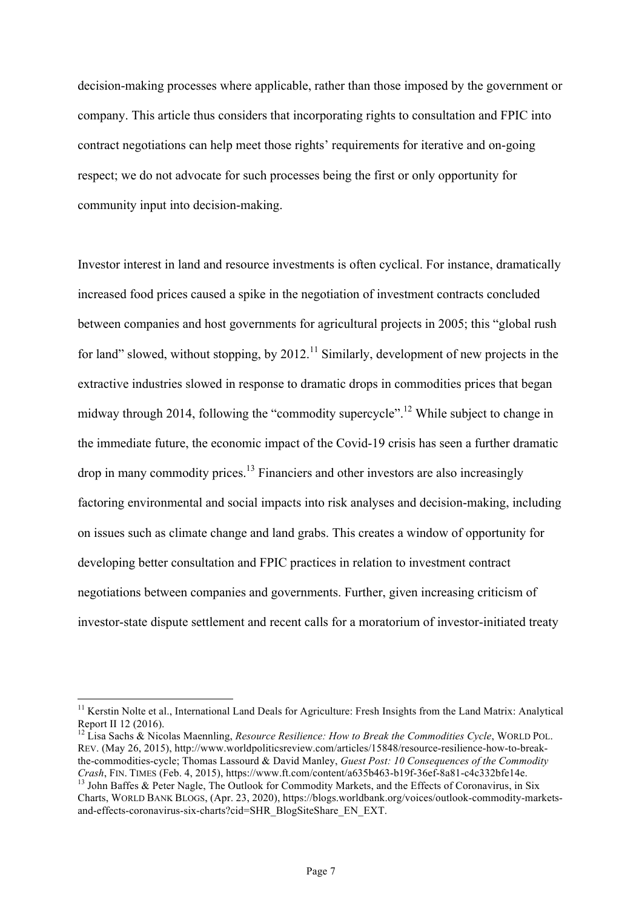decision-making processes where applicable, rather than those imposed by the government or company. This article thus considers that incorporating rights to consultation and FPIC into contract negotiations can help meet those rights' requirements for iterative and on-going respect; we do not advocate for such processes being the first or only opportunity for community input into decision-making.

Investor interest in land and resource investments is often cyclical. For instance, dramatically increased food prices caused a spike in the negotiation of investment contracts concluded between companies and host governments for agricultural projects in 2005; this "global rush for land" slowed, without stopping, by 2012.[11] Similarly, development of new projects in the extractive industries slowed in response to dramatic drops in commodities prices that began midway through 2014, following the "commodity supercycle".[12] While subject to change in the immediate future, the economic impact of the Covid-19 crisis has seen a further dramatic drop in many commodity prices.[13] Financiers and other investors are also increasingly factoring environmental and social impacts into risk analyses and decision-making, including on issues such as climate change and land grabs. This creates a window of opportunity for developing better consultation and FPIC practices in relation to investment contract negotiations between companies and governments. Further, given increasing criticism of investor-state dispute settlement and recent calls for a moratorium of investor-initiated treaty

---

[11] Kerstin Nolte et al., International Land Deals for Agriculture: Fresh Insights from the Land Matrix: Analytical Report II 12 (2016).

[12] Lisa Sachs & Nicolas Maennling, *Resource Resilience: How to Break the Commodities Cycle*, WORLD POL. REV. (May 26, 2015), http://www.worldpoliticsreview.com/articles/15848/resource-resilience-how-to-break-the-commodities-cycle; Thomas Lassourd & David Manley, *Guest Post: 10 Consequences of the Commodity Crash*, FIN. TIMES (Feb. 4, 2015), https://www.ft.com/content/a635b463-b19f-36ef-8a81-c4c332bfe14e.

[13] John Baffes & Peter Nagle, The Outlook for Commodity Markets, and the Effects of Coronavirus, in Six Charts, WORLD BANK BLOGS, (Apr. 23, 2020), https://blogs.worldbank.org/voices/outlook-commodity-markets-and-effects-coronavirus-six-charts?cid=SHR_BlogSiteShare_EN_EXT.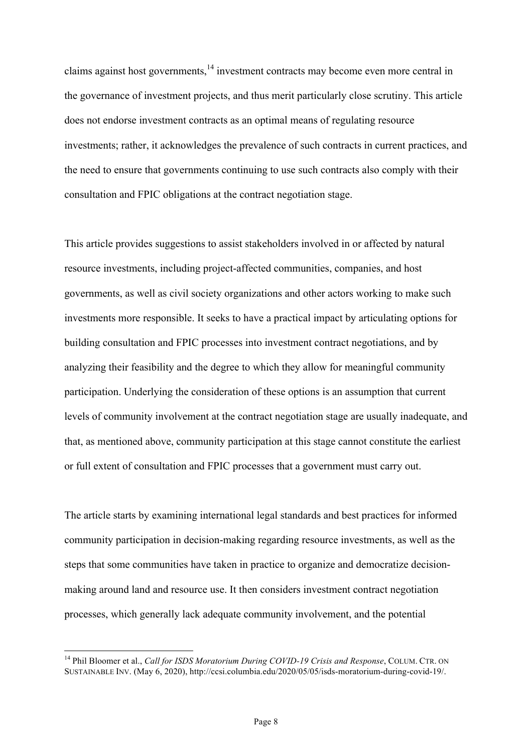claims against host governments,[14] investment contracts may become even more central in the governance of investment projects, and thus merit particularly close scrutiny. This article does not endorse investment contracts as an optimal means of regulating resource investments; rather, it acknowledges the prevalence of such contracts in current practices, and the need to ensure that governments continuing to use such contracts also comply with their consultation and FPIC obligations at the contract negotiation stage.

This article provides suggestions to assist stakeholders involved in or affected by natural resource investments, including project-affected communities, companies, and host governments, as well as civil society organizations and other actors working to make such investments more responsible. It seeks to have a practical impact by articulating options for building consultation and FPIC processes into investment contract negotiations, and by analyzing their feasibility and the degree to which they allow for meaningful community participation. Underlying the consideration of these options is an assumption that current levels of community involvement at the contract negotiation stage are usually inadequate, and that, as mentioned above, community participation at this stage cannot constitute the earliest or full extent of consultation and FPIC processes that a government must carry out.

The article starts by examining international legal standards and best practices for informed community participation in decision-making regarding resource investments, as well as the steps that some communities have taken in practice to organize and democratize decision-making around land and resource use. It then considers investment contract negotiation processes, which generally lack adequate community involvement, and the potential

---

[14] Phil Bloomer et al., *Call for ISDS Moratorium During COVID-19 Crisis and Response*, COLUM. CTR. ON SUSTAINABLE INV. (May 6, 2020), http://ccsi.columbia.edu/2020/05/05/isds-moratorium-during-covid-19/.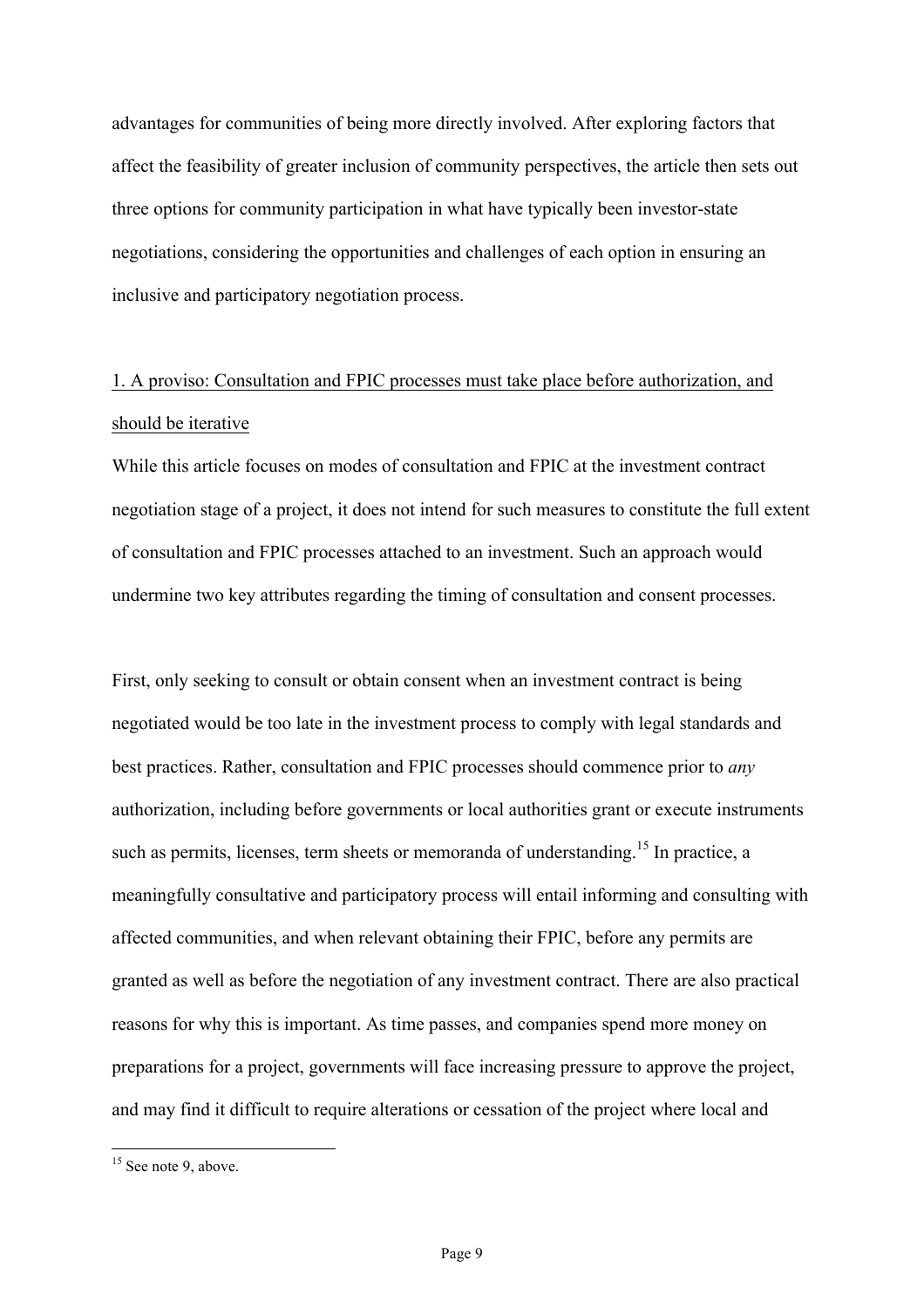advantages for communities of being more directly involved. After exploring factors that affect the feasibility of greater inclusion of community perspectives, the article then sets out three options for community participation in what have typically been investor-state negotiations, considering the opportunities and challenges of each option in ensuring an inclusive and participatory negotiation process.

## 1. A proviso: Consultation and FPIC processes must take place before authorization, and should be iterative

While this article focuses on modes of consultation and FPIC at the investment contract negotiation stage of a project, it does not intend for such measures to constitute the full extent of consultation and FPIC processes attached to an investment. Such an approach would undermine two key attributes regarding the timing of consultation and consent processes.

First, only seeking to consult or obtain consent when an investment contract is being negotiated would be too late in the investment process to comply with legal standards and best practices. Rather, consultation and FPIC processes should commence prior to *any* authorization, including before governments or local authorities grant or execute instruments such as permits, licenses, term sheets or memoranda of understanding.[15] In practice, a meaningfully consultative and participatory process will entail informing and consulting with affected communities, and when relevant obtaining their FPIC, before any permits are granted as well as before the negotiation of any investment contract. There are also practical reasons for why this is important. As time passes, and companies spend more money on preparations for a project, governments will face increasing pressure to approve the project, and may find it difficult to require alterations or cessation of the project where local and

[15] See note 9, above.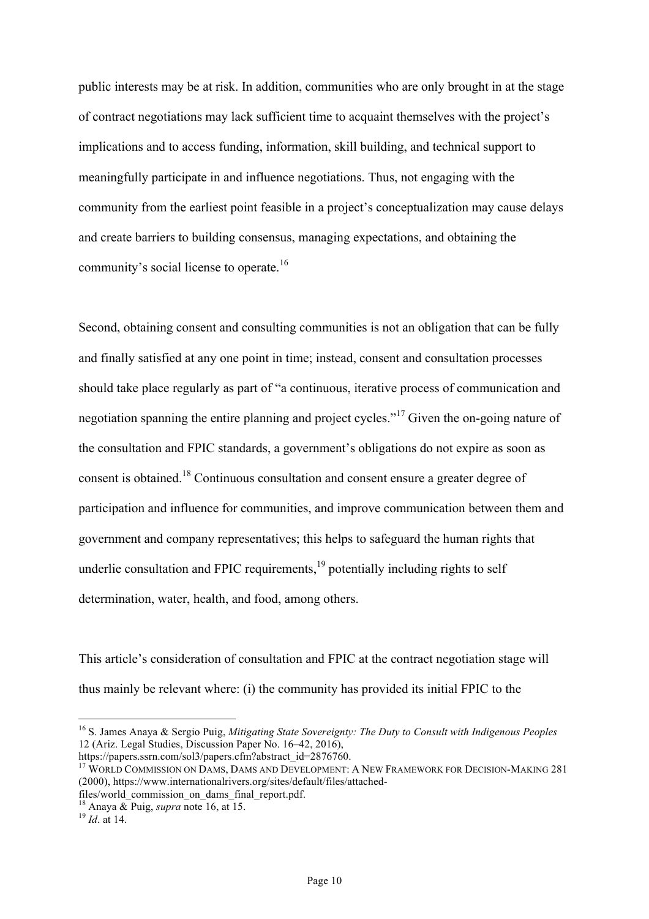public interests may be at risk. In addition, communities who are only brought in at the stage of contract negotiations may lack sufficient time to acquaint themselves with the project's implications and to access funding, information, skill building, and technical support to meaningfully participate in and influence negotiations. Thus, not engaging with the community from the earliest point feasible in a project's conceptualization may cause delays and create barriers to building consensus, managing expectations, and obtaining the community's social license to operate.[16]

Second, obtaining consent and consulting communities is not an obligation that can be fully and finally satisfied at any one point in time; instead, consent and consultation processes should take place regularly as part of "a continuous, iterative process of communication and negotiation spanning the entire planning and project cycles."[17] Given the on-going nature of the consultation and FPIC standards, a government's obligations do not expire as soon as consent is obtained.[18] Continuous consultation and consent ensure a greater degree of participation and influence for communities, and improve communication between them and government and company representatives; this helps to safeguard the human rights that underlie consultation and FPIC requirements,[19] potentially including rights to self determination, water, health, and food, among others.

This article's consideration of consultation and FPIC at the contract negotiation stage will thus mainly be relevant where: (i) the community has provided its initial FPIC to the

---

[16] S. James Anaya & Sergio Puig, *Mitigating State Sovereignty: The Duty to Consult with Indigenous Peoples* 12 (Ariz. Legal Studies, Discussion Paper No. 16–42, 2016), https://papers.ssrn.com/sol3/papers.cfm?abstract_id=2876760.

[17] WORLD COMMISSION ON DAMS, DAMS AND DEVELOPMENT: A NEW FRAMEWORK FOR DECISION-MAKING 281 (2000), https://www.internationalrivers.org/sites/default/files/attached-files/world_commission_on_dams_final_report.pdf.

[18] Anaya & Puig, *supra* note 16, at 15.

[19] *Id*. at 14.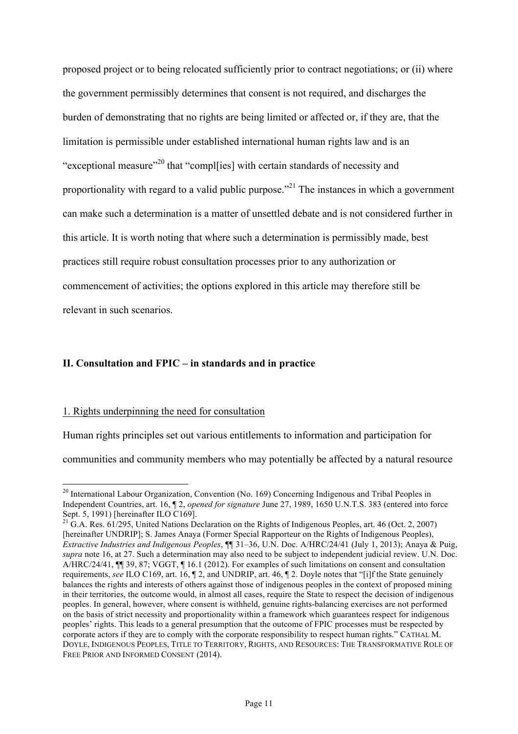proposed project or to being relocated sufficiently prior to contract negotiations; or (ii) where the government permissibly determines that consent is not required, and discharges the burden of demonstrating that no rights are being limited or affected or, if they are, that the limitation is permissible under established international human rights law and is an "exceptional measure"[20] that "compl[ies] with certain standards of necessity and proportionality with regard to a valid public purpose."[21] The instances in which a government can make such a determination is a matter of unsettled debate and is not considered further in this article. It is worth noting that where such a determination is permissibly made, best practices still require robust consultation processes prior to any authorization or commencement of activities; the options explored in this article may therefore still be relevant in such scenarios.

## II. Consultation and FPIC – in standards and in practice

### 1. Rights underpinning the need for consultation

Human rights principles set out various entitlements to information and participation for communities and community members who may potentially be affected by a natural resource

---

[20] International Labour Organization, Convention (No. 169) Concerning Indigenous and Tribal Peoples in Independent Countries, art. 16, ¶ 2, *opened for signature* June 27, 1989, 1650 U.N.T.S. 383 (entered into force Sept. 5, 1991) [hereinafter ILO C169].

[21] G.A. Res. 61/295, United Nations Declaration on the Rights of Indigenous Peoples, art. 46 (Oct. 2, 2007) [hereinafter UNDRIP]; S. James Anaya (Former Special Rapporteur on the Rights of Indigenous Peoples), *Extractive Industries and Indigenous Peoples*, ¶¶ 31–36, U.N. Doc. A/HRC/24/41 (July 1, 2013); Anaya & Puig, *supra* note 16, at 27. Such a determination may also need to be subject to independent judicial review. U.N. Doc. A/HRC/24/41, ¶¶ 39, 87; VGGT, ¶ 16.1 (2012). For examples of such limitations on consent and consultation requirements, *see* ILO C169, art. 16, ¶ 2, and UNDRIP, art. 46, ¶ 2. Doyle notes that "[i]f the State genuinely balances the rights and interests of others against those of indigenous peoples in the context of proposed mining in their territories, the outcome would, in almost all cases, require the State to respect the decision of indigenous peoples. In general, however, where consent is withheld, genuine rights-balancing exercises are not performed on the basis of strict necessity and proportionality within a framework which guarantees respect for indigenous peoples' rights. This leads to a general presumption that the outcome of FPIC processes must be respected by corporate actors if they are to comply with the corporate responsibility to respect human rights." CATHAL M. DOYLE, INDIGENOUS PEOPLES, TITLE TO TERRITORY, RIGHTS, AND RESOURCES: THE TRANSFORMATIVE ROLE OF FREE PRIOR AND INFORMED CONSENT (2014).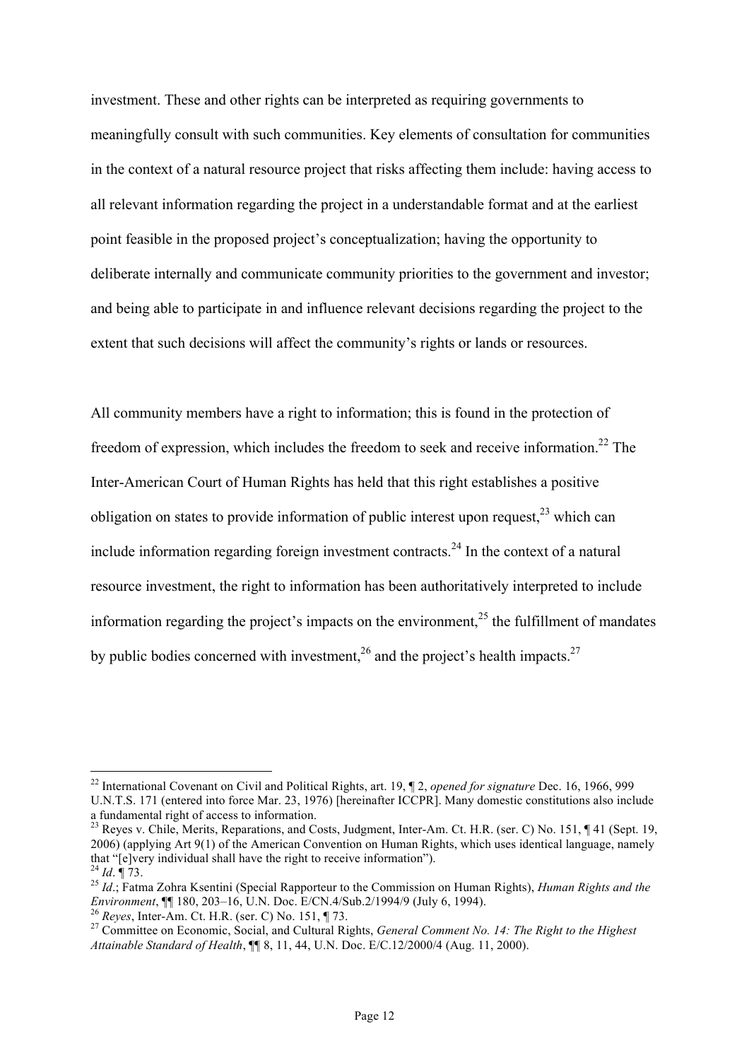investment. These and other rights can be interpreted as requiring governments to meaningfully consult with such communities. Key elements of consultation for communities in the context of a natural resource project that risks affecting them include: having access to all relevant information regarding the project in a understandable format and at the earliest point feasible in the proposed project's conceptualization; having the opportunity to deliberate internally and communicate community priorities to the government and investor; and being able to participate in and influence relevant decisions regarding the project to the extent that such decisions will affect the community's rights or lands or resources.

All community members have a right to information; this is found in the protection of freedom of expression, which includes the freedom to seek and receive information.[22] The Inter-American Court of Human Rights has held that this right establishes a positive obligation on states to provide information of public interest upon request,[23] which can include information regarding foreign investment contracts.[24] In the context of a natural resource investment, the right to information has been authoritatively interpreted to include information regarding the project's impacts on the environment,[25] the fulfillment of mandates by public bodies concerned with investment,[26] and the project's health impacts.[27]

---

[22] International Covenant on Civil and Political Rights, art. 19, ¶ 2, *opened for signature* Dec. 16, 1966, 999 U.N.T.S. 171 (entered into force Mar. 23, 1976) [hereinafter ICCPR]. Many domestic constitutions also include a fundamental right of access to information.

[23] Reyes v. Chile, Merits, Reparations, and Costs, Judgment, Inter-Am. Ct. H.R. (ser. C) No. 151, ¶ 41 (Sept. 19, 2006) (applying Art 9(1) of the American Convention on Human Rights, which uses identical language, namely that "[e]very individual shall have the right to receive information").

[24] *Id*. ¶ 73.

[25] *Id*.; Fatma Zohra Ksentini (Special Rapporteur to the Commission on Human Rights), *Human Rights and the Environment*, ¶¶ 180, 203–16, U.N. Doc. E/CN.4/Sub.2/1994/9 (July 6, 1994).

[26] *Reyes*, Inter-Am. Ct. H.R. (ser. C) No. 151, ¶ 73.

[27] Committee on Economic, Social, and Cultural Rights, *General Comment No. 14: The Right to the Highest Attainable Standard of Health*, ¶¶ 8, 11, 44, U.N. Doc. E/C.12/2000/4 (Aug. 11, 2000).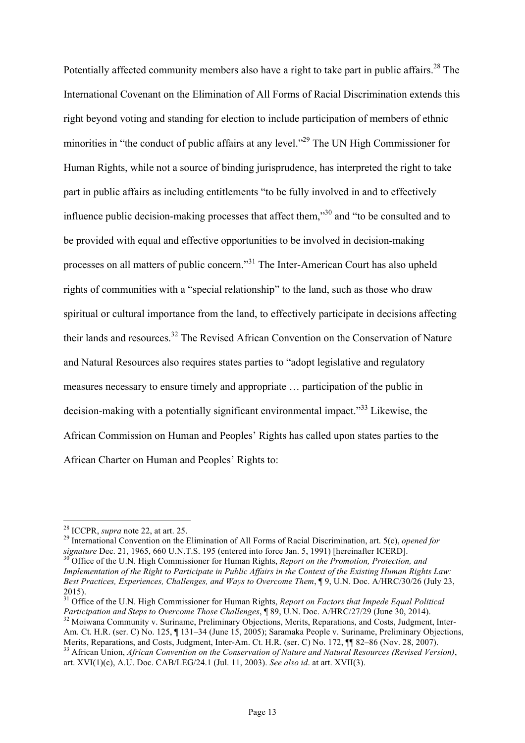Potentially affected community members also have a right to take part in public affairs.[28] The International Covenant on the Elimination of All Forms of Racial Discrimination extends this right beyond voting and standing for election to include participation of members of ethnic minorities in "the conduct of public affairs at any level."[29] The UN High Commissioner for Human Rights, while not a source of binding jurisprudence, has interpreted the right to take part in public affairs as including entitlements "to be fully involved in and to effectively influence public decision-making processes that affect them,"[30] and "to be consulted and to be provided with equal and effective opportunities to be involved in decision-making processes on all matters of public concern."[31] The Inter-American Court has also upheld rights of communities with a "special relationship" to the land, such as those who draw spiritual or cultural importance from the land, to effectively participate in decisions affecting their lands and resources.[32] The Revised African Convention on the Conservation of Nature and Natural Resources also requires states parties to "adopt legislative and regulatory measures necessary to ensure timely and appropriate … participation of the public in decision-making with a potentially significant environmental impact."[33] Likewise, the African Commission on Human and Peoples' Rights has called upon states parties to the African Charter on Human and Peoples' Rights to:

---

[28] ICCPR, *supra* note 22, at art. 25.

[29] International Convention on the Elimination of All Forms of Racial Discrimination, art. 5(c), *opened for signature* Dec. 21, 1965, 660 U.N.T.S. 195 (entered into force Jan. 5, 1991) [hereinafter ICERD].

[30] Office of the U.N. High Commissioner for Human Rights, *Report on the Promotion, Protection, and Implementation of the Right to Participate in Public Affairs in the Context of the Existing Human Rights Law: Best Practices, Experiences, Challenges, and Ways to Overcome Them*, ¶ 9, U.N. Doc. A/HRC/30/26 (July 23, 2015).

[31] Office of the U.N. High Commissioner for Human Rights, *Report on Factors that Impede Equal Political Participation and Steps to Overcome Those Challenges*, ¶ 89, U.N. Doc. A/HRC/27/29 (June 30, 2014).

[32] Moiwana Community v. Suriname, Preliminary Objections, Merits, Reparations, and Costs, Judgment, Inter-Am. Ct. H.R. (ser. C) No. 125, ¶ 131–34 (June 15, 2005); Saramaka People v. Suriname, Preliminary Objections, Merits, Reparations, and Costs, Judgment, Inter-Am. Ct. H.R. (ser. C) No. 172, ¶¶ 82–86 (Nov. 28, 2007).

[33] African Union, *African Convention on the Conservation of Nature and Natural Resources (Revised Version)*, art. XVI(1)(c), A.U. Doc. CAB/LEG/24.1 (Jul. 11, 2003). *See also id*. at art. XVII(3).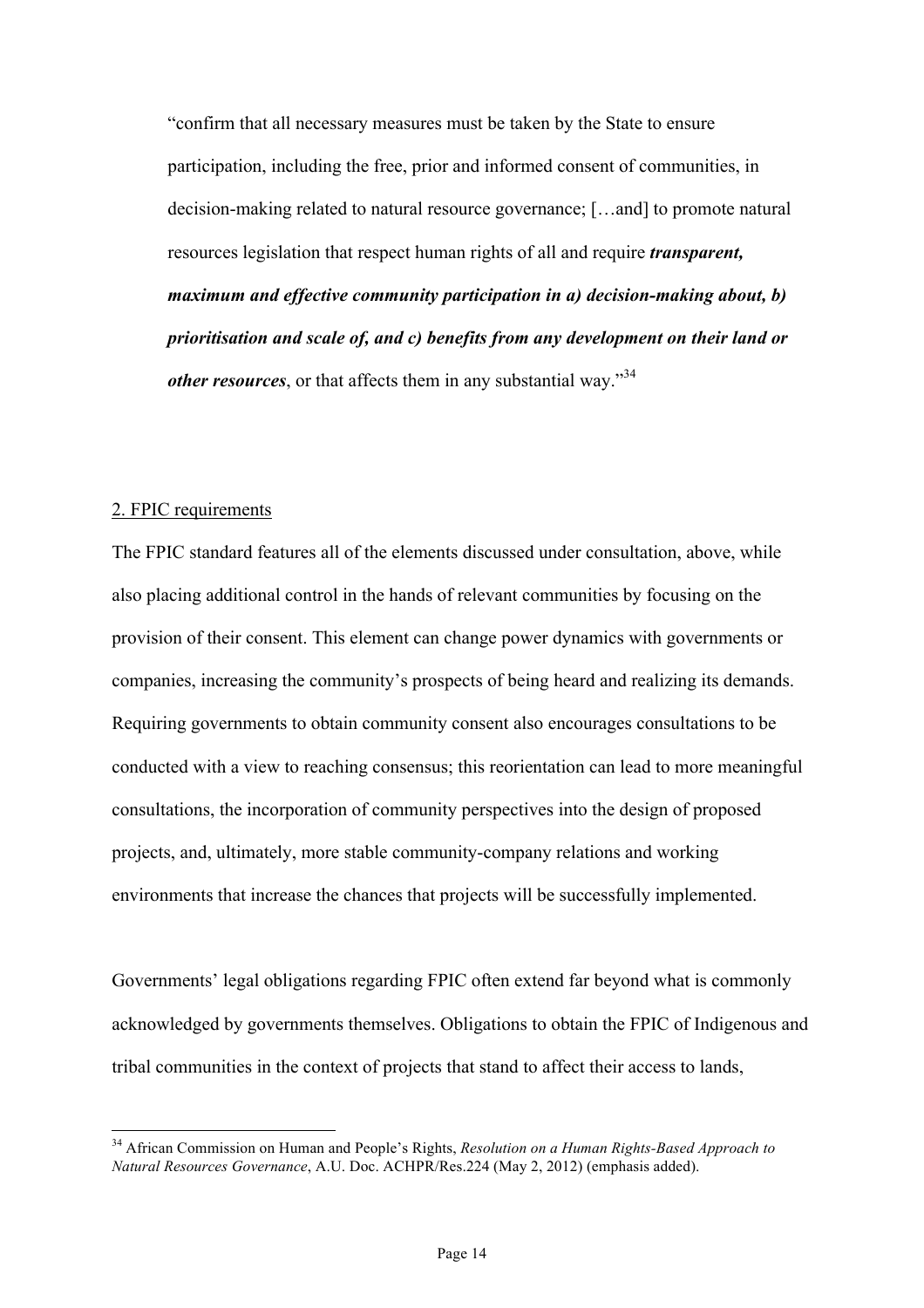> "confirm that all necessary measures must be taken by the State to ensure participation, including the free, prior and informed consent of communities, in decision-making related to natural resource governance; […and] to promote natural resources legislation that respect human rights of all and require ***transparent, maximum and effective community participation in a) decision-making about, b) prioritisation and scale of, and c) benefits from any development on their land or other resources***, or that affects them in any substantial way."[34]

<u>2. FPIC requirements</u>

The FPIC standard features all of the elements discussed under consultation, above, while also placing additional control in the hands of relevant communities by focusing on the provision of their consent. This element can change power dynamics with governments or companies, increasing the community's prospects of being heard and realizing its demands. Requiring governments to obtain community consent also encourages consultations to be conducted with a view to reaching consensus; this reorientation can lead to more meaningful consultations, the incorporation of community perspectives into the design of proposed projects, and, ultimately, more stable community-company relations and working environments that increase the chances that projects will be successfully implemented.

Governments' legal obligations regarding FPIC often extend far beyond what is commonly acknowledged by governments themselves. Obligations to obtain the FPIC of Indigenous and tribal communities in the context of projects that stand to affect their access to lands,

---

[34] African Commission on Human and People's Rights, *Resolution on a Human Rights-Based Approach to Natural Resources Governance*, A.U. Doc. ACHPR/Res.224 (May 2, 2012) (emphasis added).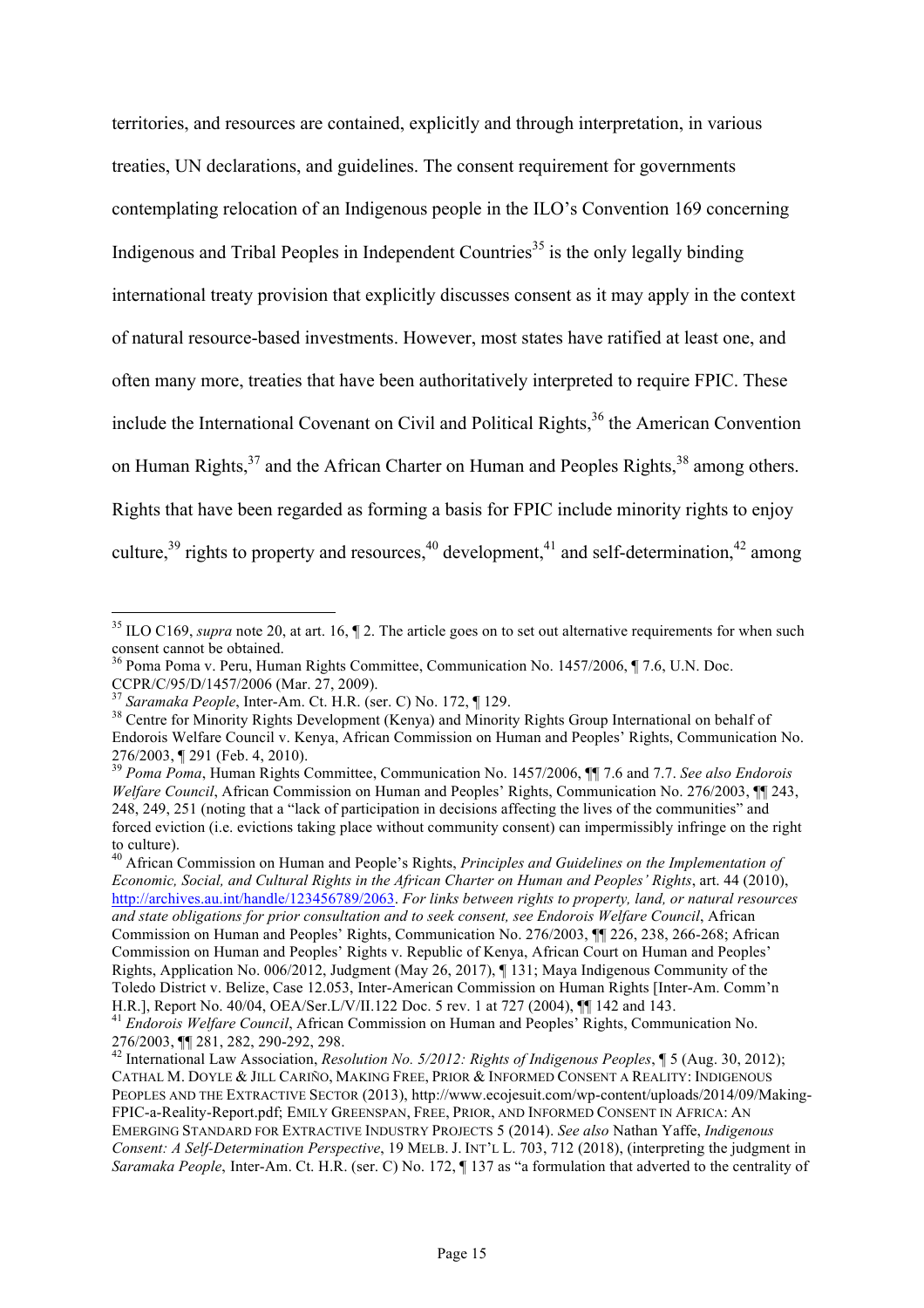territories, and resources are contained, explicitly and through interpretation, in various treaties, UN declarations, and guidelines. The consent requirement for governments contemplating relocation of an Indigenous people in the ILO's Convention 169 concerning Indigenous and Tribal Peoples in Independent Countries[35] is the only legally binding international treaty provision that explicitly discusses consent as it may apply in the context of natural resource-based investments. However, most states have ratified at least one, and often many more, treaties that have been authoritatively interpreted to require FPIC. These include the International Covenant on Civil and Political Rights,[36] the American Convention on Human Rights,[37] and the African Charter on Human and Peoples Rights,[38] among others. Rights that have been regarded as forming a basis for FPIC include minority rights to enjoy culture,[39] rights to property and resources,[40] development,[41] and self-determination,[42] among

---

[35] ILO C169, *supra* note 20, at art. 16, ¶ 2. The article goes on to set out alternative requirements for when such consent cannot be obtained.

[36] Poma Poma v. Peru, Human Rights Committee, Communication No. 1457/2006, ¶ 7.6, U.N. Doc. CCPR/C/95/D/1457/2006 (Mar. 27, 2009).

[37] *Saramaka People*, Inter-Am. Ct. H.R. (ser. C) No. 172, ¶ 129.

[38] Centre for Minority Rights Development (Kenya) and Minority Rights Group International on behalf of Endorois Welfare Council v. Kenya, African Commission on Human and Peoples' Rights, Communication No. 276/2003, ¶ 291 (Feb. 4, 2010).

[39] *Poma Poma*, Human Rights Committee, Communication No. 1457/2006, ¶¶ 7.6 and 7.7. *See also Endorois Welfare Council*, African Commission on Human and Peoples' Rights, Communication No. 276/2003, ¶¶ 243, 248, 249, 251 (noting that a "lack of participation in decisions affecting the lives of the communities" and forced eviction (i.e. evictions taking place without community consent) can impermissibly infringe on the right to culture).

[40] African Commission on Human and People's Rights, *Principles and Guidelines on the Implementation of Economic, Social, and Cultural Rights in the African Charter on Human and Peoples' Rights*, art. 44 (2010), http://archives.au.int/handle/123456789/2063. *For links between rights to property, land, or natural resources and state obligations for prior consultation and to seek consent, see Endorois Welfare Council*, African Commission on Human and Peoples' Rights, Communication No. 276/2003, ¶¶ 226, 238, 266-268; African Commission on Human and Peoples' Rights v. Republic of Kenya, African Court on Human and Peoples' Rights, Application No. 006/2012, Judgment (May 26, 2017), ¶ 131; Maya Indigenous Community of the Toledo District v. Belize, Case 12.053, Inter-American Commission on Human Rights [Inter-Am. Comm'n H.R.], Report No. 40/04, OEA/Ser.L/V/II.122 Doc. 5 rev. 1 at 727 (2004), ¶¶ 142 and 143.

[41] *Endorois Welfare Council*, African Commission on Human and Peoples' Rights, Communication No. 276/2003, ¶¶ 281, 282, 290-292, 298.

[42] International Law Association, *Resolution No. 5/2012: Rights of Indigenous Peoples*, ¶ 5 (Aug. 30, 2012); CATHAL M. DOYLE & JILL CARIÑO, MAKING FREE, PRIOR & INFORMED CONSENT A REALITY: INDIGENOUS PEOPLES AND THE EXTRACTIVE SECTOR (2013), http://www.ecojesuit.com/wp-content/uploads/2014/09/Making-FPIC-a-Reality-Report.pdf; EMILY GREENSPAN, FREE, PRIOR, AND INFORMED CONSENT IN AFRICA: AN EMERGING STANDARD FOR EXTRACTIVE INDUSTRY PROJECTS 5 (2014). *See also* Nathan Yaffe, *Indigenous Consent: A Self-Determination Perspective*, 19 MELB. J. INT'L L. 703, 712 (2018), (interpreting the judgment in *Saramaka People*, Inter-Am. Ct. H.R. (ser. C) No. 172, ¶ 137 as "a formulation that adverted to the centrality of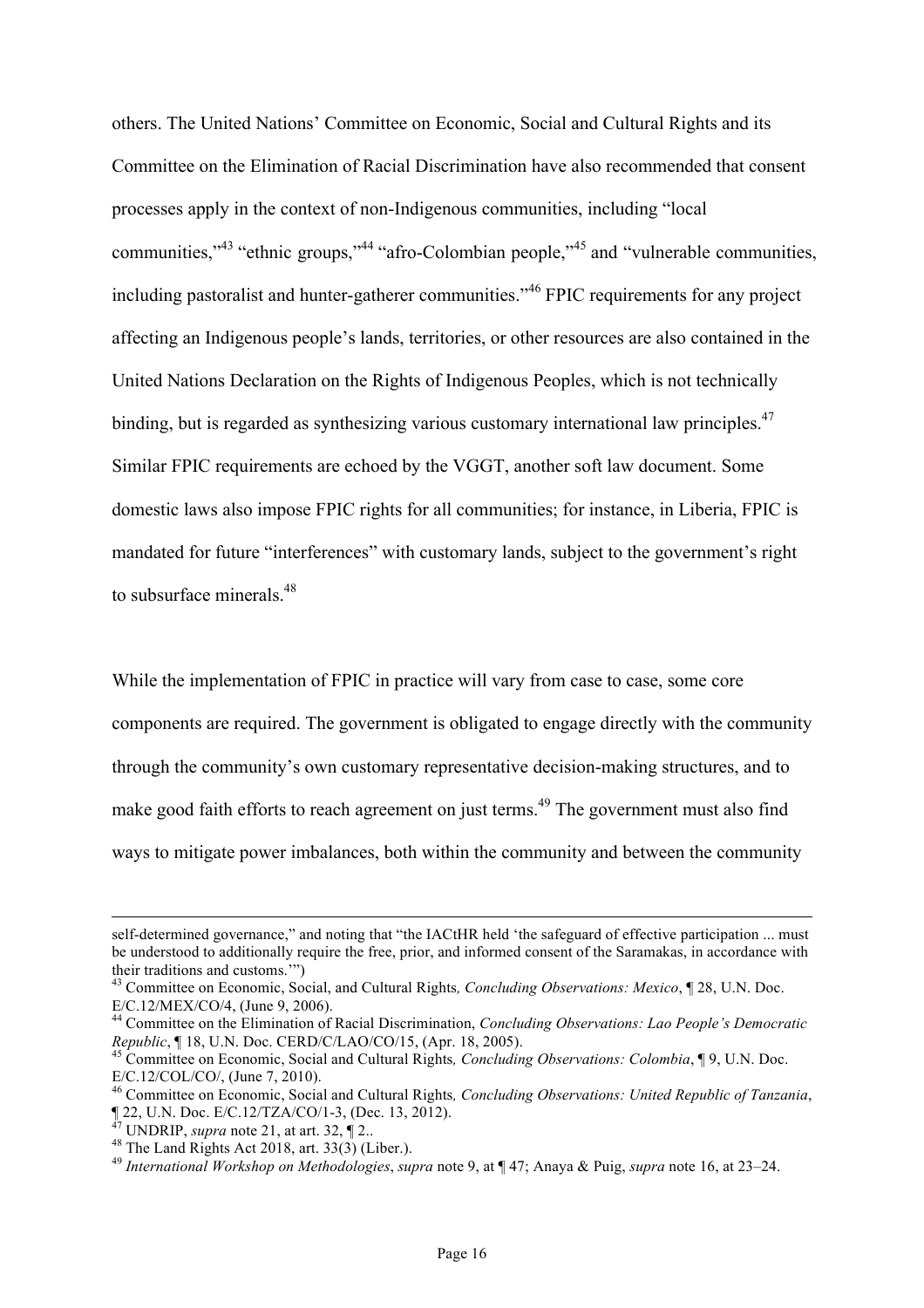others. The United Nations' Committee on Economic, Social and Cultural Rights and its Committee on the Elimination of Racial Discrimination have also recommended that consent processes apply in the context of non-Indigenous communities, including "local communities,"[43] "ethnic groups,"[44] "afro-Colombian people,"[45] and "vulnerable communities, including pastoralist and hunter-gatherer communities."[46] FPIC requirements for any project affecting an Indigenous people's lands, territories, or other resources are also contained in the United Nations Declaration on the Rights of Indigenous Peoples, which is not technically binding, but is regarded as synthesizing various customary international law principles.[47] Similar FPIC requirements are echoed by the VGGT, another soft law document. Some domestic laws also impose FPIC rights for all communities; for instance, in Liberia, FPIC is mandated for future "interferences" with customary lands, subject to the government's right to subsurface minerals.[48]

While the implementation of FPIC in practice will vary from case to case, some core components are required. The government is obligated to engage directly with the community through the community's own customary representative decision-making structures, and to make good faith efforts to reach agreement on just terms.[49] The government must also find ways to mitigate power imbalances, both within the community and between the community

---

self-determined governance," and noting that "the IACtHR held 'the safeguard of effective participation ... must be understood to additionally require the free, prior, and informed consent of the Saramakas, in accordance with their traditions and customs.'")

[43] Committee on Economic, Social, and Cultural Rights*, Concluding Observations: Mexico*, ¶ 28, U.N. Doc. E/C.12/MEX/CO/4, (June 9, 2006).

[44] Committee on the Elimination of Racial Discrimination, *Concluding Observations: Lao People's Democratic Republic*, ¶ 18, U.N. Doc. CERD/C/LAO/CO/15, (Apr. 18, 2005).

[45] Committee on Economic, Social and Cultural Rights*, Concluding Observations: Colombia*, ¶ 9, U.N. Doc. E/C.12/COL/CO/, (June 7, 2010).

[46] Committee on Economic, Social and Cultural Rights*, Concluding Observations: United Republic of Tanzania*, ¶ 22, U.N. Doc. E/C.12/TZA/CO/1-3, (Dec. 13, 2012).

[47] UNDRIP, *supra* note 21, at art. 32, ¶ 2..

[48] The Land Rights Act 2018, art. 33(3) (Liber.).

[49] *International Workshop on Methodologies*, *supra* note 9, at ¶ 47; Anaya & Puig, *supra* note 16, at 23–24.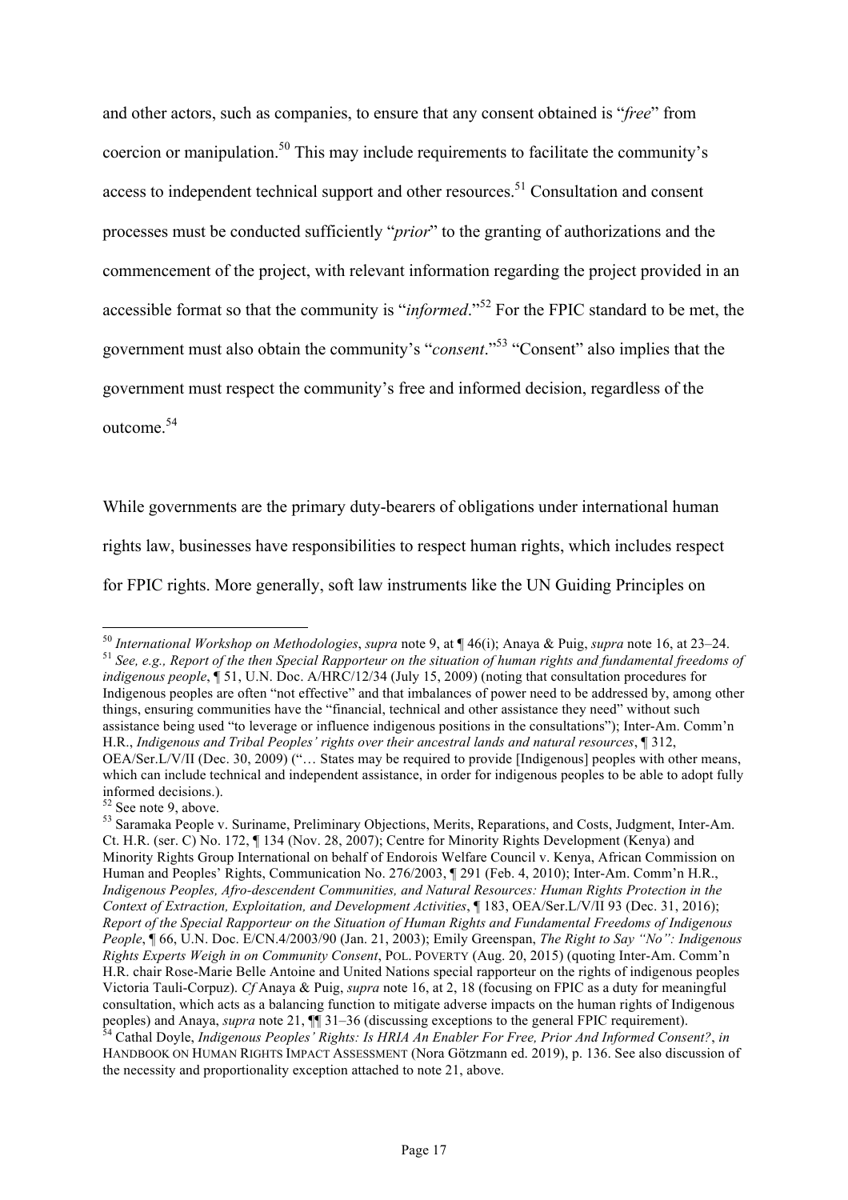and other actors, such as companies, to ensure that any consent obtained is "*free*" from coercion or manipulation.[50] This may include requirements to facilitate the community's access to independent technical support and other resources.[51] Consultation and consent processes must be conducted sufficiently "*prior*" to the granting of authorizations and the commencement of the project, with relevant information regarding the project provided in an accessible format so that the community is "*informed*."[52] For the FPIC standard to be met, the government must also obtain the community's "*consent*."[53] "Consent" also implies that the government must respect the community's free and informed decision, regardless of the outcome.[54]

While governments are the primary duty-bearers of obligations under international human rights law, businesses have responsibilities to respect human rights, which includes respect for FPIC rights. More generally, soft law instruments like the UN Guiding Principles on

---

[50] *International Workshop on Methodologies*, *supra* note 9, at ¶ 46(i); Anaya & Puig, *supra* note 16, at 23–24.

[51] *See, e.g., Report of the then Special Rapporteur on the situation of human rights and fundamental freedoms of indigenous people*, ¶ 51, U.N. Doc. A/HRC/12/34 (July 15, 2009) (noting that consultation procedures for Indigenous peoples are often "not effective" and that imbalances of power need to be addressed by, among other things, ensuring communities have the "financial, technical and other assistance they need" without such assistance being used "to leverage or influence indigenous positions in the consultations"); Inter-Am. Comm'n H.R., *Indigenous and Tribal Peoples' rights over their ancestral lands and natural resources*, ¶ 312, OEA/Ser.L/V/II (Dec. 30, 2009) ("… States may be required to provide [Indigenous] peoples with other means, which can include technical and independent assistance, in order for indigenous peoples to be able to adopt fully informed decisions.).

[52] See note 9, above.

[53] Saramaka People v. Suriname, Preliminary Objections, Merits, Reparations, and Costs, Judgment, Inter-Am. Ct. H.R. (ser. C) No. 172, ¶ 134 (Nov. 28, 2007); Centre for Minority Rights Development (Kenya) and Minority Rights Group International on behalf of Endorois Welfare Council v. Kenya, African Commission on Human and Peoples' Rights, Communication No. 276/2003, ¶ 291 (Feb. 4, 2010); Inter-Am. Comm'n H.R., *Indigenous Peoples, Afro-descendent Communities, and Natural Resources: Human Rights Protection in the Context of Extraction, Exploitation, and Development Activities*, ¶ 183, OEA/Ser.L/V/II 93 (Dec. 31, 2016); *Report of the Special Rapporteur on the Situation of Human Rights and Fundamental Freedoms of Indigenous People*, ¶ 66, U.N. Doc. E/CN.4/2003/90 (Jan. 21, 2003); Emily Greenspan, *The Right to Say "No": Indigenous Rights Experts Weigh in on Community Consent*, POL. POVERTY (Aug. 20, 2015) (quoting Inter-Am. Comm'n H.R. chair Rose-Marie Belle Antoine and United Nations special rapporteur on the rights of indigenous peoples Victoria Tauli-Corpuz). *Cf* Anaya & Puig, *supra* note 16, at 2, 18 (focusing on FPIC as a duty for meaningful consultation, which acts as a balancing function to mitigate adverse impacts on the human rights of Indigenous peoples) and Anaya, *supra* note 21, ¶¶ 31–36 (discussing exceptions to the general FPIC requirement).

[54] Cathal Doyle, *Indigenous Peoples' Rights: Is HRIA An Enabler For Free, Prior And Informed Consent?*, *in* HANDBOOK ON HUMAN RIGHTS IMPACT ASSESSMENT (Nora Götzmann ed. 2019), p. 136. See also discussion of the necessity and proportionality exception attached to note 21, above.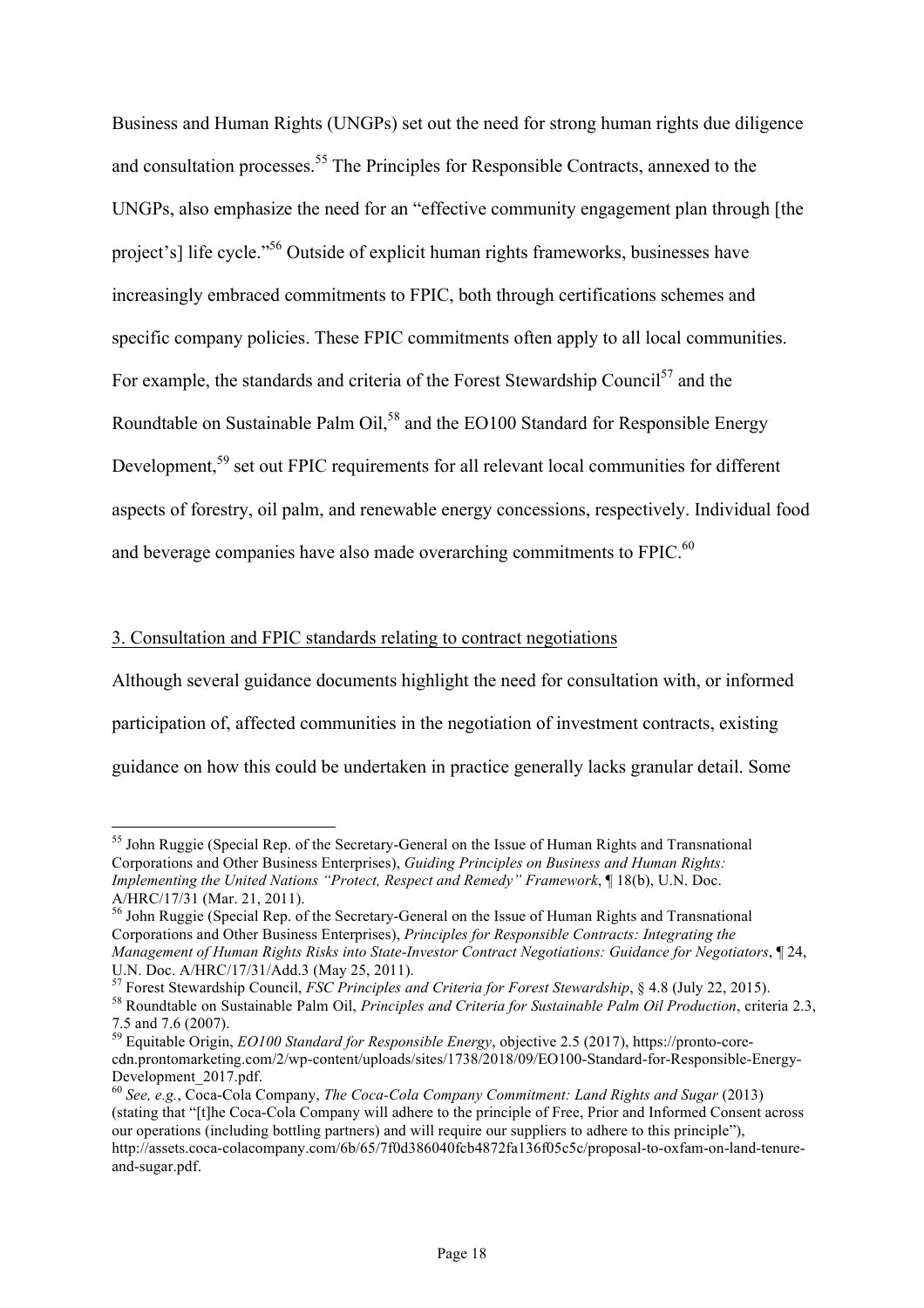Business and Human Rights (UNGPs) set out the need for strong human rights due diligence and consultation processes.[55] The Principles for Responsible Contracts, annexed to the UNGPs, also emphasize the need for an "effective community engagement plan through [the project's] life cycle."[56] Outside of explicit human rights frameworks, businesses have increasingly embraced commitments to FPIC, both through certifications schemes and specific company policies. These FPIC commitments often apply to all local communities. For example, the standards and criteria of the Forest Stewardship Council[57] and the Roundtable on Sustainable Palm Oil,[58] and the EO100 Standard for Responsible Energy Development,[59] set out FPIC requirements for all relevant local communities for different aspects of forestry, oil palm, and renewable energy concessions, respectively. Individual food and beverage companies have also made overarching commitments to FPIC.[60]

3. Consultation and FPIC standards relating to contract negotiations

Although several guidance documents highlight the need for consultation with, or informed participation of, affected communities in the negotiation of investment contracts, existing guidance on how this could be undertaken in practice generally lacks granular detail. Some

---

[55] John Ruggie (Special Rep. of the Secretary-General on the Issue of Human Rights and Transnational Corporations and Other Business Enterprises), *Guiding Principles on Business and Human Rights: Implementing the United Nations "Protect, Respect and Remedy" Framework*, ¶ 18(b), U.N. Doc. A/HRC/17/31 (Mar. 21, 2011).

[56] John Ruggie (Special Rep. of the Secretary-General on the Issue of Human Rights and Transnational Corporations and Other Business Enterprises), *Principles for Responsible Contracts: Integrating the Management of Human Rights Risks into State-Investor Contract Negotiations: Guidance for Negotiators*, ¶ 24, U.N. Doc. A/HRC/17/31/Add.3 (May 25, 2011).

[57] Forest Stewardship Council, *FSC Principles and Criteria for Forest Stewardship*, § 4.8 (July 22, 2015).

[58] Roundtable on Sustainable Palm Oil, *Principles and Criteria for Sustainable Palm Oil Production*, criteria 2.3, 7.5 and 7.6 (2007).

[59] Equitable Origin, *EO100 Standard for Responsible Energy*, objective 2.5 (2017), https://pronto-core-cdn.prontomarketing.com/2/wp-content/uploads/sites/1738/2018/09/EO100-Standard-for-Responsible-Energy-Development_2017.pdf.

[60] *See, e.g.*, Coca-Cola Company, *The Coca-Cola Company Commitment: Land Rights and Sugar* (2013) (stating that "[t]he Coca-Cola Company will adhere to the principle of Free, Prior and Informed Consent across our operations (including bottling partners) and will require our suppliers to adhere to this principle"), http://assets.coca-colacompany.com/6b/65/7f0d386040fcb4872fa136f05c5c/proposal-to-oxfam-on-land-tenure-and-sugar.pdf.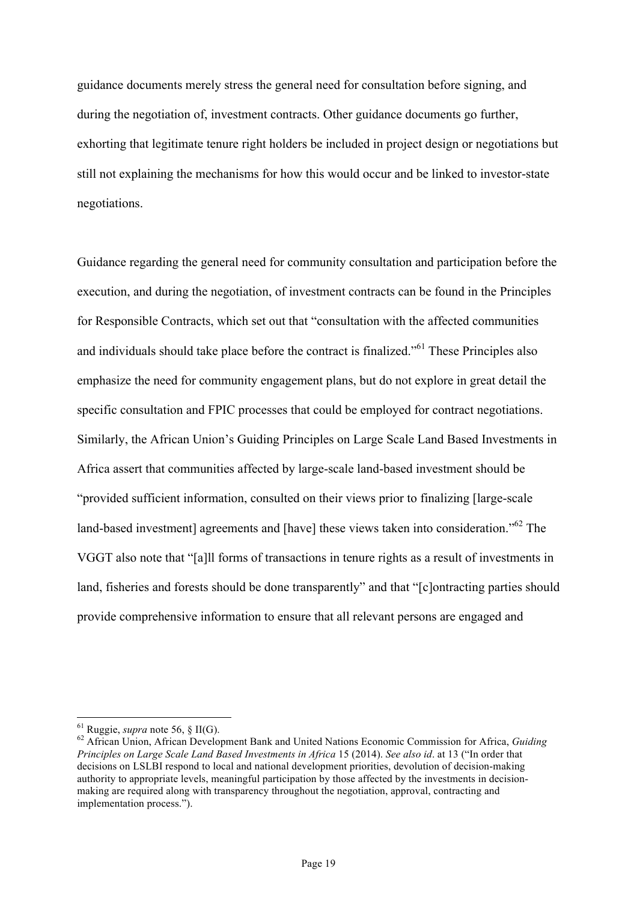guidance documents merely stress the general need for consultation before signing, and during the negotiation of, investment contracts. Other guidance documents go further, exhorting that legitimate tenure right holders be included in project design or negotiations but still not explaining the mechanisms for how this would occur and be linked to investor-state negotiations.

Guidance regarding the general need for community consultation and participation before the execution, and during the negotiation, of investment contracts can be found in the Principles for Responsible Contracts, which set out that "consultation with the affected communities and individuals should take place before the contract is finalized."[61] These Principles also emphasize the need for community engagement plans, but do not explore in great detail the specific consultation and FPIC processes that could be employed for contract negotiations. Similarly, the African Union's Guiding Principles on Large Scale Land Based Investments in Africa assert that communities affected by large-scale land-based investment should be "provided sufficient information, consulted on their views prior to finalizing [large-scale land-based investment] agreements and [have] these views taken into consideration."[62] The VGGT also note that "[a]ll forms of transactions in tenure rights as a result of investments in land, fisheries and forests should be done transparently" and that "[c]ontracting parties should provide comprehensive information to ensure that all relevant persons are engaged and

---

[61] Ruggie, *supra* note 56, § II(G).

[62] African Union, African Development Bank and United Nations Economic Commission for Africa, *Guiding Principles on Large Scale Land Based Investments in Africa* 15 (2014). *See also id*. at 13 ("In order that decisions on LSLBI respond to local and national development priorities, devolution of decision-making authority to appropriate levels, meaningful participation by those affected by the investments in decision-making are required along with transparency throughout the negotiation, approval, contracting and implementation process.").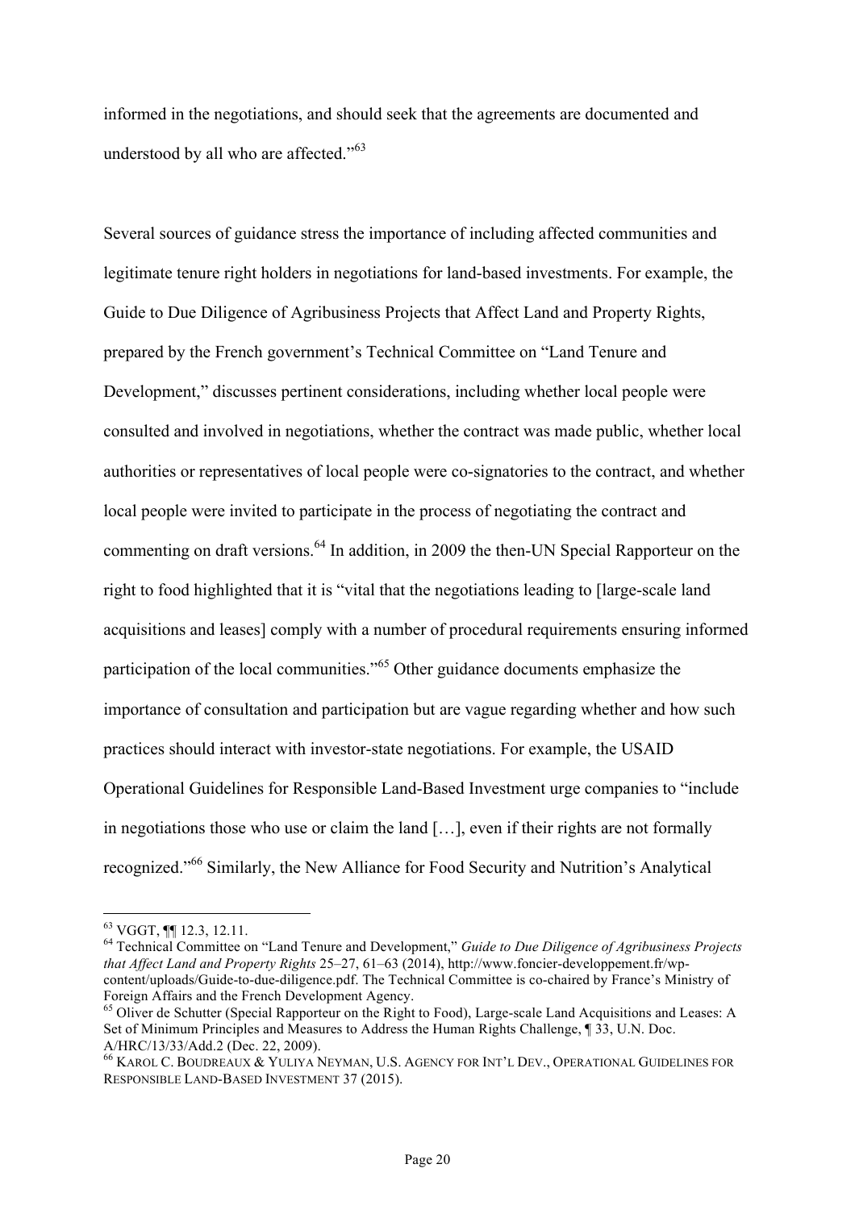informed in the negotiations, and should seek that the agreements are documented and understood by all who are affected."[63]

Several sources of guidance stress the importance of including affected communities and legitimate tenure right holders in negotiations for land-based investments. For example, the Guide to Due Diligence of Agribusiness Projects that Affect Land and Property Rights, prepared by the French government's Technical Committee on "Land Tenure and Development," discusses pertinent considerations, including whether local people were consulted and involved in negotiations, whether the contract was made public, whether local authorities or representatives of local people were co-signatories to the contract, and whether local people were invited to participate in the process of negotiating the contract and commenting on draft versions.[64] In addition, in 2009 the then-UN Special Rapporteur on the right to food highlighted that it is "vital that the negotiations leading to [large-scale land acquisitions and leases] comply with a number of procedural requirements ensuring informed participation of the local communities."[65] Other guidance documents emphasize the importance of consultation and participation but are vague regarding whether and how such practices should interact with investor-state negotiations. For example, the USAID Operational Guidelines for Responsible Land-Based Investment urge companies to "include in negotiations those who use or claim the land […], even if their rights are not formally recognized."[66] Similarly, the New Alliance for Food Security and Nutrition's Analytical

---

[63] VGGT, ¶¶ 12.3, 12.11.

[64] Technical Committee on "Land Tenure and Development," *Guide to Due Diligence of Agribusiness Projects that Affect Land and Property Rights* 25–27, 61–63 (2014), http://www.foncier-developpement.fr/wp-content/uploads/Guide-to-due-diligence.pdf. The Technical Committee is co-chaired by France's Ministry of Foreign Affairs and the French Development Agency.

[65] Oliver de Schutter (Special Rapporteur on the Right to Food), Large-scale Land Acquisitions and Leases: A Set of Minimum Principles and Measures to Address the Human Rights Challenge, ¶ 33, U.N. Doc. A/HRC/13/33/Add.2 (Dec. 22, 2009).

[66] KAROL C. BOUDREAUX & YULIYA NEYMAN, U.S. AGENCY FOR INT'L DEV., OPERATIONAL GUIDELINES FOR RESPONSIBLE LAND-BASED INVESTMENT 37 (2015).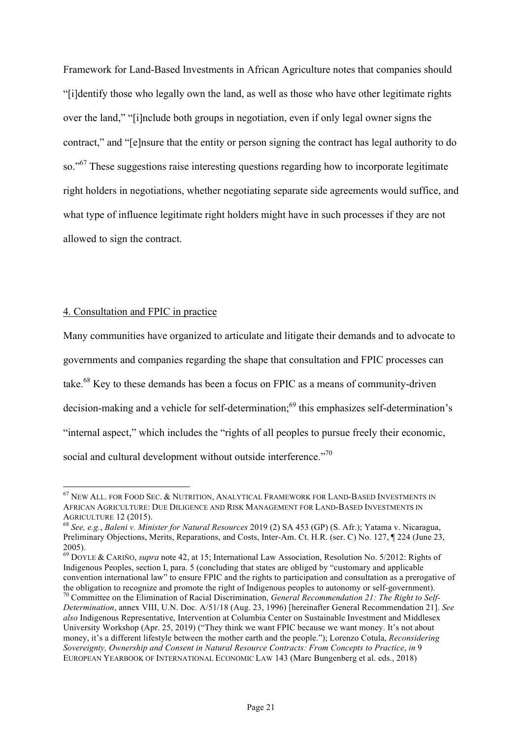Framework for Land-Based Investments in African Agriculture notes that companies should "[i]dentify those who legally own the land, as well as those who have other legitimate rights over the land," "[i]nclude both groups in negotiation, even if only legal owner signs the contract," and "[e]nsure that the entity or person signing the contract has legal authority to do so."[67] These suggestions raise interesting questions regarding how to incorporate legitimate right holders in negotiations, whether negotiating separate side agreements would suffice, and what type of influence legitimate right holders might have in such processes if they are not allowed to sign the contract.

<u>4. Consultation and FPIC in practice</u>

Many communities have organized to articulate and litigate their demands and to advocate to governments and companies regarding the shape that consultation and FPIC processes can take.[68] Key to these demands has been a focus on FPIC as a means of community-driven decision-making and a vehicle for self-determination;[69] this emphasizes self-determination's "internal aspect," which includes the "rights of all peoples to pursue freely their economic, social and cultural development without outside interference."[70]

---

[67] NEW ALL. FOR FOOD SEC. & NUTRITION, ANALYTICAL FRAMEWORK FOR LAND-BASED INVESTMENTS IN AFRICAN AGRICULTURE: DUE DILIGENCE AND RISK MANAGEMENT FOR LAND-BASED INVESTMENTS IN AGRICULTURE 12 (2015).

[68] *See, e.g.*, *Baleni v. Minister for Natural Resources* 2019 (2) SA 453 (GP) (S. Afr.); Yatama v. Nicaragua, Preliminary Objections, Merits, Reparations, and Costs, Inter-Am. Ct. H.R. (ser. C) No. 127, ¶ 224 (June 23, 2005).

[69] DOYLE & CARIÑO, *supra* note 42, at 15; International Law Association, Resolution No. 5/2012: Rights of Indigenous Peoples, section I, para. 5 (concluding that states are obliged by "customary and applicable convention international law" to ensure FPIC and the rights to participation and consultation as a prerogative of the obligation to recognize and promote the right of Indigenous peoples to autonomy or self-government).

[70] Committee on the Elimination of Racial Discrimination, *General Recommendation 21: The Right to Self-Determination*, annex VIII, U.N. Doc. A/51/18 (Aug. 23, 1996) [hereinafter General Recommendation 21]. *See also* Indigenous Representative, Intervention at Columbia Center on Sustainable Investment and Middlesex University Workshop (Apr. 25, 2019) ("They think we want FPIC because we want money. It's not about money, it's a different lifestyle between the mother earth and the people."); Lorenzo Cotula, *Reconsidering Sovereignty, Ownership and Consent in Natural Resource Contracts: From Concepts to Practice*, *in* 9 EUROPEAN YEARBOOK OF INTERNATIONAL ECONOMIC LAW 143 (Marc Bungenberg et al. eds., 2018)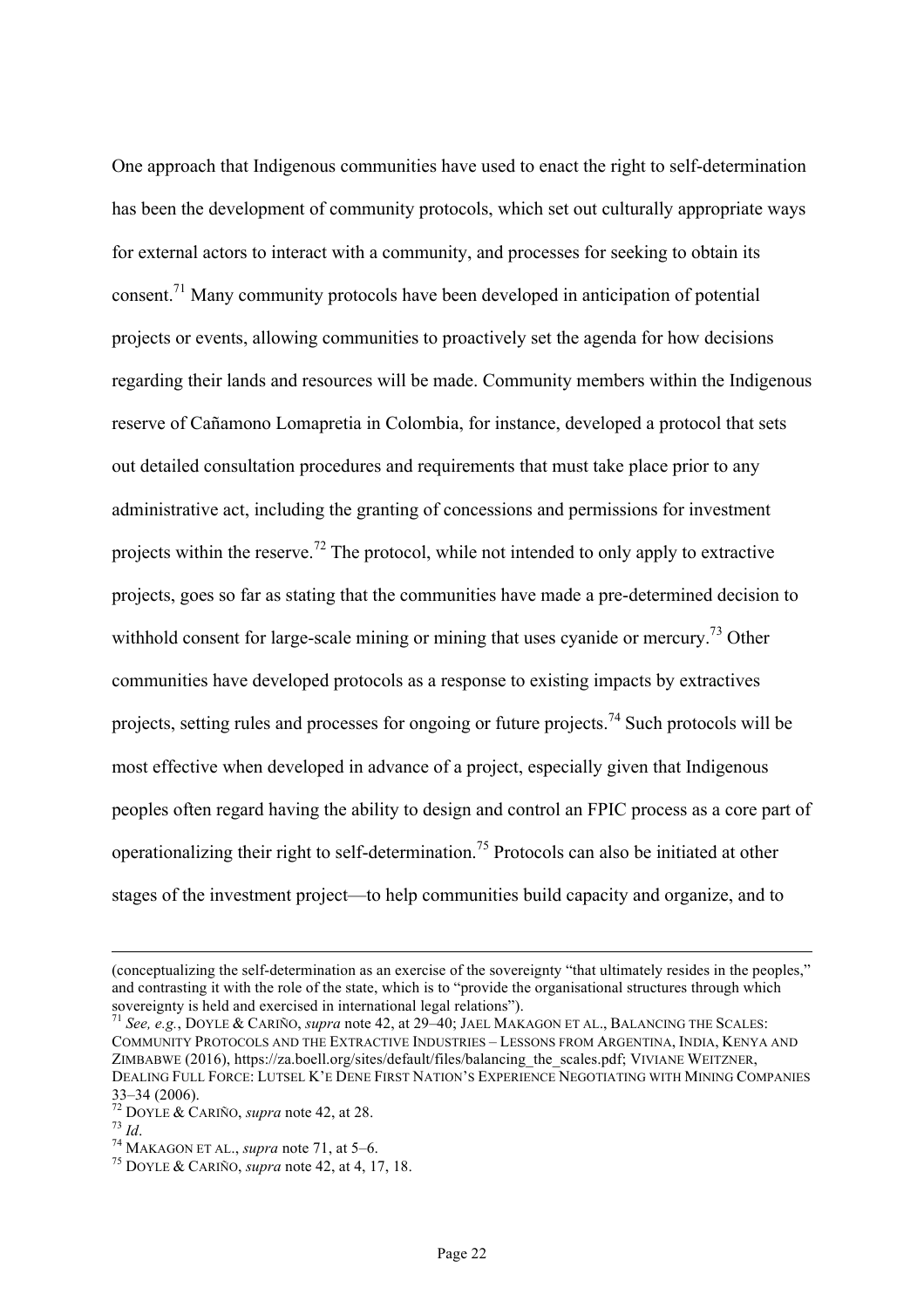One approach that Indigenous communities have used to enact the right to self-determination has been the development of community protocols, which set out culturally appropriate ways for external actors to interact with a community, and processes for seeking to obtain its consent.[71] Many community protocols have been developed in anticipation of potential projects or events, allowing communities to proactively set the agenda for how decisions regarding their lands and resources will be made. Community members within the Indigenous reserve of Cañamono Lomapretia in Colombia, for instance, developed a protocol that sets out detailed consultation procedures and requirements that must take place prior to any administrative act, including the granting of concessions and permissions for investment projects within the reserve.[72] The protocol, while not intended to only apply to extractive projects, goes so far as stating that the communities have made a pre-determined decision to withhold consent for large-scale mining or mining that uses cyanide or mercury.[73] Other communities have developed protocols as a response to existing impacts by extractives projects, setting rules and processes for ongoing or future projects.[74] Such protocols will be most effective when developed in advance of a project, especially given that Indigenous peoples often regard having the ability to design and control an FPIC process as a core part of operationalizing their right to self-determination.[75] Protocols can also be initiated at other stages of the investment project—to help communities build capacity and organize, and to

---

(conceptualizing the self-determination as an exercise of the sovereignty "that ultimately resides in the peoples," and contrasting it with the role of the state, which is to "provide the organisational structures through which sovereignty is held and exercised in international legal relations").

[71] *See, e.g.*, DOYLE & CARIÑO, *supra* note 42, at 29–40; JAEL MAKAGON ET AL., BALANCING THE SCALES: COMMUNITY PROTOCOLS AND THE EXTRACTIVE INDUSTRIES – LESSONS FROM ARGENTINA, INDIA, KENYA AND ZIMBABWE (2016), https://za.boell.org/sites/default/files/balancing_the_scales.pdf; VIVIANE WEITZNER, DEALING FULL FORCE: LUTSEL K'E DENE FIRST NATION'S EXPERIENCE NEGOTIATING WITH MINING COMPANIES 33–34 (2006).

[72] DOYLE & CARIÑO, *supra* note 42, at 28.

[73] *Id*.

[74] MAKAGON ET AL., *supra* note 71, at 5–6.

[75] DOYLE & CARIÑO, *supra* note 42, at 4, 17, 18.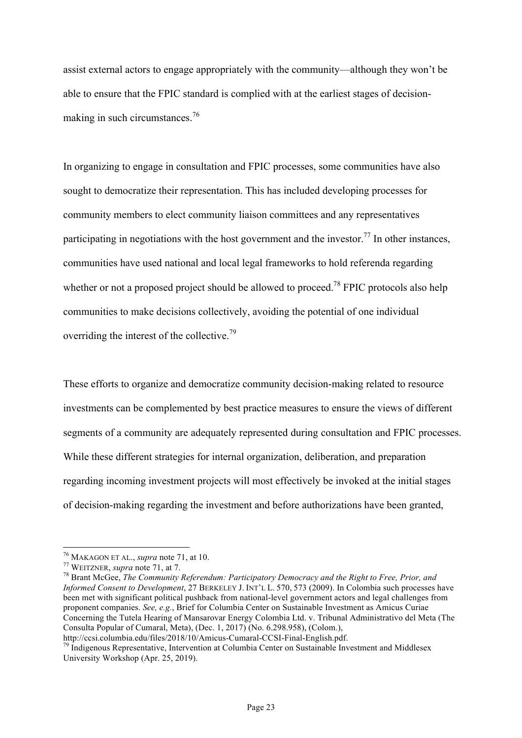assist external actors to engage appropriately with the community—although they won't be able to ensure that the FPIC standard is complied with at the earliest stages of decision-making in such circumstances.[76]

In organizing to engage in consultation and FPIC processes, some communities have also sought to democratize their representation. This has included developing processes for community members to elect community liaison committees and any representatives participating in negotiations with the host government and the investor.[77] In other instances, communities have used national and local legal frameworks to hold referenda regarding whether or not a proposed project should be allowed to proceed.[78] FPIC protocols also help communities to make decisions collectively, avoiding the potential of one individual overriding the interest of the collective.[79]

These efforts to organize and democratize community decision-making related to resource investments can be complemented by best practice measures to ensure the views of different segments of a community are adequately represented during consultation and FPIC processes. While these different strategies for internal organization, deliberation, and preparation regarding incoming investment projects will most effectively be invoked at the initial stages of decision-making regarding the investment and before authorizations have been granted,

---

[76] MAKAGON ET AL., *supra* note 71, at 10.

[77] WEITZNER, *supra* note 71, at 7.

[78] Brant McGee, *The Community Referendum: Participatory Democracy and the Right to Free, Prior, and Informed Consent to Development*, 27 BERKELEY J. INT'L L. 570, 573 (2009). In Colombia such processes have been met with significant political pushback from national-level government actors and legal challenges from proponent companies. *See, e.g.*, Brief for Columbia Center on Sustainable Investment as Amicus Curiae Concerning the Tutela Hearing of Mansarovar Energy Colombia Ltd. v. Tribunal Administrativo del Meta (The Consulta Popular of Cumaral, Meta), (Dec. 1, 2017) (No. 6.298.958), (Colom.), http://ccsi.columbia.edu/files/2018/10/Amicus-Cumaral-CCSI-Final-English.pdf.

[79] Indigenous Representative, Intervention at Columbia Center on Sustainable Investment and Middlesex University Workshop (Apr. 25, 2019).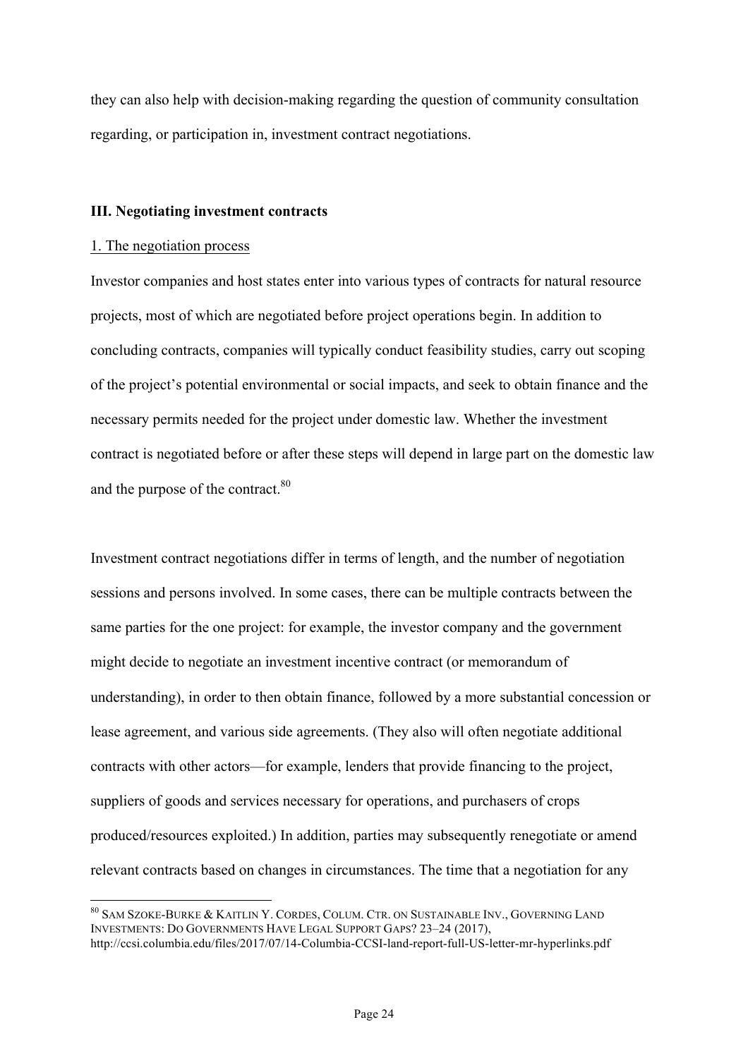they can also help with decision-making regarding the question of community consultation regarding, or participation in, investment contract negotiations.

### III. Negotiating investment contracts

1. The negotiation process

Investor companies and host states enter into various types of contracts for natural resource projects, most of which are negotiated before project operations begin. In addition to concluding contracts, companies will typically conduct feasibility studies, carry out scoping of the project's potential environmental or social impacts, and seek to obtain finance and the necessary permits needed for the project under domestic law. Whether the investment contract is negotiated before or after these steps will depend in large part on the domestic law and the purpose of the contract.[80]

Investment contract negotiations differ in terms of length, and the number of negotiation sessions and persons involved. In some cases, there can be multiple contracts between the same parties for the one project: for example, the investor company and the government might decide to negotiate an investment incentive contract (or memorandum of understanding), in order to then obtain finance, followed by a more substantial concession or lease agreement, and various side agreements. (They also will often negotiate additional contracts with other actors—for example, lenders that provide financing to the project, suppliers of goods and services necessary for operations, and purchasers of crops produced/resources exploited.) In addition, parties may subsequently renegotiate or amend relevant contracts based on changes in circumstances. The time that a negotiation for any

[80] SAM SZOKE-BURKE & KAITLIN Y. CORDES, COLUM. CTR. ON SUSTAINABLE INV., GOVERNING LAND INVESTMENTS: DO GOVERNMENTS HAVE LEGAL SUPPORT GAPS? 23–24 (2017), http://ccsi.columbia.edu/files/2017/07/14-Columbia-CCSI-land-report-full-US-letter-mr-hyperlinks.pdf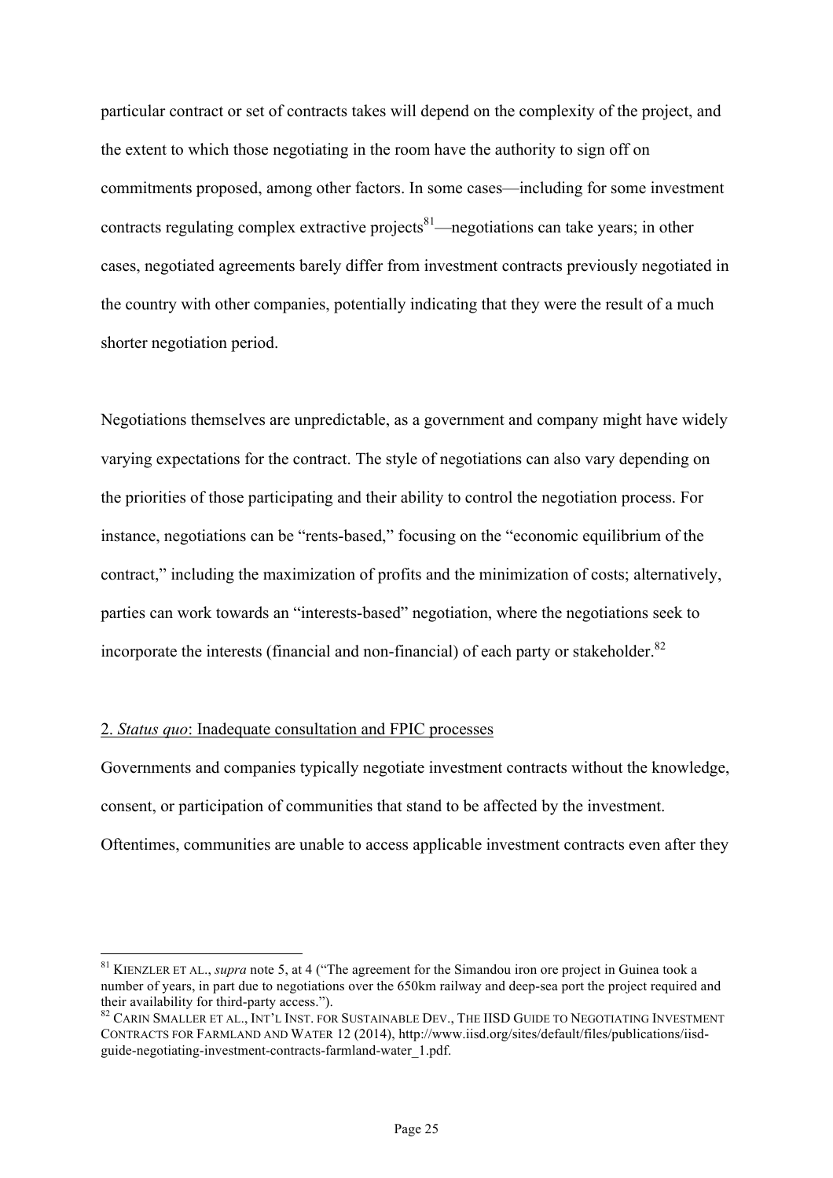particular contract or set of contracts takes will depend on the complexity of the project, and the extent to which those negotiating in the room have the authority to sign off on commitments proposed, among other factors. In some cases—including for some investment contracts regulating complex extractive projects[81]—negotiations can take years; in other cases, negotiated agreements barely differ from investment contracts previously negotiated in the country with other companies, potentially indicating that they were the result of a much shorter negotiation period.

Negotiations themselves are unpredictable, as a government and company might have widely varying expectations for the contract. The style of negotiations can also vary depending on the priorities of those participating and their ability to control the negotiation process. For instance, negotiations can be "rents-based," focusing on the "economic equilibrium of the contract," including the maximization of profits and the minimization of costs; alternatively, parties can work towards an "interests-based" negotiation, where the negotiations seek to incorporate the interests (financial and non-financial) of each party or stakeholder.[82]

2. *Status quo*: Inadequate consultation and FPIC processes

Governments and companies typically negotiate investment contracts without the knowledge, consent, or participation of communities that stand to be affected by the investment. Oftentimes, communities are unable to access applicable investment contracts even after they

---

[81] KIENZLER ET AL., *supra* note 5, at 4 ("The agreement for the Simandou iron ore project in Guinea took a number of years, in part due to negotiations over the 650km railway and deep-sea port the project required and their availability for third-party access.").

[82] CARIN SMALLER ET AL., INT'L INST. FOR SUSTAINABLE DEV., THE IISD GUIDE TO NEGOTIATING INVESTMENT CONTRACTS FOR FARMLAND AND WATER 12 (2014), http://www.iisd.org/sites/default/files/publications/iisd-guide-negotiating-investment-contracts-farmland-water_1.pdf.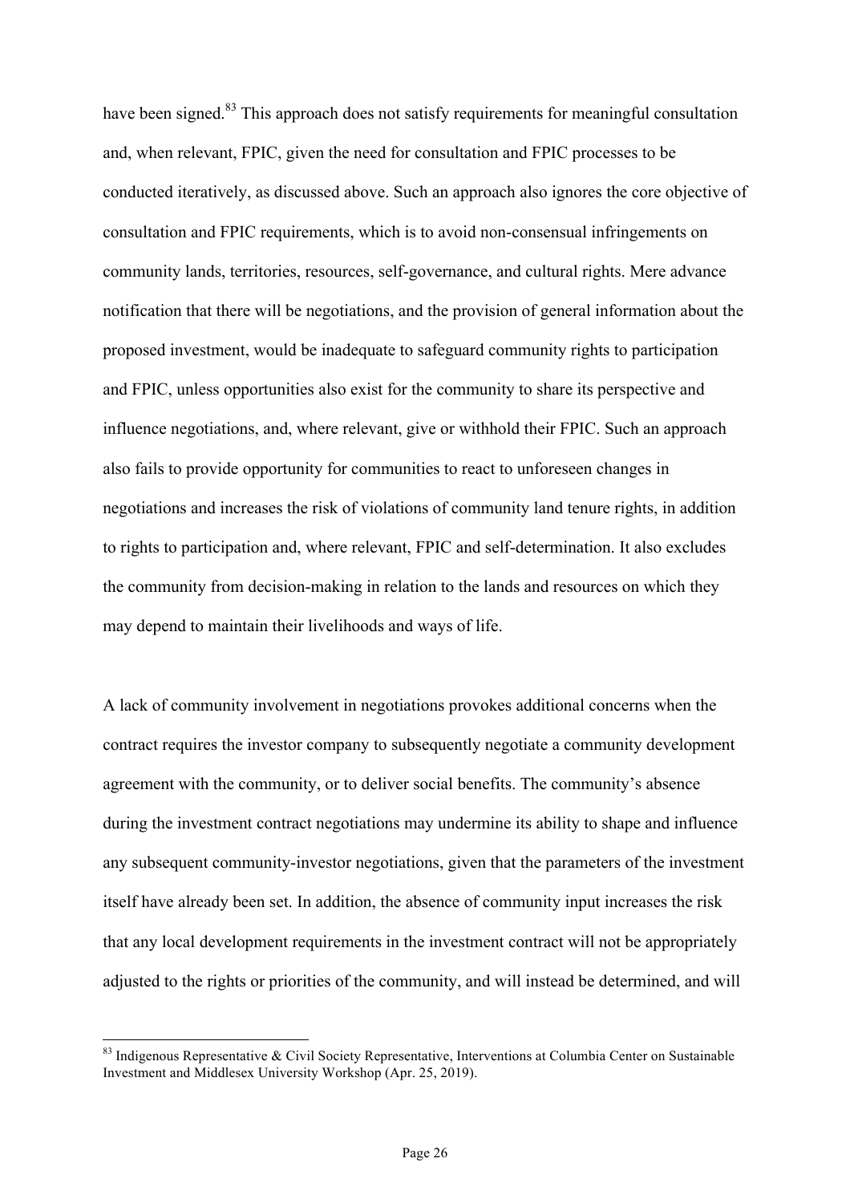have been signed.[83] This approach does not satisfy requirements for meaningful consultation and, when relevant, FPIC, given the need for consultation and FPIC processes to be conducted iteratively, as discussed above. Such an approach also ignores the core objective of consultation and FPIC requirements, which is to avoid non-consensual infringements on community lands, territories, resources, self-governance, and cultural rights. Mere advance notification that there will be negotiations, and the provision of general information about the proposed investment, would be inadequate to safeguard community rights to participation and FPIC, unless opportunities also exist for the community to share its perspective and influence negotiations, and, where relevant, give or withhold their FPIC. Such an approach also fails to provide opportunity for communities to react to unforeseen changes in negotiations and increases the risk of violations of community land tenure rights, in addition to rights to participation and, where relevant, FPIC and self-determination. It also excludes the community from decision-making in relation to the lands and resources on which they may depend to maintain their livelihoods and ways of life.

A lack of community involvement in negotiations provokes additional concerns when the contract requires the investor company to subsequently negotiate a community development agreement with the community, or to deliver social benefits. The community's absence during the investment contract negotiations may undermine its ability to shape and influence any subsequent community-investor negotiations, given that the parameters of the investment itself have already been set. In addition, the absence of community input increases the risk that any local development requirements in the investment contract will not be appropriately adjusted to the rights or priorities of the community, and will instead be determined, and will

[83] Indigenous Representative & Civil Society Representative, Interventions at Columbia Center on Sustainable Investment and Middlesex University Workshop (Apr. 25, 2019).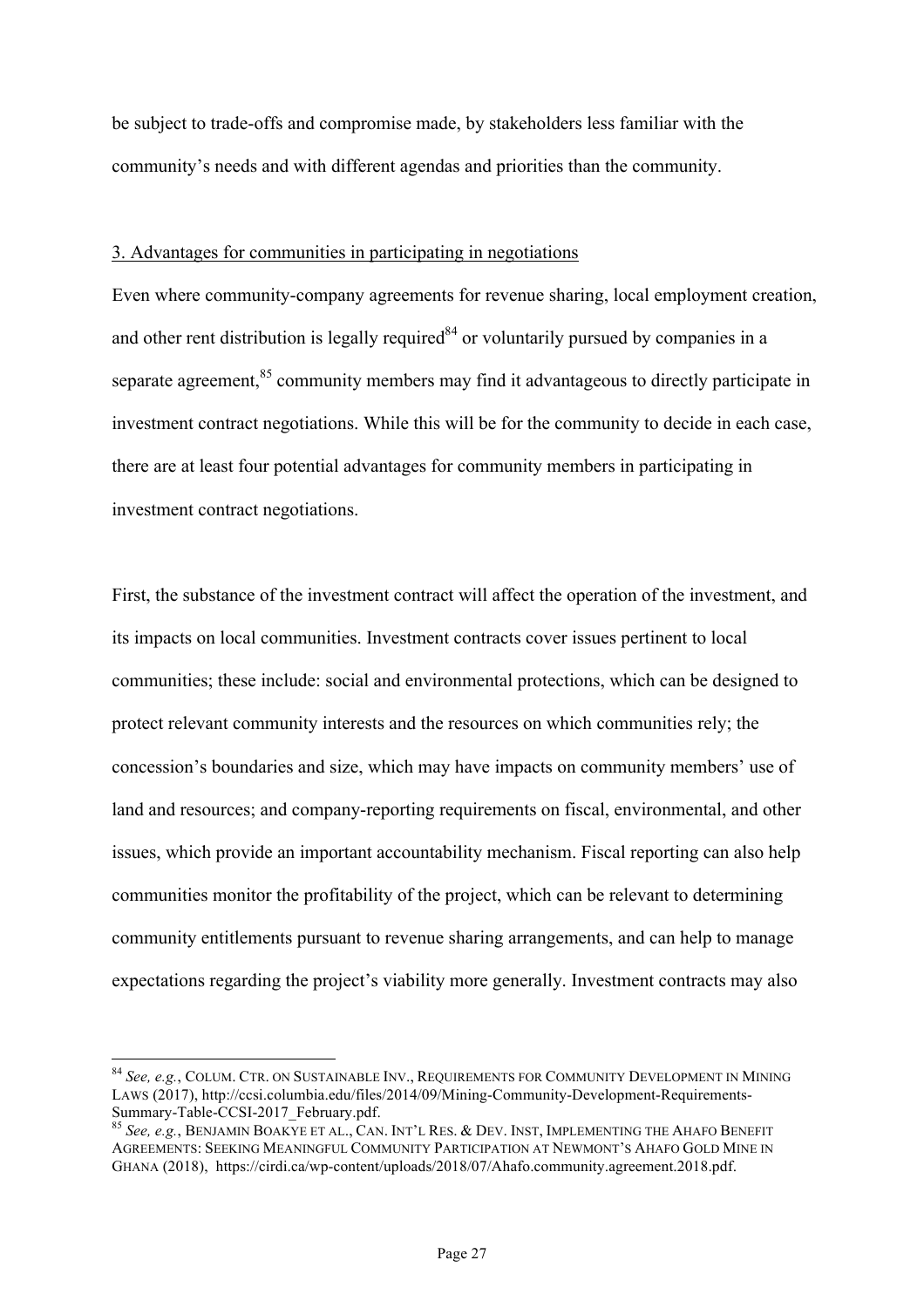be subject to trade-offs and compromise made, by stakeholders less familiar with the community's needs and with different agendas and priorities than the community.

3. Advantages for communities in participating in negotiations

Even where community-company agreements for revenue sharing, local employment creation, and other rent distribution is legally required[84] or voluntarily pursued by companies in a separate agreement,[85] community members may find it advantageous to directly participate in investment contract negotiations. While this will be for the community to decide in each case, there are at least four potential advantages for community members in participating in investment contract negotiations.

First, the substance of the investment contract will affect the operation of the investment, and its impacts on local communities. Investment contracts cover issues pertinent to local communities; these include: social and environmental protections, which can be designed to protect relevant community interests and the resources on which communities rely; the concession's boundaries and size, which may have impacts on community members' use of land and resources; and company-reporting requirements on fiscal, environmental, and other issues, which provide an important accountability mechanism. Fiscal reporting can also help communities monitor the profitability of the project, which can be relevant to determining community entitlements pursuant to revenue sharing arrangements, and can help to manage expectations regarding the project's viability more generally. Investment contracts may also

[84] *See, e.g.*, COLUM. CTR. ON SUSTAINABLE INV., REQUIREMENTS FOR COMMUNITY DEVELOPMENT IN MINING LAWS (2017), http://ccsi.columbia.edu/files/2014/09/Mining-Community-Development-Requirements-Summary-Table-CCSI-2017_February.pdf.

[85] *See, e.g.*, BENJAMIN BOAKYE ET AL., CAN. INT'L RES. & DEV. INST, IMPLEMENTING THE AHAFO BENEFIT AGREEMENTS: SEEKING MEANINGFUL COMMUNITY PARTICIPATION AT NEWMONT'S AHAFO GOLD MINE IN GHANA (2018), https://cirdi.ca/wp-content/uploads/2018/07/Ahafo.community.agreement.2018.pdf.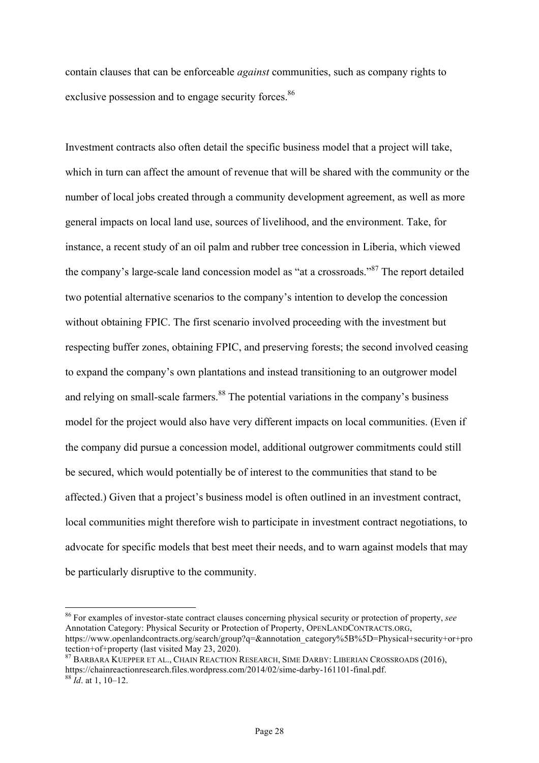contain clauses that can be enforceable *against* communities, such as company rights to exclusive possession and to engage security forces.[86]

Investment contracts also often detail the specific business model that a project will take, which in turn can affect the amount of revenue that will be shared with the community or the number of local jobs created through a community development agreement, as well as more general impacts on local land use, sources of livelihood, and the environment. Take, for instance, a recent study of an oil palm and rubber tree concession in Liberia, which viewed the company's large-scale land concession model as "at a crossroads."[87] The report detailed two potential alternative scenarios to the company's intention to develop the concession without obtaining FPIC. The first scenario involved proceeding with the investment but respecting buffer zones, obtaining FPIC, and preserving forests; the second involved ceasing to expand the company's own plantations and instead transitioning to an outgrower model and relying on small-scale farmers.[88] The potential variations in the company's business model for the project would also have very different impacts on local communities. (Even if the company did pursue a concession model, additional outgrower commitments could still be secured, which would potentially be of interest to the communities that stand to be affected.) Given that a project's business model is often outlined in an investment contract, local communities might therefore wish to participate in investment contract negotiations, to advocate for specific models that best meet their needs, and to warn against models that may be particularly disruptive to the community.

---

[86] For examples of investor-state contract clauses concerning physical security or protection of property, *see* Annotation Category: Physical Security or Protection of Property, OPENLANDCONTRACTS.ORG, https://www.openlandcontracts.org/search/group?q=&annotation_category%5B%5D=Physical+security+or+protection+of+property (last visited May 23, 2020).

[87] BARBARA KUEPPER ET AL., CHAIN REACTION RESEARCH, SIME DARBY: LIBERIAN CROSSROADS (2016), https://chainreactionresearch.files.wordpress.com/2014/02/sime-darby-161101-final.pdf.

[88] *Id*. at 1, 10–12.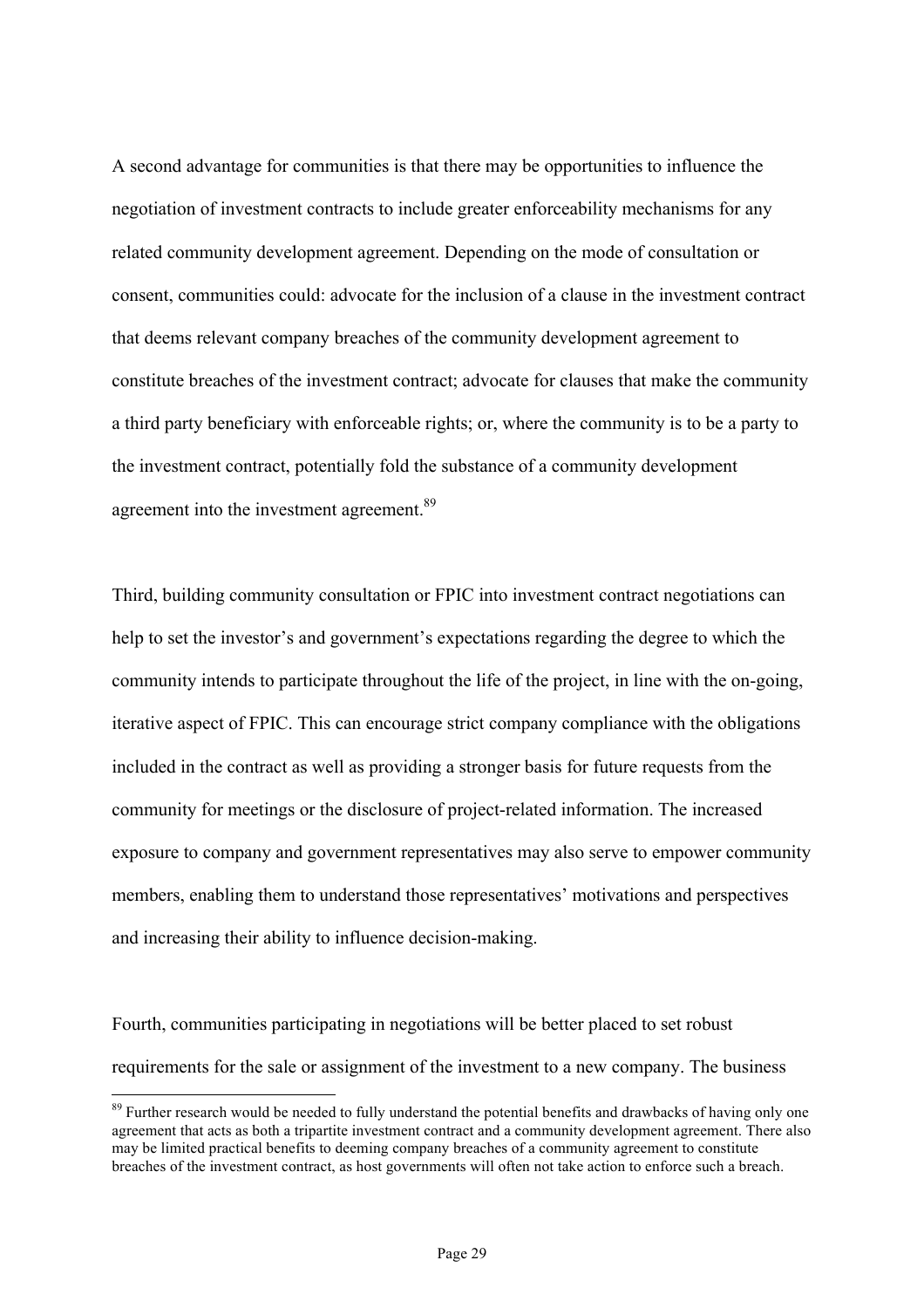A second advantage for communities is that there may be opportunities to influence the negotiation of investment contracts to include greater enforceability mechanisms for any related community development agreement. Depending on the mode of consultation or consent, communities could: advocate for the inclusion of a clause in the investment contract that deems relevant company breaches of the community development agreement to constitute breaches of the investment contract; advocate for clauses that make the community a third party beneficiary with enforceable rights; or, where the community is to be a party to the investment contract, potentially fold the substance of a community development agreement into the investment agreement.[89]

Third, building community consultation or FPIC into investment contract negotiations can help to set the investor's and government's expectations regarding the degree to which the community intends to participate throughout the life of the project, in line with the on-going, iterative aspect of FPIC. This can encourage strict company compliance with the obligations included in the contract as well as providing a stronger basis for future requests from the community for meetings or the disclosure of project-related information. The increased exposure to company and government representatives may also serve to empower community members, enabling them to understand those representatives' motivations and perspectives and increasing their ability to influence decision-making.

Fourth, communities participating in negotiations will be better placed to set robust requirements for the sale or assignment of the investment to a new company. The business

[89] Further research would be needed to fully understand the potential benefits and drawbacks of having only one agreement that acts as both a tripartite investment contract and a community development agreement. There also may be limited practical benefits to deeming company breaches of a community agreement to constitute breaches of the investment contract, as host governments will often not take action to enforce such a breach.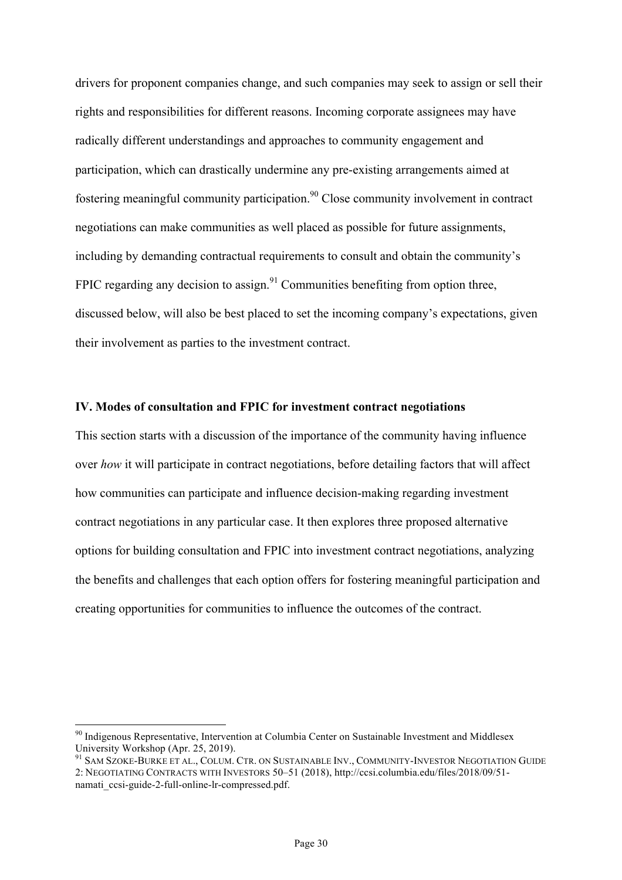drivers for proponent companies change, and such companies may seek to assign or sell their rights and responsibilities for different reasons. Incoming corporate assignees may have radically different understandings and approaches to community engagement and participation, which can drastically undermine any pre-existing arrangements aimed at fostering meaningful community participation.[90] Close community involvement in contract negotiations can make communities as well placed as possible for future assignments, including by demanding contractual requirements to consult and obtain the community's FPIC regarding any decision to assign.[91] Communities benefiting from option three, discussed below, will also be best placed to set the incoming company's expectations, given their involvement as parties to the investment contract.

## IV. Modes of consultation and FPIC for investment contract negotiations

This section starts with a discussion of the importance of the community having influence over *how* it will participate in contract negotiations, before detailing factors that will affect how communities can participate and influence decision-making regarding investment contract negotiations in any particular case. It then explores three proposed alternative options for building consultation and FPIC into investment contract negotiations, analyzing the benefits and challenges that each option offers for fostering meaningful participation and creating opportunities for communities to influence the outcomes of the contract.

---

[90] Indigenous Representative, Intervention at Columbia Center on Sustainable Investment and Middlesex University Workshop (Apr. 25, 2019).

[91] SAM SZOKE-BURKE ET AL., COLUM. CTR. ON SUSTAINABLE INV., COMMUNITY-INVESTOR NEGOTIATION GUIDE 2: NEGOTIATING CONTRACTS WITH INVESTORS 50–51 (2018), http://ccsi.columbia.edu/files/2018/09/51-namati_ccsi-guide-2-full-online-lr-compressed.pdf.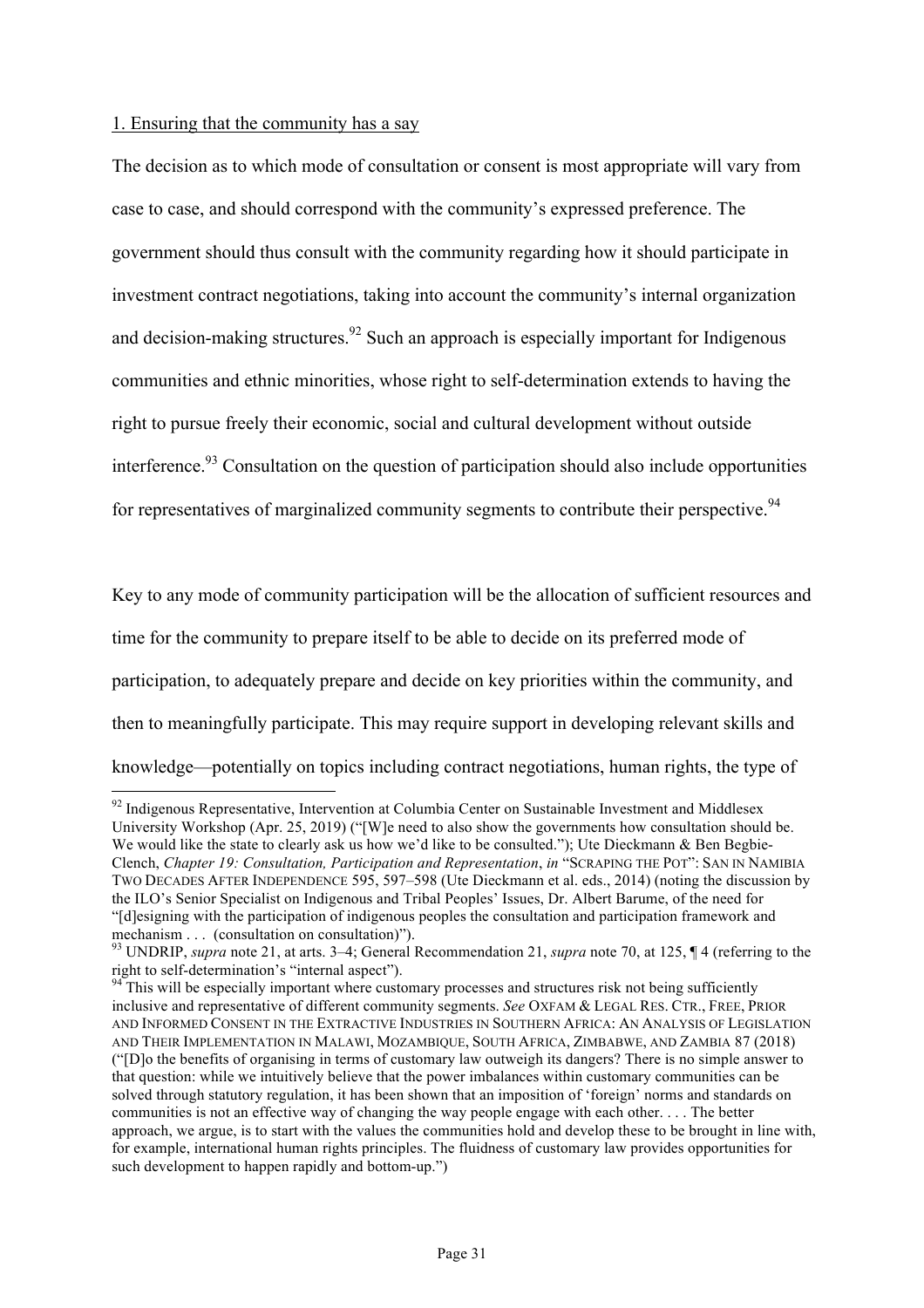1. Ensuring that the community has a say

The decision as to which mode of consultation or consent is most appropriate will vary from case to case, and should correspond with the community's expressed preference. The government should thus consult with the community regarding how it should participate in investment contract negotiations, taking into account the community's internal organization and decision-making structures.[92] Such an approach is especially important for Indigenous communities and ethnic minorities, whose right to self-determination extends to having the right to pursue freely their economic, social and cultural development without outside interference.[93] Consultation on the question of participation should also include opportunities for representatives of marginalized community segments to contribute their perspective.[94]

Key to any mode of community participation will be the allocation of sufficient resources and time for the community to prepare itself to be able to decide on its preferred mode of participation, to adequately prepare and decide on key priorities within the community, and then to meaningfully participate. This may require support in developing relevant skills and knowledge—potentially on topics including contract negotiations, human rights, the type of

---

[92] Indigenous Representative, Intervention at Columbia Center on Sustainable Investment and Middlesex University Workshop (Apr. 25, 2019) ("[W]e need to also show the governments how consultation should be. We would like the state to clearly ask us how we'd like to be consulted."); Ute Dieckmann & Ben Begbie-Clench, *Chapter 19: Consultation, Participation and Representation*, *in* "SCRAPING THE POT": SAN IN NAMIBIA TWO DECADES AFTER INDEPENDENCE 595, 597–598 (Ute Dieckmann et al. eds., 2014) (noting the discussion by the ILO's Senior Specialist on Indigenous and Tribal Peoples' Issues, Dr. Albert Barume, of the need for "[d]esigning with the participation of indigenous peoples the consultation and participation framework and mechanism . . . (consultation on consultation)").

[93] UNDRIP, *supra* note 21, at arts. 3–4; General Recommendation 21, *supra* note 70, at 125, ¶ 4 (referring to the right to self-determination's "internal aspect").

[94] This will be especially important where customary processes and structures risk not being sufficiently inclusive and representative of different community segments. *See* OXFAM & LEGAL RES. CTR., FREE, PRIOR AND INFORMED CONSENT IN THE EXTRACTIVE INDUSTRIES IN SOUTHERN AFRICA: AN ANALYSIS OF LEGISLATION AND THEIR IMPLEMENTATION IN MALAWI, MOZAMBIQUE, SOUTH AFRICA, ZIMBABWE, AND ZAMBIA 87 (2018) ("[D]o the benefits of organising in terms of customary law outweigh its dangers? There is no simple answer to that question: while we intuitively believe that the power imbalances within customary communities can be solved through statutory regulation, it has been shown that an imposition of 'foreign' norms and standards on communities is not an effective way of changing the way people engage with each other. . . . The better approach, we argue, is to start with the values the communities hold and develop these to be brought in line with, for example, international human rights principles. The fluidness of customary law provides opportunities for such development to happen rapidly and bottom-up.")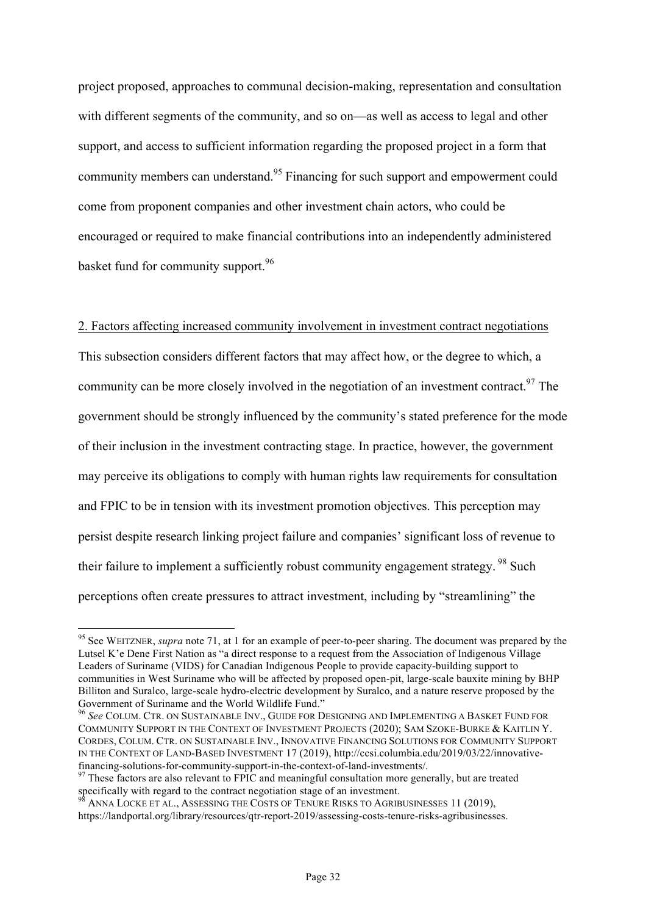project proposed, approaches to communal decision-making, representation and consultation with different segments of the community, and so on—as well as access to legal and other support, and access to sufficient information regarding the proposed project in a form that community members can understand.[95] Financing for such support and empowerment could come from proponent companies and other investment chain actors, who could be encouraged or required to make financial contributions into an independently administered basket fund for community support.[96]

2. Factors affecting increased community involvement in investment contract negotiations

This subsection considers different factors that may affect how, or the degree to which, a community can be more closely involved in the negotiation of an investment contract.[97] The government should be strongly influenced by the community's stated preference for the mode of their inclusion in the investment contracting stage. In practice, however, the government may perceive its obligations to comply with human rights law requirements for consultation and FPIC to be in tension with its investment promotion objectives. This perception may persist despite research linking project failure and companies' significant loss of revenue to their failure to implement a sufficiently robust community engagement strategy.[98] Such perceptions often create pressures to attract investment, including by "streamlining" the

---

[95] See WEITZNER, *supra* note 71, at 1 for an example of peer-to-peer sharing. The document was prepared by the Lutsel K'e Dene First Nation as "a direct response to a request from the Association of Indigenous Village Leaders of Suriname (VIDS) for Canadian Indigenous People to provide capacity-building support to communities in West Suriname who will be affected by proposed open-pit, large-scale bauxite mining by BHP Billiton and Suralco, large-scale hydro-electric development by Suralco, and a nature reserve proposed by the Government of Suriname and the World Wildlife Fund."

[96] *See* COLUM. CTR. ON SUSTAINABLE INV., GUIDE FOR DESIGNING AND IMPLEMENTING A BASKET FUND FOR COMMUNITY SUPPORT IN THE CONTEXT OF INVESTMENT PROJECTS (2020); SAM SZOKE-BURKE & KAITLIN Y. CORDES, COLUM. CTR. ON SUSTAINABLE INV., INNOVATIVE FINANCING SOLUTIONS FOR COMMUNITY SUPPORT IN THE CONTEXT OF LAND-BASED INVESTMENT 17 (2019), http://ccsi.columbia.edu/2019/03/22/innovative-financing-solutions-for-community-support-in-the-context-of-land-investments/.

[97] These factors are also relevant to FPIC and meaningful consultation more generally, but are treated specifically with regard to the contract negotiation stage of an investment.

[98] ANNA LOCKE ET AL., ASSESSING THE COSTS OF TENURE RISKS TO AGRIBUSINESSES 11 (2019), https://landportal.org/library/resources/qtr-report-2019/assessing-costs-tenure-risks-agribusinesses.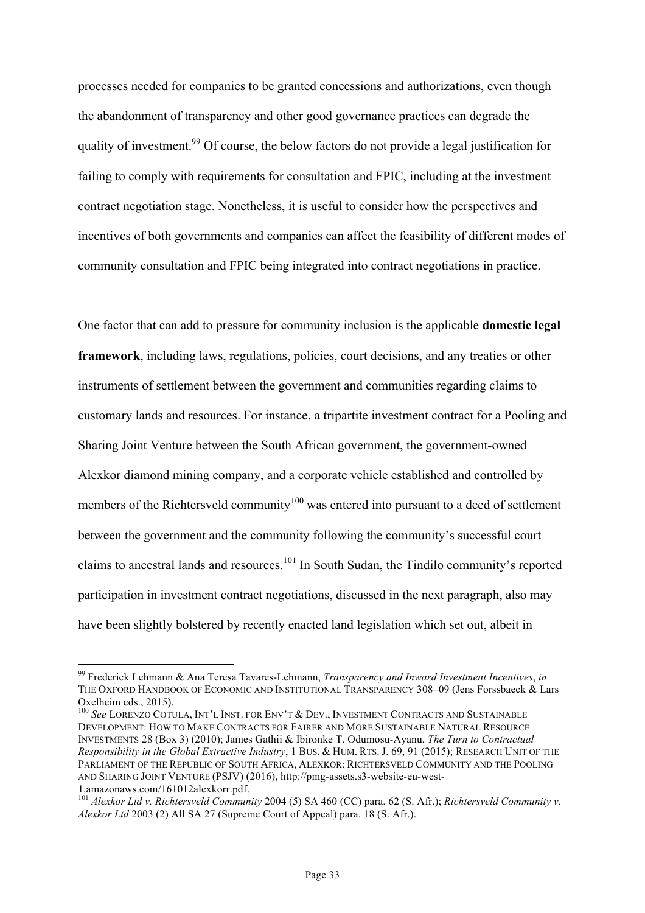processes needed for companies to be granted concessions and authorizations, even though the abandonment of transparency and other good governance practices can degrade the quality of investment.[99] Of course, the below factors do not provide a legal justification for failing to comply with requirements for consultation and FPIC, including at the investment contract negotiation stage. Nonetheless, it is useful to consider how the perspectives and incentives of both governments and companies can affect the feasibility of different modes of community consultation and FPIC being integrated into contract negotiations in practice.

One factor that can add to pressure for community inclusion is the applicable **domestic legal framework**, including laws, regulations, policies, court decisions, and any treaties or other instruments of settlement between the government and communities regarding claims to customary lands and resources. For instance, a tripartite investment contract for a Pooling and Sharing Joint Venture between the South African government, the government-owned Alexkor diamond mining company, and a corporate vehicle established and controlled by members of the Richtersveld community[100] was entered into pursuant to a deed of settlement between the government and the community following the community's successful court claims to ancestral lands and resources.[101] In South Sudan, the Tindilo community's reported participation in investment contract negotiations, discussed in the next paragraph, also may have been slightly bolstered by recently enacted land legislation which set out, albeit in

---

[99] Frederick Lehmann & Ana Teresa Tavares-Lehmann, *Transparency and Inward Investment Incentives*, *in* THE OXFORD HANDBOOK OF ECONOMIC AND INSTITUTIONAL TRANSPARENCY 308–09 (Jens Forssbaeck & Lars Oxelheim eds., 2015).

[100] *See* LORENZO COTULA, INT'L INST. FOR ENV'T & DEV., INVESTMENT CONTRACTS AND SUSTAINABLE DEVELOPMENT: HOW TO MAKE CONTRACTS FOR FAIRER AND MORE SUSTAINABLE NATURAL RESOURCE INVESTMENTS 28 (Box 3) (2010); James Gathii & Ibironke T. Odumosu-Ayanu, *The Turn to Contractual Responsibility in the Global Extractive Industry*, 1 BUS. & HUM. RTS. J. 69, 91 (2015); RESEARCH UNIT OF THE PARLIAMENT OF THE REPUBLIC OF SOUTH AFRICA, ALEXKOR: RICHTERSVELD COMMUNITY AND THE POOLING AND SHARING JOINT VENTURE (PSJV) (2016), http://pmg-assets.s3-website-eu-west-1.amazonaws.com/161012alexkorr.pdf.

[101] *Alexkor Ltd v. Richtersveld Community* 2004 (5) SA 460 (CC) para. 62 (S. Afr.); *Richtersveld Community v. Alexkor Ltd* 2003 (2) All SA 27 (Supreme Court of Appeal) para. 18 (S. Afr.).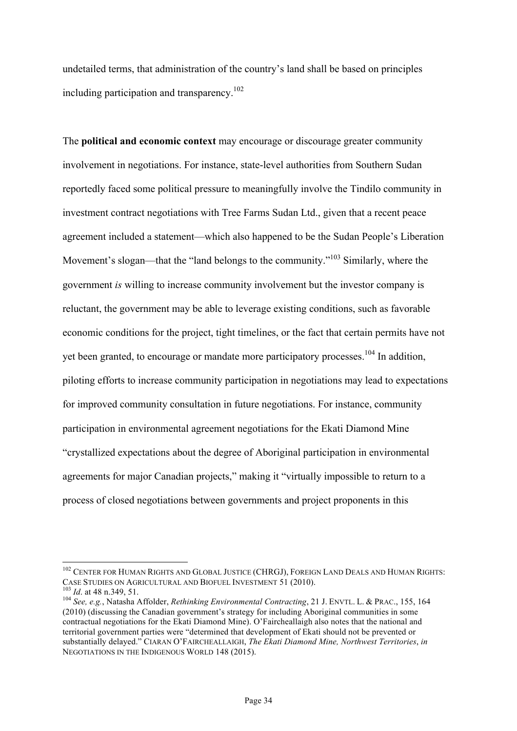undetailed terms, that administration of the country's land shall be based on principles including participation and transparency.[102]

The **political and economic context** may encourage or discourage greater community involvement in negotiations. For instance, state-level authorities from Southern Sudan reportedly faced some political pressure to meaningfully involve the Tindilo community in investment contract negotiations with Tree Farms Sudan Ltd., given that a recent peace agreement included a statement—which also happened to be the Sudan People's Liberation Movement's slogan—that the "land belongs to the community."[103] Similarly, where the government *is* willing to increase community involvement but the investor company is reluctant, the government may be able to leverage existing conditions, such as favorable economic conditions for the project, tight timelines, or the fact that certain permits have not yet been granted, to encourage or mandate more participatory processes.[104] In addition, piloting efforts to increase community participation in negotiations may lead to expectations for improved community consultation in future negotiations. For instance, community participation in environmental agreement negotiations for the Ekati Diamond Mine "crystallized expectations about the degree of Aboriginal participation in environmental agreements for major Canadian projects," making it "virtually impossible to return to a process of closed negotiations between governments and project proponents in this

---

[102] CENTER FOR HUMAN RIGHTS AND GLOBAL JUSTICE (CHRGJ), FOREIGN LAND DEALS AND HUMAN RIGHTS: CASE STUDIES ON AGRICULTURAL AND BIOFUEL INVESTMENT 51 (2010).

[103] *Id*. at 48 n.349, 51.

[104] *See, e.g.*, Natasha Affolder, *Rethinking Environmental Contracting*, 21 J. ENVTL. L. & PRAC., 155, 164 (2010) (discussing the Canadian government's strategy for including Aboriginal communities in some contractual negotiations for the Ekati Diamond Mine). O'Faircheallaigh also notes that the national and territorial government parties were "determined that development of Ekati should not be prevented or substantially delayed." CIARAN O'FAIRCHEALLAIGH, *The Ekati Diamond Mine, Northwest Territories*, *in* NEGOTIATIONS IN THE INDIGENOUS WORLD 148 (2015).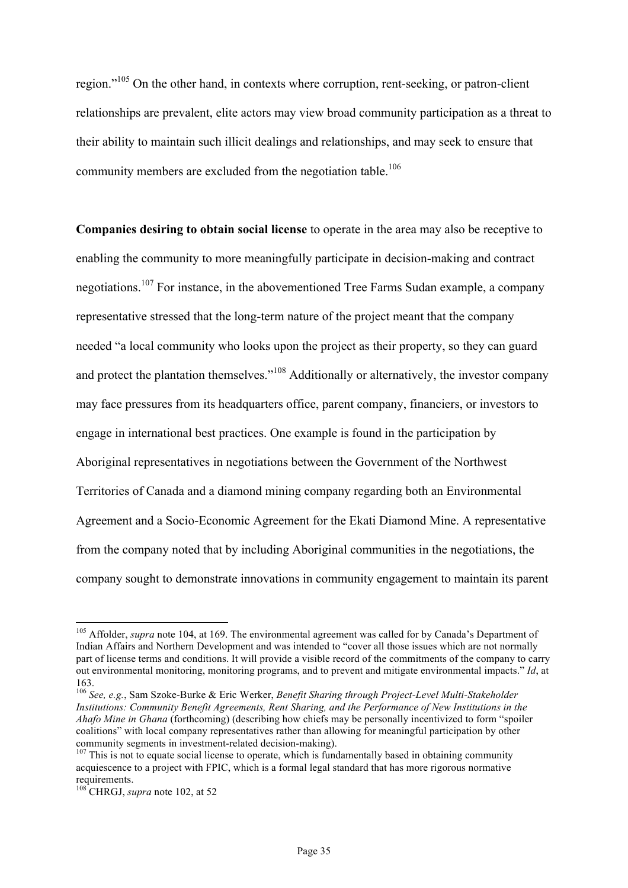region."[105] On the other hand, in contexts where corruption, rent-seeking, or patron-client relationships are prevalent, elite actors may view broad community participation as a threat to their ability to maintain such illicit dealings and relationships, and may seek to ensure that community members are excluded from the negotiation table.[106]

**Companies desiring to obtain social license** to operate in the area may also be receptive to enabling the community to more meaningfully participate in decision-making and contract negotiations.[107] For instance, in the abovementioned Tree Farms Sudan example, a company representative stressed that the long-term nature of the project meant that the company needed "a local community who looks upon the project as their property, so they can guard and protect the plantation themselves."[108] Additionally or alternatively, the investor company may face pressures from its headquarters office, parent company, financiers, or investors to engage in international best practices. One example is found in the participation by Aboriginal representatives in negotiations between the Government of the Northwest Territories of Canada and a diamond mining company regarding both an Environmental Agreement and a Socio-Economic Agreement for the Ekati Diamond Mine. A representative from the company noted that by including Aboriginal communities in the negotiations, the company sought to demonstrate innovations in community engagement to maintain its parent

---

[105] Affolder, *supra* note 104, at 169. The environmental agreement was called for by Canada's Department of Indian Affairs and Northern Development and was intended to "cover all those issues which are not normally part of license terms and conditions. It will provide a visible record of the commitments of the company to carry out environmental monitoring, monitoring programs, and to prevent and mitigate environmental impacts." *Id*, at 163.

[106] *See, e.g.*, Sam Szoke-Burke & Eric Werker, *Benefit Sharing through Project-Level Multi-Stakeholder Institutions: Community Benefit Agreements, Rent Sharing, and the Performance of New Institutions in the Ahafo Mine in Ghana* (forthcoming) (describing how chiefs may be personally incentivized to form "spoiler coalitions" with local company representatives rather than allowing for meaningful participation by other community segments in investment-related decision-making).

[107] This is not to equate social license to operate, which is fundamentally based in obtaining community acquiescence to a project with FPIC, which is a formal legal standard that has more rigorous normative requirements.

[108] CHRGJ, *supra* note 102, at 52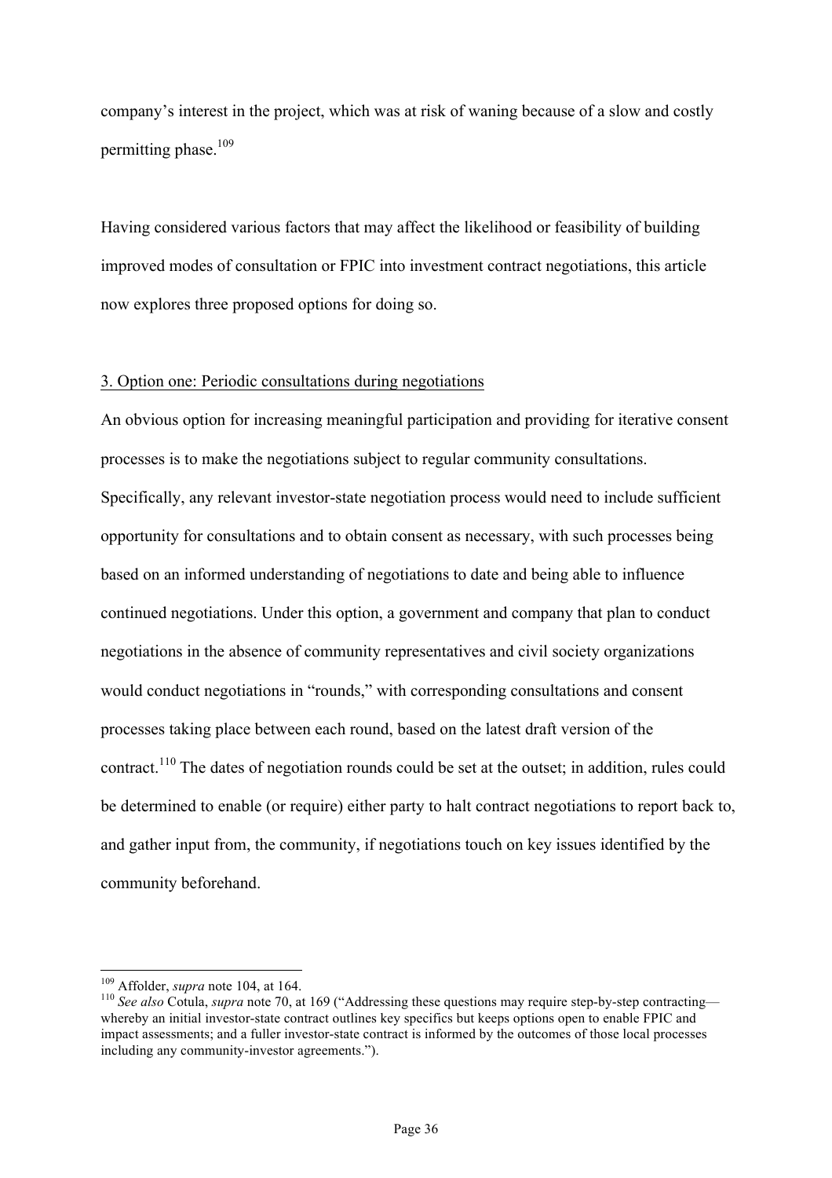company's interest in the project, which was at risk of waning because of a slow and costly permitting phase.[109]

Having considered various factors that may affect the likelihood or feasibility of building improved modes of consultation or FPIC into investment contract negotiations, this article now explores three proposed options for doing so.

### 3. Option one: Periodic consultations during negotiations

An obvious option for increasing meaningful participation and providing for iterative consent processes is to make the negotiations subject to regular community consultations. Specifically, any relevant investor-state negotiation process would need to include sufficient opportunity for consultations and to obtain consent as necessary, with such processes being based on an informed understanding of negotiations to date and being able to influence continued negotiations. Under this option, a government and company that plan to conduct negotiations in the absence of community representatives and civil society organizations would conduct negotiations in "rounds," with corresponding consultations and consent processes taking place between each round, based on the latest draft version of the contract.[110] The dates of negotiation rounds could be set at the outset; in addition, rules could be determined to enable (or require) either party to halt contract negotiations to report back to, and gather input from, the community, if negotiations touch on key issues identified by the community beforehand.

---

[109] Affolder, *supra* note 104, at 164.

[110] *See also* Cotula, *supra* note 70, at 169 ("Addressing these questions may require step-by-step contracting—whereby an initial investor-state contract outlines key specifics but keeps options open to enable FPIC and impact assessments; and a fuller investor-state contract is informed by the outcomes of those local processes including any community-investor agreements.").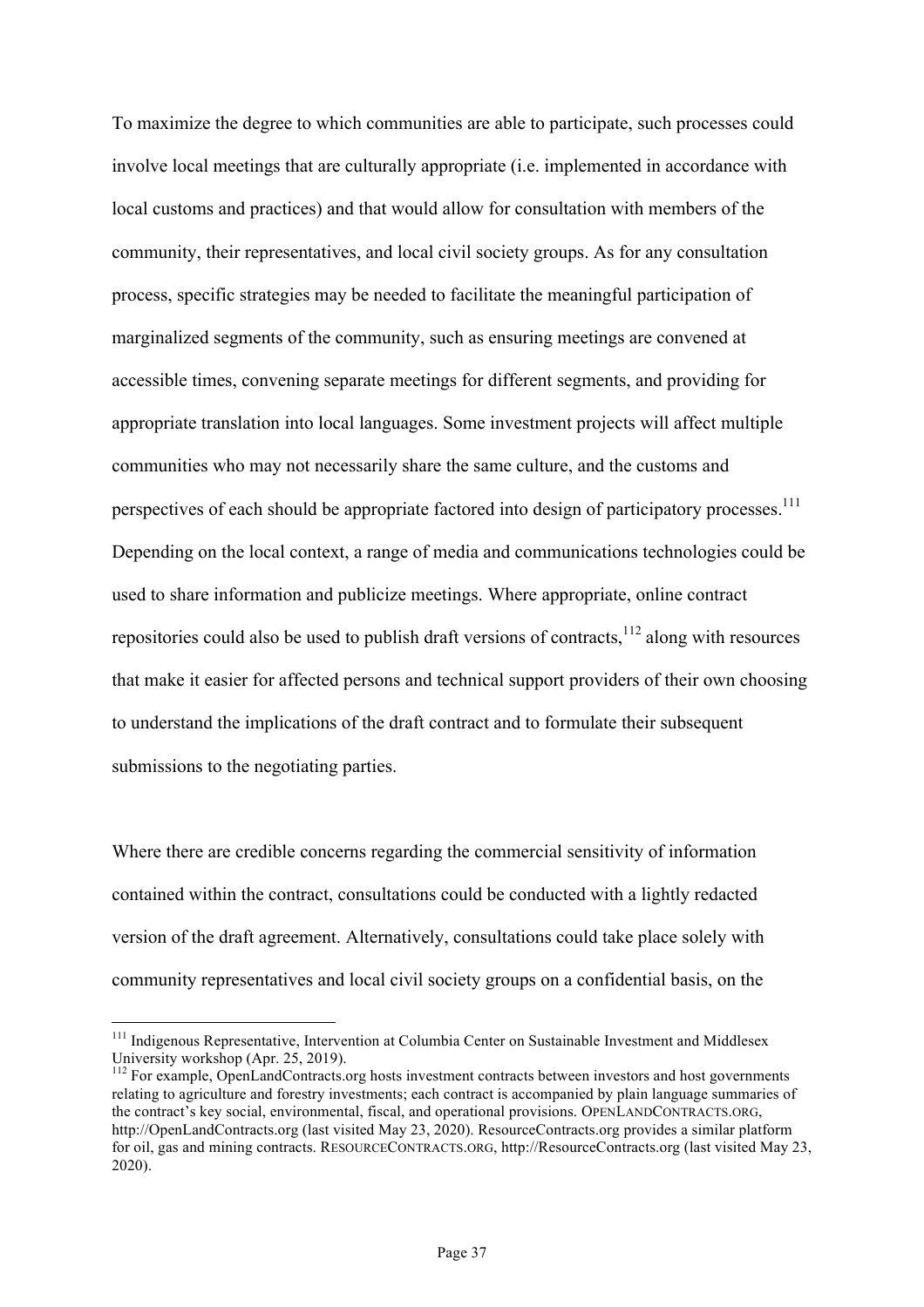To maximize the degree to which communities are able to participate, such processes could involve local meetings that are culturally appropriate (i.e. implemented in accordance with local customs and practices) and that would allow for consultation with members of the community, their representatives, and local civil society groups. As for any consultation process, specific strategies may be needed to facilitate the meaningful participation of marginalized segments of the community, such as ensuring meetings are convened at accessible times, convening separate meetings for different segments, and providing for appropriate translation into local languages. Some investment projects will affect multiple communities who may not necessarily share the same culture, and the customs and perspectives of each should be appropriate factored into design of participatory processes.[111] Depending on the local context, a range of media and communications technologies could be used to share information and publicize meetings. Where appropriate, online contract repositories could also be used to publish draft versions of contracts,[112] along with resources that make it easier for affected persons and technical support providers of their own choosing to understand the implications of the draft contract and to formulate their subsequent submissions to the negotiating parties.

Where there are credible concerns regarding the commercial sensitivity of information contained within the contract, consultations could be conducted with a lightly redacted version of the draft agreement. Alternatively, consultations could take place solely with community representatives and local civil society groups on a confidential basis, on the

---

[111] Indigenous Representative, Intervention at Columbia Center on Sustainable Investment and Middlesex University workshop (Apr. 25, 2019).

[112] For example, OpenLandContracts.org hosts investment contracts between investors and host governments relating to agriculture and forestry investments; each contract is accompanied by plain language summaries of the contract's key social, environmental, fiscal, and operational provisions. OPENLANDCONTRACTS.ORG, http://OpenLandContracts.org (last visited May 23, 2020). ResourceContracts.org provides a similar platform for oil, gas and mining contracts. RESOURCECONTRACTS.ORG, http://ResourceContracts.org (last visited May 23, 2020).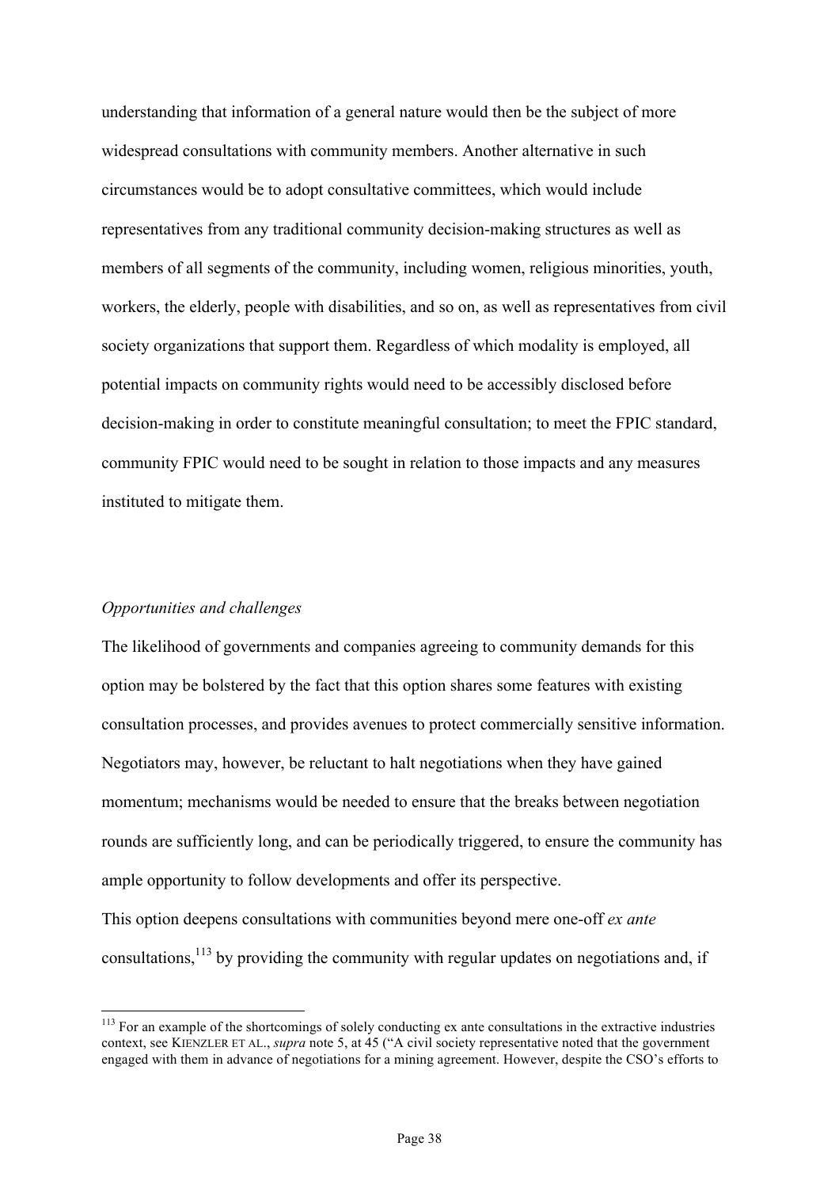understanding that information of a general nature would then be the subject of more widespread consultations with community members. Another alternative in such circumstances would be to adopt consultative committees, which would include representatives from any traditional community decision-making structures as well as members of all segments of the community, including women, religious minorities, youth, workers, the elderly, people with disabilities, and so on, as well as representatives from civil society organizations that support them. Regardless of which modality is employed, all potential impacts on community rights would need to be accessibly disclosed before decision-making in order to constitute meaningful consultation; to meet the FPIC standard, community FPIC would need to be sought in relation to those impacts and any measures instituted to mitigate them.

*Opportunities and challenges*

The likelihood of governments and companies agreeing to community demands for this option may be bolstered by the fact that this option shares some features with existing consultation processes, and provides avenues to protect commercially sensitive information. Negotiators may, however, be reluctant to halt negotiations when they have gained momentum; mechanisms would be needed to ensure that the breaks between negotiation rounds are sufficiently long, and can be periodically triggered, to ensure the community has ample opportunity to follow developments and offer its perspective.

This option deepens consultations with communities beyond mere one-off *ex ante* consultations,[113] by providing the community with regular updates on negotiations and, if

[113] For an example of the shortcomings of solely conducting ex ante consultations in the extractive industries context, see KIENZLER ET AL., *supra* note 5, at 45 ("A civil society representative noted that the government engaged with them in advance of negotiations for a mining agreement. However, despite the CSO's efforts to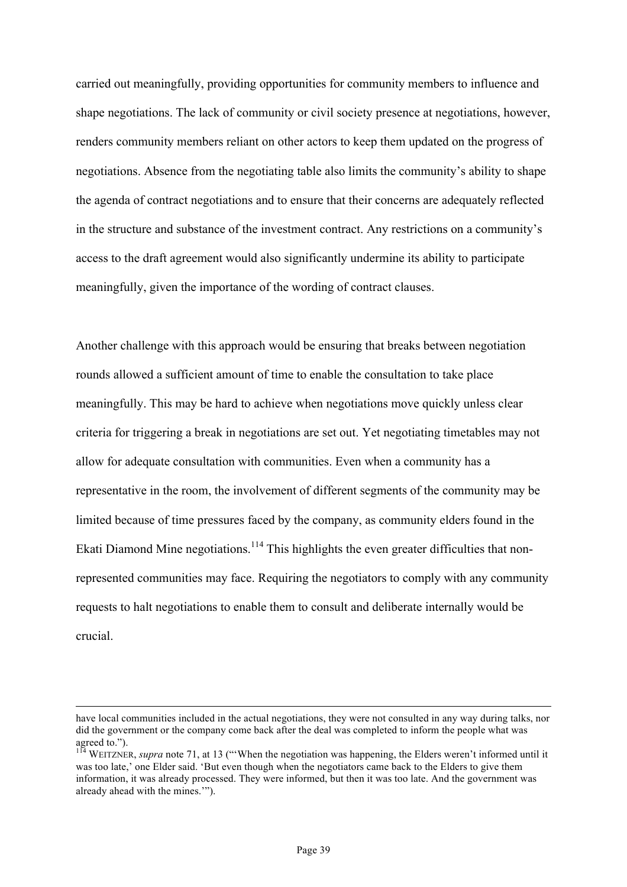carried out meaningfully, providing opportunities for community members to influence and shape negotiations. The lack of community or civil society presence at negotiations, however, renders community members reliant on other actors to keep them updated on the progress of negotiations. Absence from the negotiating table also limits the community's ability to shape the agenda of contract negotiations and to ensure that their concerns are adequately reflected in the structure and substance of the investment contract. Any restrictions on a community's access to the draft agreement would also significantly undermine its ability to participate meaningfully, given the importance of the wording of contract clauses.

Another challenge with this approach would be ensuring that breaks between negotiation rounds allowed a sufficient amount of time to enable the consultation to take place meaningfully. This may be hard to achieve when negotiations move quickly unless clear criteria for triggering a break in negotiations are set out. Yet negotiating timetables may not allow for adequate consultation with communities. Even when a community has a representative in the room, the involvement of different segments of the community may be limited because of time pressures faced by the company, as community elders found in the Ekati Diamond Mine negotiations.[114] This highlights the even greater difficulties that non-represented communities may face. Requiring the negotiators to comply with any community requests to halt negotiations to enable them to consult and deliberate internally would be crucial.

---

have local communities included in the actual negotiations, they were not consulted in any way during talks, nor did the government or the company come back after the deal was completed to inform the people what was agreed to.").

[114] WEITZNER, *supra* note 71, at 13 ("'When the negotiation was happening, the Elders weren't informed until it was too late,' one Elder said. 'But even though when the negotiators came back to the Elders to give them information, it was already processed. They were informed, but then it was too late. And the government was already ahead with the mines.'").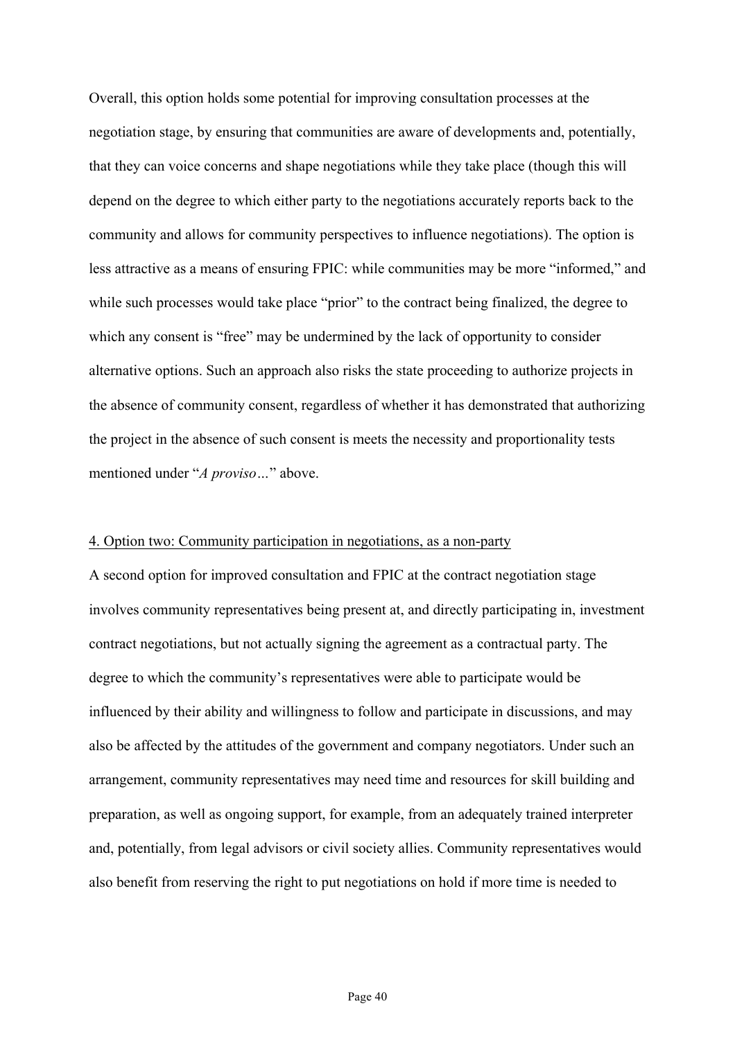Overall, this option holds some potential for improving consultation processes at the negotiation stage, by ensuring that communities are aware of developments and, potentially, that they can voice concerns and shape negotiations while they take place (though this will depend on the degree to which either party to the negotiations accurately reports back to the community and allows for community perspectives to influence negotiations). The option is less attractive as a means of ensuring FPIC: while communities may be more "informed," and while such processes would take place "prior" to the contract being finalized, the degree to which any consent is "free" may be undermined by the lack of opportunity to consider alternative options. Such an approach also risks the state proceeding to authorize projects in the absence of community consent, regardless of whether it has demonstrated that authorizing the project in the absence of such consent is meets the necessity and proportionality tests mentioned under "*A proviso…*" above.

4. Option two: Community participation in negotiations, as a non-party

A second option for improved consultation and FPIC at the contract negotiation stage involves community representatives being present at, and directly participating in, investment contract negotiations, but not actually signing the agreement as a contractual party. The degree to which the community's representatives were able to participate would be influenced by their ability and willingness to follow and participate in discussions, and may also be affected by the attitudes of the government and company negotiators. Under such an arrangement, community representatives may need time and resources for skill building and preparation, as well as ongoing support, for example, from an adequately trained interpreter and, potentially, from legal advisors or civil society allies. Community representatives would also benefit from reserving the right to put negotiations on hold if more time is needed to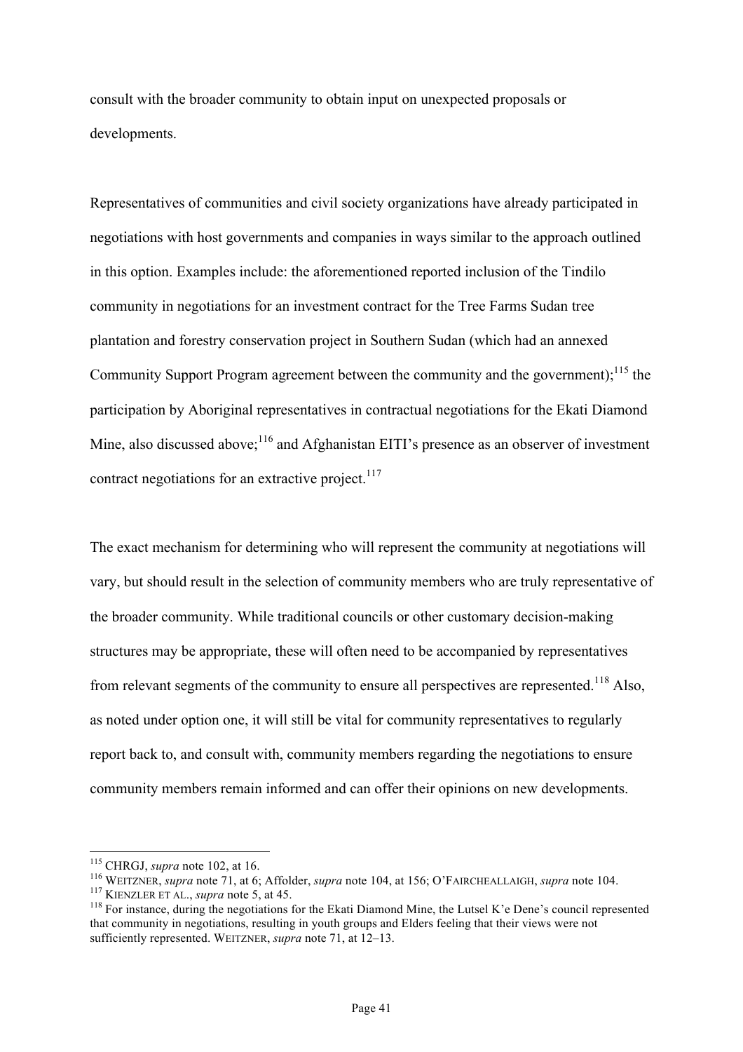consult with the broader community to obtain input on unexpected proposals or developments.

Representatives of communities and civil society organizations have already participated in negotiations with host governments and companies in ways similar to the approach outlined in this option. Examples include: the aforementioned reported inclusion of the Tindilo community in negotiations for an investment contract for the Tree Farms Sudan tree plantation and forestry conservation project in Southern Sudan (which had an annexed Community Support Program agreement between the community and the government);[115] the participation by Aboriginal representatives in contractual negotiations for the Ekati Diamond Mine, also discussed above;[116] and Afghanistan EITI's presence as an observer of investment contract negotiations for an extractive project.[117]

The exact mechanism for determining who will represent the community at negotiations will vary, but should result in the selection of community members who are truly representative of the broader community. While traditional councils or other customary decision-making structures may be appropriate, these will often need to be accompanied by representatives from relevant segments of the community to ensure all perspectives are represented.[118] Also, as noted under option one, it will still be vital for community representatives to regularly report back to, and consult with, community members regarding the negotiations to ensure community members remain informed and can offer their opinions on new developments.

---

[115] CHRGJ, *supra* note 102, at 16.

[116] WEITZNER, *supra* note 71, at 6; Affolder, *supra* note 104, at 156; O'FAIRCHEALLAIGH, *supra* note 104.

[117] KIENZLER ET AL., *supra* note 5, at 45.

[118] For instance, during the negotiations for the Ekati Diamond Mine, the Lutsel K'e Dene's council represented that community in negotiations, resulting in youth groups and Elders feeling that their views were not sufficiently represented. WEITZNER, *supra* note 71, at 12–13.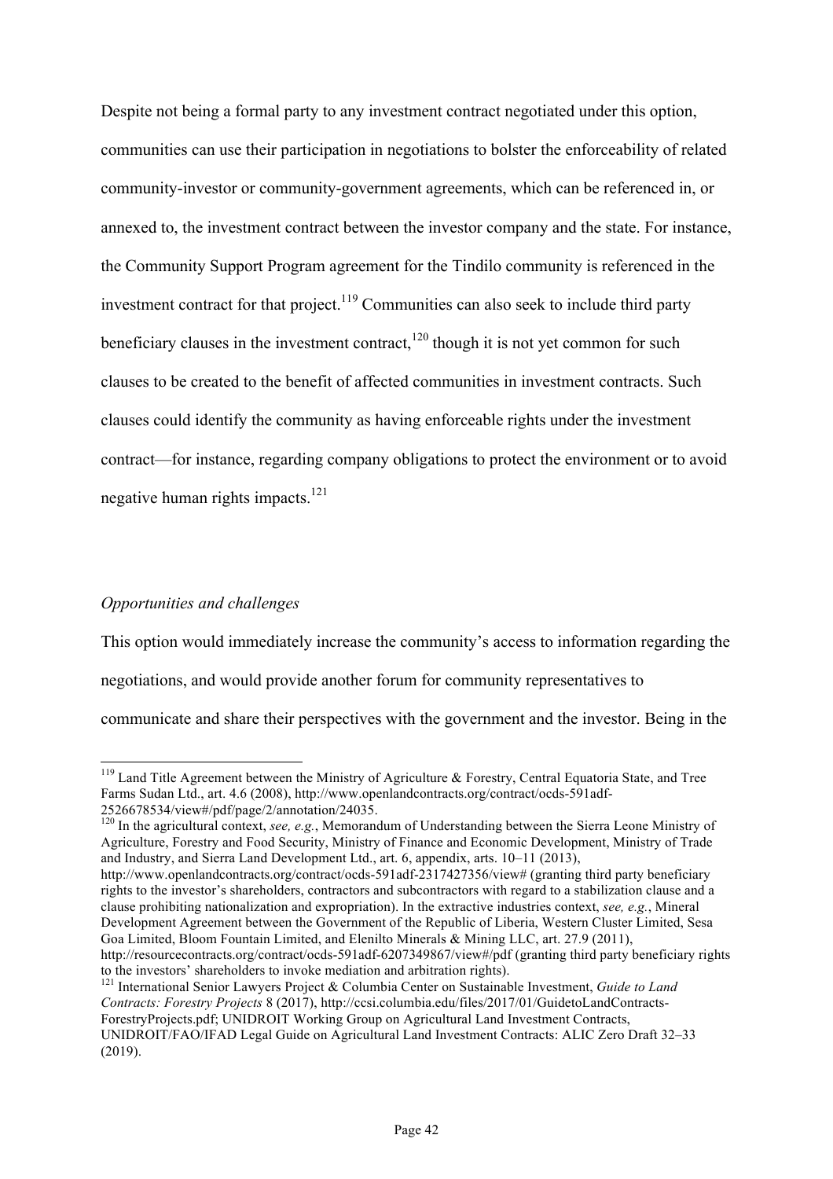Despite not being a formal party to any investment contract negotiated under this option, communities can use their participation in negotiations to bolster the enforceability of related community-investor or community-government agreements, which can be referenced in, or annexed to, the investment contract between the investor company and the state. For instance, the Community Support Program agreement for the Tindilo community is referenced in the investment contract for that project.[119] Communities can also seek to include third party beneficiary clauses in the investment contract,[120] though it is not yet common for such clauses to be created to the benefit of affected communities in investment contracts. Such clauses could identify the community as having enforceable rights under the investment contract—for instance, regarding company obligations to protect the environment or to avoid negative human rights impacts.[121]

*Opportunities and challenges*

This option would immediately increase the community's access to information regarding the negotiations, and would provide another forum for community representatives to communicate and share their perspectives with the government and the investor. Being in the

---

[119] Land Title Agreement between the Ministry of Agriculture & Forestry, Central Equatoria State, and Tree Farms Sudan Ltd., art. 4.6 (2008), http://www.openlandcontracts.org/contract/ocds-591adf-2526678534/view#/pdf/page/2/annotation/24035.

[120] In the agricultural context, *see, e.g.*, Memorandum of Understanding between the Sierra Leone Ministry of Agriculture, Forestry and Food Security, Ministry of Finance and Economic Development, Ministry of Trade and Industry, and Sierra Land Development Ltd., art. 6, appendix, arts. 10–11 (2013), http://www.openlandcontracts.org/contract/ocds-591adf-2317427356/view# (granting third party beneficiary rights to the investor's shareholders, contractors and subcontractors with regard to a stabilization clause and a clause prohibiting nationalization and expropriation). In the extractive industries context, *see, e.g.*, Mineral Development Agreement between the Government of the Republic of Liberia, Western Cluster Limited, Sesa Goa Limited, Bloom Fountain Limited, and Elenilto Minerals & Mining LLC, art. 27.9 (2011), http://resourcecontracts.org/contract/ocds-591adf-6207349867/view#/pdf (granting third party beneficiary rights to the investors' shareholders to invoke mediation and arbitration rights).

[121] International Senior Lawyers Project & Columbia Center on Sustainable Investment, *Guide to Land Contracts: Forestry Projects* 8 (2017), http://ccsi.columbia.edu/files/2017/01/GuidetoLandContracts-ForestryProjects.pdf; UNIDROIT Working Group on Agricultural Land Investment Contracts, UNIDROIT/FAO/IFAD Legal Guide on Agricultural Land Investment Contracts: ALIC Zero Draft 32–33 (2019).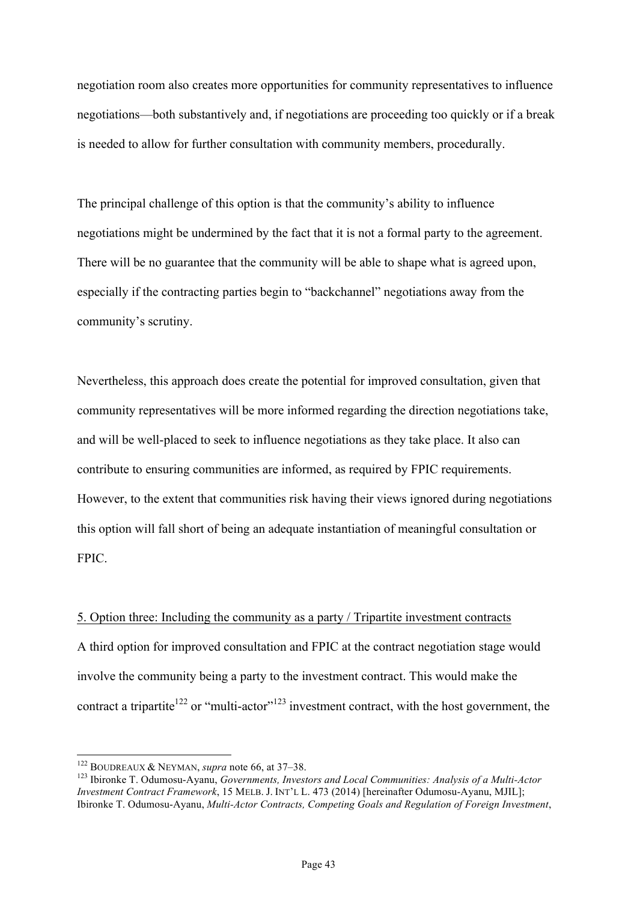negotiation room also creates more opportunities for community representatives to influence negotiations—both substantively and, if negotiations are proceeding too quickly or if a break is needed to allow for further consultation with community members, procedurally.

The principal challenge of this option is that the community's ability to influence negotiations might be undermined by the fact that it is not a formal party to the agreement. There will be no guarantee that the community will be able to shape what is agreed upon, especially if the contracting parties begin to "backchannel" negotiations away from the community's scrutiny.

Nevertheless, this approach does create the potential for improved consultation, given that community representatives will be more informed regarding the direction negotiations take, and will be well-placed to seek to influence negotiations as they take place. It also can contribute to ensuring communities are informed, as required by FPIC requirements. However, to the extent that communities risk having their views ignored during negotiations this option will fall short of being an adequate instantiation of meaningful consultation or FPIC.

5. Option three: Including the community as a party / Tripartite investment contracts

A third option for improved consultation and FPIC at the contract negotiation stage would involve the community being a party to the investment contract. This would make the contract a tripartite[122] or "multi-actor"[123] investment contract, with the host government, the

---

[122] BOUDREAUX & NEYMAN, *supra* note 66, at 37–38.

[123] Ibironke T. Odumosu-Ayanu, *Governments, Investors and Local Communities: Analysis of a Multi-Actor Investment Contract Framework*, 15 MELB. J. INT'L L. 473 (2014) [hereinafter Odumosu-Ayanu, MJIL]; Ibironke T. Odumosu-Ayanu, *Multi-Actor Contracts, Competing Goals and Regulation of Foreign Investment*,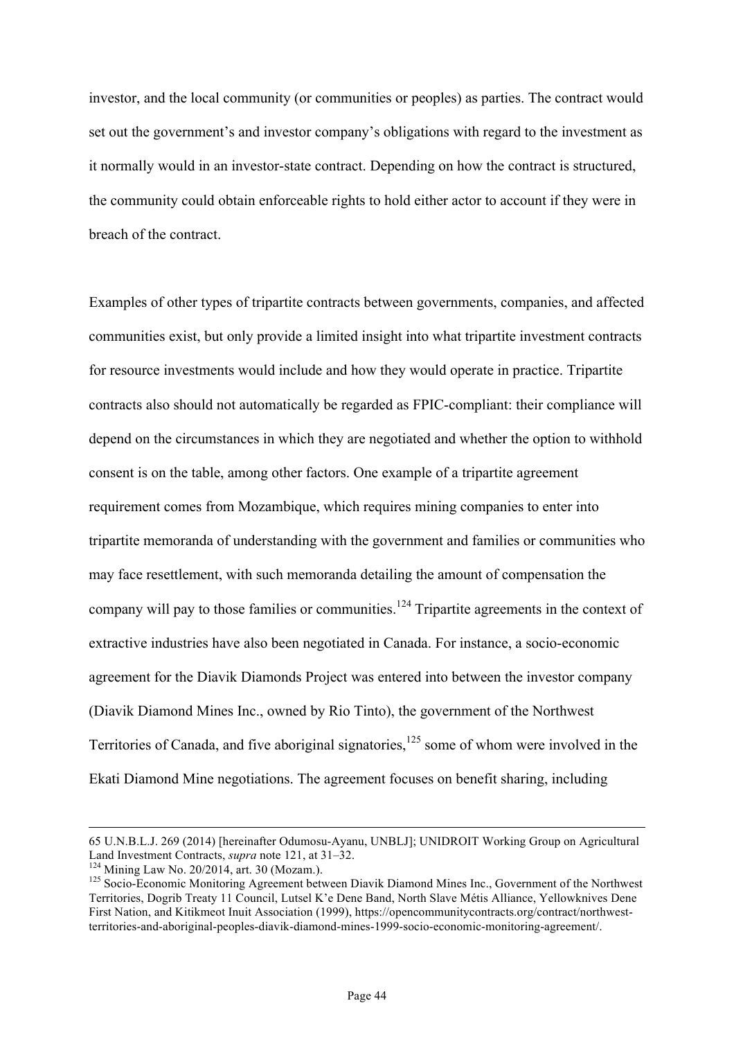investor, and the local community (or communities or peoples) as parties. The contract would set out the government's and investor company's obligations with regard to the investment as it normally would in an investor-state contract. Depending on how the contract is structured, the community could obtain enforceable rights to hold either actor to account if they were in breach of the contract.

Examples of other types of tripartite contracts between governments, companies, and affected communities exist, but only provide a limited insight into what tripartite investment contracts for resource investments would include and how they would operate in practice. Tripartite contracts also should not automatically be regarded as FPIC-compliant: their compliance will depend on the circumstances in which they are negotiated and whether the option to withhold consent is on the table, among other factors. One example of a tripartite agreement requirement comes from Mozambique, which requires mining companies to enter into tripartite memoranda of understanding with the government and families or communities who may face resettlement, with such memoranda detailing the amount of compensation the company will pay to those families or communities.[124] Tripartite agreements in the context of extractive industries have also been negotiated in Canada. For instance, a socio-economic agreement for the Diavik Diamonds Project was entered into between the investor company (Diavik Diamond Mines Inc., owned by Rio Tinto), the government of the Northwest Territories of Canada, and five aboriginal signatories,[125] some of whom were involved in the Ekati Diamond Mine negotiations. The agreement focuses on benefit sharing, including

---

65 U.N.B.L.J. 269 (2014) [hereinafter Odumosu-Ayanu, UNBLJ]; UNIDROIT Working Group on Agricultural Land Investment Contracts, *supra* note 121, at 31–32.

[124] Mining Law No. 20/2014, art. 30 (Mozam.).

[125] Socio-Economic Monitoring Agreement between Diavik Diamond Mines Inc., Government of the Northwest Territories, Dogrib Treaty 11 Council, Lutsel K'e Dene Band, North Slave Métis Alliance, Yellowknives Dene First Nation, and Kitikmeot Inuit Association (1999), https://opencommunitycontracts.org/contract/northwest-territories-and-aboriginal-peoples-diavik-diamond-mines-1999-socio-economic-monitoring-agreement/.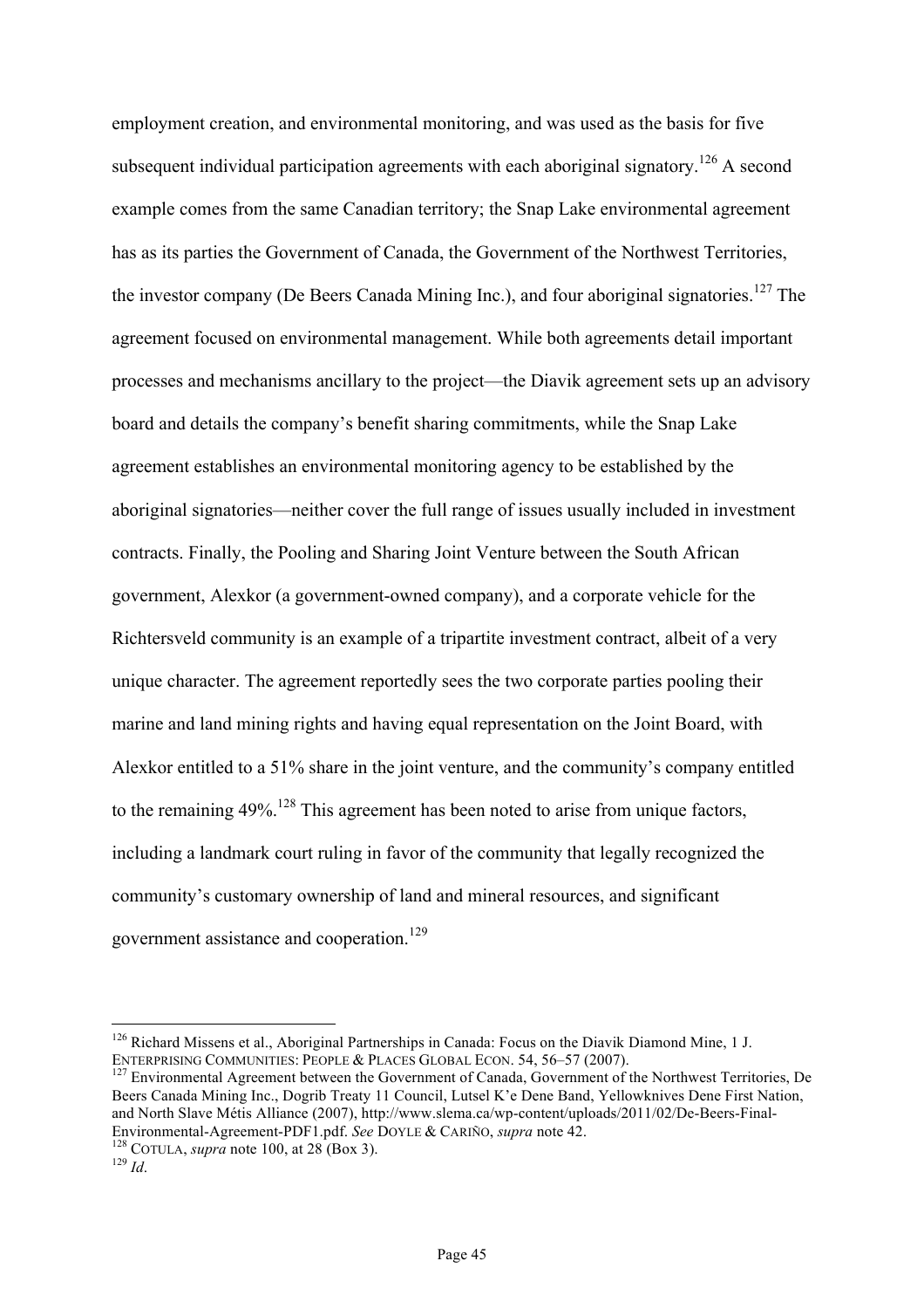employment creation, and environmental monitoring, and was used as the basis for five subsequent individual participation agreements with each aboriginal signatory.[126] A second example comes from the same Canadian territory; the Snap Lake environmental agreement has as its parties the Government of Canada, the Government of the Northwest Territories, the investor company (De Beers Canada Mining Inc.), and four aboriginal signatories.[127] The agreement focused on environmental management. While both agreements detail important processes and mechanisms ancillary to the project—the Diavik agreement sets up an advisory board and details the company's benefit sharing commitments, while the Snap Lake agreement establishes an environmental monitoring agency to be established by the aboriginal signatories—neither cover the full range of issues usually included in investment contracts. Finally, the Pooling and Sharing Joint Venture between the South African government, Alexkor (a government-owned company), and a corporate vehicle for the Richtersveld community is an example of a tripartite investment contract, albeit of a very unique character. The agreement reportedly sees the two corporate parties pooling their marine and land mining rights and having equal representation on the Joint Board, with Alexkor entitled to a 51% share in the joint venture, and the community's company entitled to the remaining 49%.[128] This agreement has been noted to arise from unique factors, including a landmark court ruling in favor of the community that legally recognized the community's customary ownership of land and mineral resources, and significant government assistance and cooperation.[129]

---

[126] Richard Missens et al., Aboriginal Partnerships in Canada: Focus on the Diavik Diamond Mine, 1 J. ENTERPRISING COMMUNITIES: PEOPLE & PLACES GLOBAL ECON. 54, 56–57 (2007).

[127] Environmental Agreement between the Government of Canada, Government of the Northwest Territories, De Beers Canada Mining Inc., Dogrib Treaty 11 Council, Lutsel K'e Dene Band, Yellowknives Dene First Nation, and North Slave Métis Alliance (2007), http://www.slema.ca/wp-content/uploads/2011/02/De-Beers-Final-Environmental-Agreement-PDF1.pdf. *See* DOYLE & CARIÑO, *supra* note 42.

[128] COTULA, *supra* note 100, at 28 (Box 3).

[129] *Id*.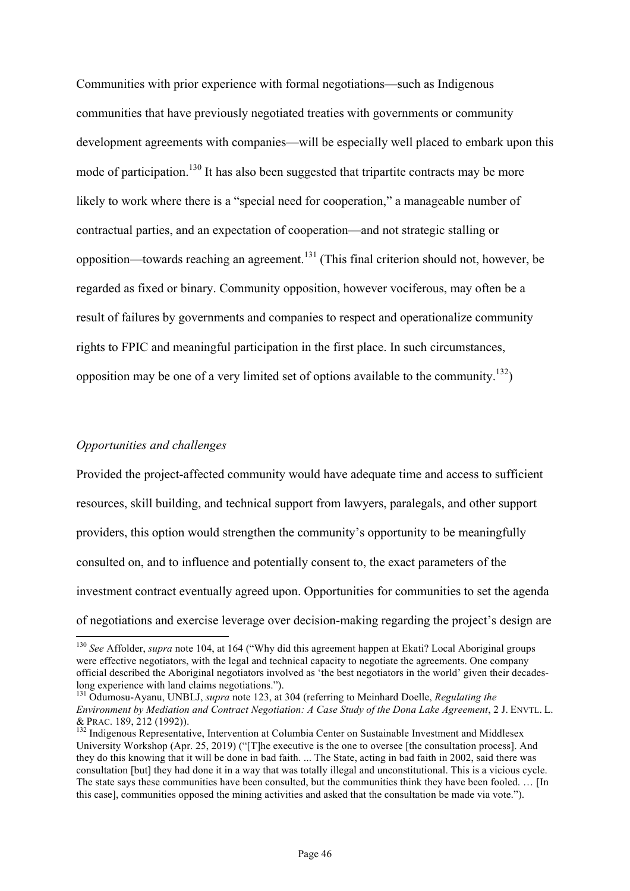Communities with prior experience with formal negotiations—such as Indigenous communities that have previously negotiated treaties with governments or community development agreements with companies—will be especially well placed to embark upon this mode of participation.[130] It has also been suggested that tripartite contracts may be more likely to work where there is a "special need for cooperation," a manageable number of contractual parties, and an expectation of cooperation—and not strategic stalling or opposition—towards reaching an agreement.[131] (This final criterion should not, however, be regarded as fixed or binary. Community opposition, however vociferous, may often be a result of failures by governments and companies to respect and operationalize community rights to FPIC and meaningful participation in the first place. In such circumstances, opposition may be one of a very limited set of options available to the community.[132])

*Opportunities and challenges*

Provided the project-affected community would have adequate time and access to sufficient resources, skill building, and technical support from lawyers, paralegals, and other support providers, this option would strengthen the community's opportunity to be meaningfully consulted on, and to influence and potentially consent to, the exact parameters of the investment contract eventually agreed upon. Opportunities for communities to set the agenda of negotiations and exercise leverage over decision-making regarding the project's design are

---

[130] *See* Affolder, *supra* note 104, at 164 ("Why did this agreement happen at Ekati? Local Aboriginal groups were effective negotiators, with the legal and technical capacity to negotiate the agreements. One company official described the Aboriginal negotiators involved as 'the best negotiators in the world' given their decades-long experience with land claims negotiations.").

[131] Odumosu-Ayanu, UNBLJ, *supra* note 123, at 304 (referring to Meinhard Doelle, *Regulating the Environment by Mediation and Contract Negotiation: A Case Study of the Dona Lake Agreement*, 2 J. ENVTL. L. & PRAC. 189, 212 (1992)).

[132] Indigenous Representative, Intervention at Columbia Center on Sustainable Investment and Middlesex University Workshop (Apr. 25, 2019) ("[T]he executive is the one to oversee [the consultation process]. And they do this knowing that it will be done in bad faith. ... The State, acting in bad faith in 2002, said there was consultation [but] they had done it in a way that was totally illegal and unconstitutional. This is a vicious cycle. The state says these communities have been consulted, but the communities think they have been fooled. … [In this case], communities opposed the mining activities and asked that the consultation be made via vote.").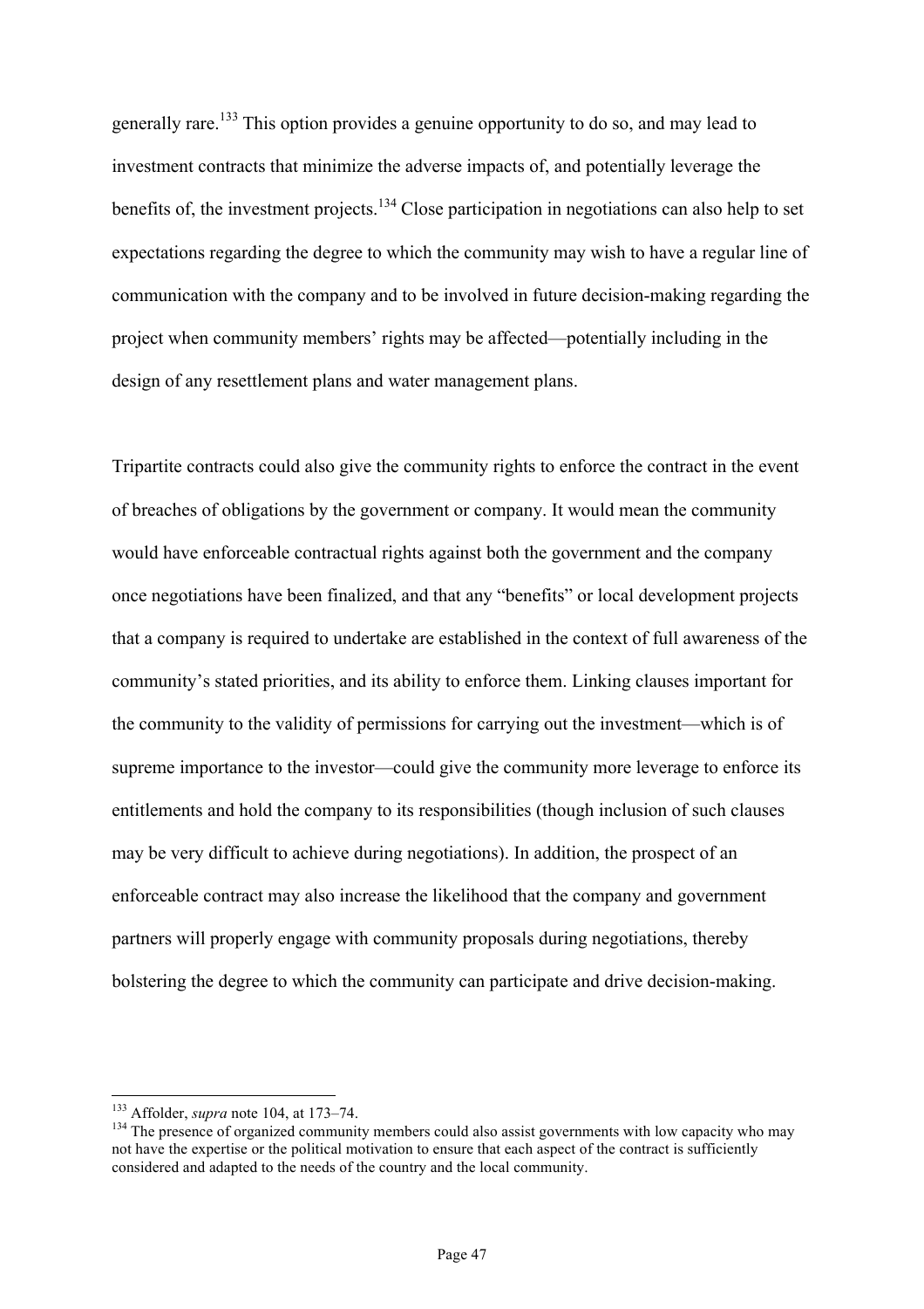generally rare.[133] This option provides a genuine opportunity to do so, and may lead to investment contracts that minimize the adverse impacts of, and potentially leverage the benefits of, the investment projects.[134] Close participation in negotiations can also help to set expectations regarding the degree to which the community may wish to have a regular line of communication with the company and to be involved in future decision-making regarding the project when community members' rights may be affected—potentially including in the design of any resettlement plans and water management plans.

Tripartite contracts could also give the community rights to enforce the contract in the event of breaches of obligations by the government or company. It would mean the community would have enforceable contractual rights against both the government and the company once negotiations have been finalized, and that any "benefits" or local development projects that a company is required to undertake are established in the context of full awareness of the community's stated priorities, and its ability to enforce them. Linking clauses important for the community to the validity of permissions for carrying out the investment—which is of supreme importance to the investor—could give the community more leverage to enforce its entitlements and hold the company to its responsibilities (though inclusion of such clauses may be very difficult to achieve during negotiations). In addition, the prospect of an enforceable contract may also increase the likelihood that the company and government partners will properly engage with community proposals during negotiations, thereby bolstering the degree to which the community can participate and drive decision-making.

---

[133] Affolder, *supra* note 104, at 173–74.

[134] The presence of organized community members could also assist governments with low capacity who may not have the expertise or the political motivation to ensure that each aspect of the contract is sufficiently considered and adapted to the needs of the country and the local community.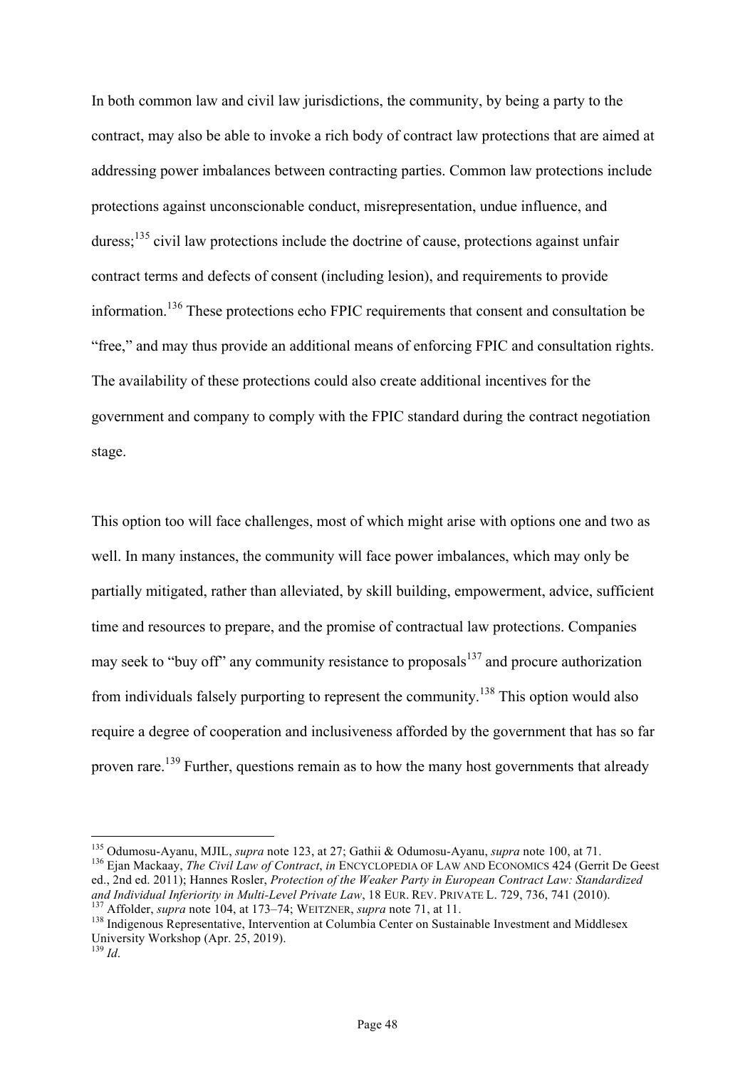In both common law and civil law jurisdictions, the community, by being a party to the contract, may also be able to invoke a rich body of contract law protections that are aimed at addressing power imbalances between contracting parties. Common law protections include protections against unconscionable conduct, misrepresentation, undue influence, and duress;[135] civil law protections include the doctrine of cause, protections against unfair contract terms and defects of consent (including lesion), and requirements to provide information.[136] These protections echo FPIC requirements that consent and consultation be "free," and may thus provide an additional means of enforcing FPIC and consultation rights. The availability of these protections could also create additional incentives for the government and company to comply with the FPIC standard during the contract negotiation stage.

This option too will face challenges, most of which might arise with options one and two as well. In many instances, the community will face power imbalances, which may only be partially mitigated, rather than alleviated, by skill building, empowerment, advice, sufficient time and resources to prepare, and the promise of contractual law protections. Companies may seek to "buy off" any community resistance to proposals[137] and procure authorization from individuals falsely purporting to represent the community.[138] This option would also require a degree of cooperation and inclusiveness afforded by the government that has so far proven rare.[139] Further, questions remain as to how the many host governments that already

---

[135] Odumosu-Ayanu, MJIL, *supra* note 123, at 27; Gathii & Odumosu-Ayanu, *supra* note 100, at 71.

[136] Ejan Mackaay, *The Civil Law of Contract*, *in* ENCYCLOPEDIA OF LAW AND ECONOMICS 424 (Gerrit De Geest ed., 2nd ed. 2011); Hannes Rosler, *Protection of the Weaker Party in European Contract Law: Standardized and Individual Inferiority in Multi-Level Private Law*, 18 EUR. REV. PRIVATE L. 729, 736, 741 (2010).

[137] Affolder, *supra* note 104, at 173–74; WEITZNER, *supra* note 71, at 11.

[138] Indigenous Representative, Intervention at Columbia Center on Sustainable Investment and Middlesex University Workshop (Apr. 25, 2019).

[139] *Id*.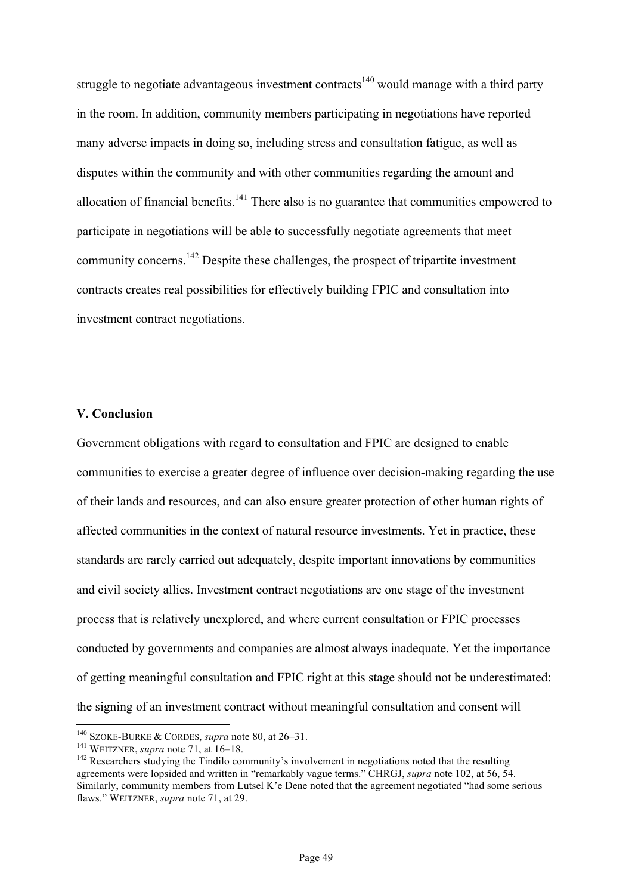struggle to negotiate advantageous investment contracts[140] would manage with a third party in the room. In addition, community members participating in negotiations have reported many adverse impacts in doing so, including stress and consultation fatigue, as well as disputes within the community and with other communities regarding the amount and allocation of financial benefits.[141] There also is no guarantee that communities empowered to participate in negotiations will be able to successfully negotiate agreements that meet community concerns.[142] Despite these challenges, the prospect of tripartite investment contracts creates real possibilities for effectively building FPIC and consultation into investment contract negotiations.

## V. Conclusion

Government obligations with regard to consultation and FPIC are designed to enable communities to exercise a greater degree of influence over decision-making regarding the use of their lands and resources, and can also ensure greater protection of other human rights of affected communities in the context of natural resource investments. Yet in practice, these standards are rarely carried out adequately, despite important innovations by communities and civil society allies. Investment contract negotiations are one stage of the investment process that is relatively unexplored, and where current consultation or FPIC processes conducted by governments and companies are almost always inadequate. Yet the importance of getting meaningful consultation and FPIC right at this stage should not be underestimated: the signing of an investment contract without meaningful consultation and consent will

---

[140] SZOKE-BURKE & CORDES, *supra* note 80, at 26–31.

[141] WEITZNER, *supra* note 71, at 16–18.

[142] Researchers studying the Tindilo community's involvement in negotiations noted that the resulting agreements were lopsided and written in "remarkably vague terms." CHRGJ, *supra* note 102, at 56, 54. Similarly, community members from Lutsel K'e Dene noted that the agreement negotiated "had some serious flaws." WEITZNER, *supra* note 71, at 29.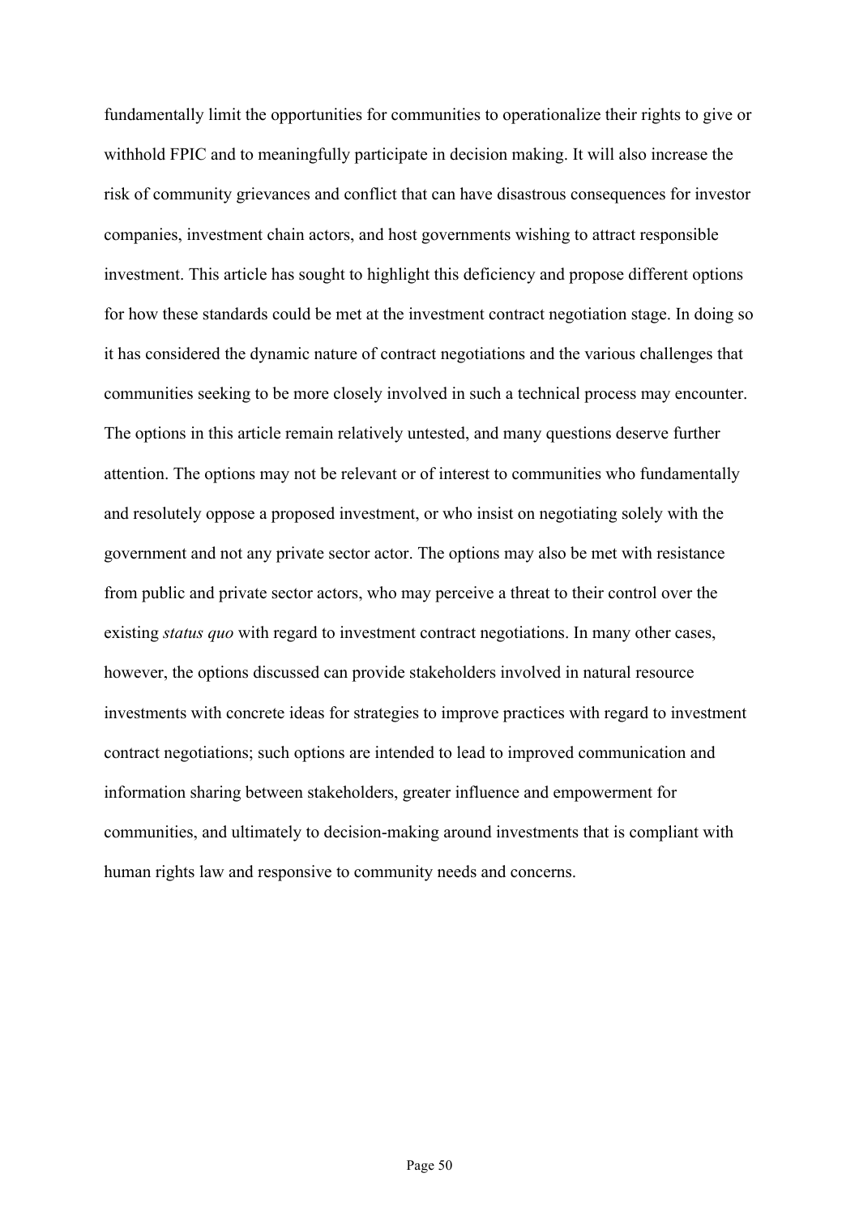fundamentally limit the opportunities for communities to operationalize their rights to give or withhold FPIC and to meaningfully participate in decision making. It will also increase the risk of community grievances and conflict that can have disastrous consequences for investor companies, investment chain actors, and host governments wishing to attract responsible investment. This article has sought to highlight this deficiency and propose different options for how these standards could be met at the investment contract negotiation stage. In doing so it has considered the dynamic nature of contract negotiations and the various challenges that communities seeking to be more closely involved in such a technical process may encounter. The options in this article remain relatively untested, and many questions deserve further attention. The options may not be relevant or of interest to communities who fundamentally and resolutely oppose a proposed investment, or who insist on negotiating solely with the government and not any private sector actor. The options may also be met with resistance from public and private sector actors, who may perceive a threat to their control over the existing *status quo* with regard to investment contract negotiations. In many other cases, however, the options discussed can provide stakeholders involved in natural resource investments with concrete ideas for strategies to improve practices with regard to investment contract negotiations; such options are intended to lead to improved communication and information sharing between stakeholders, greater influence and empowerment for communities, and ultimately to decision-making around investments that is compliant with human rights law and responsive to community needs and concerns.